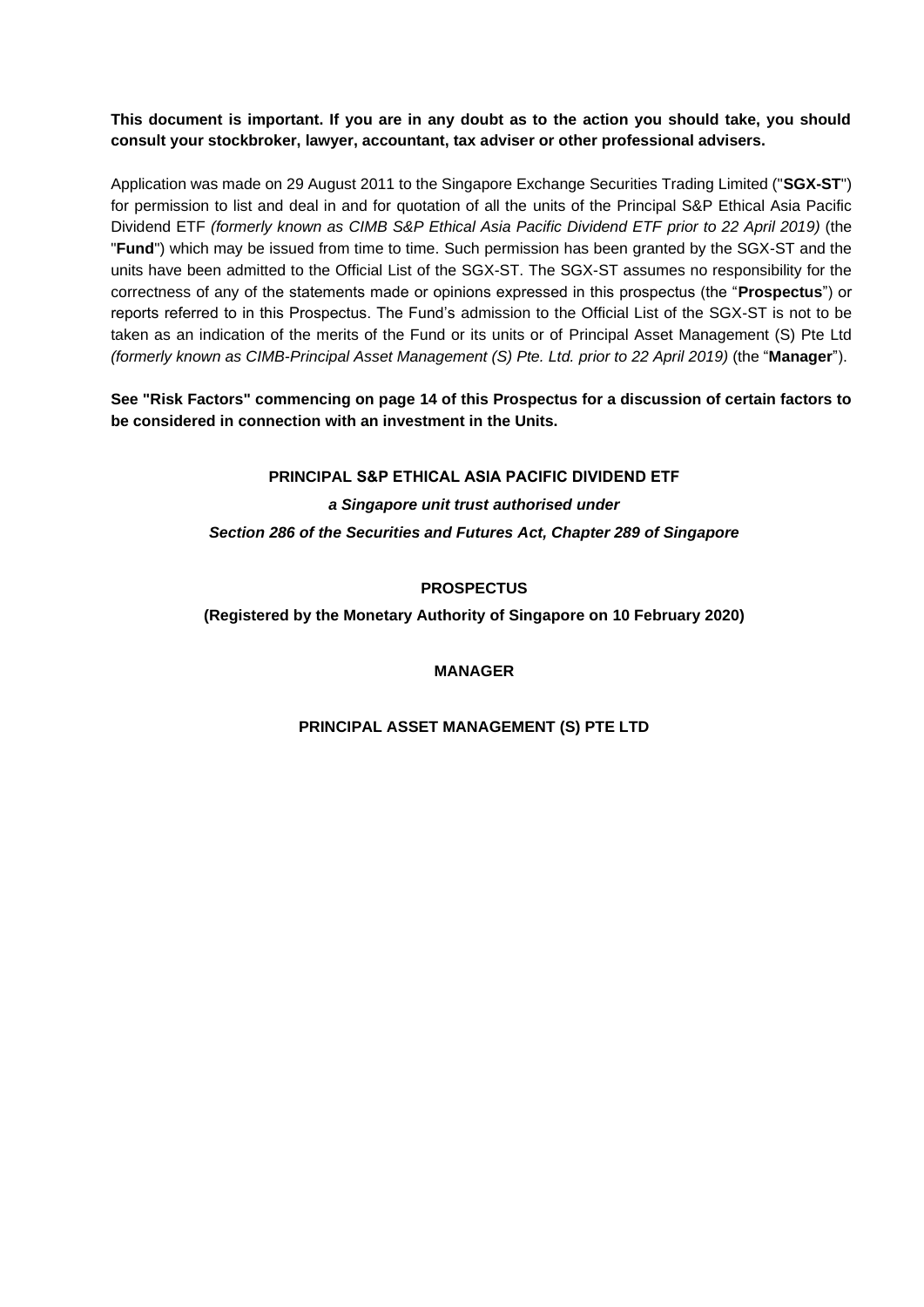**This document is important. If you are in any doubt as to the action you should take, you should consult your stockbroker, lawyer, accountant, tax adviser or other professional advisers.**

Application was made on 29 August 2011 to the Singapore Exchange Securities Trading Limited ("**SGX-ST**") for permission to list and deal in and for quotation of all the units of the Principal S&P Ethical Asia Pacific Dividend ETF *(formerly known as CIMB S&P Ethical Asia Pacific Dividend ETF prior to 22 April 2019)* (the "**Fund**") which may be issued from time to time. Such permission has been granted by the SGX-ST and the units have been admitted to the Official List of the SGX-ST. The SGX-ST assumes no responsibility for the correctness of any of the statements made or opinions expressed in this prospectus (the "**Prospectus**") or reports referred to in this Prospectus. The Fund's admission to the Official List of the SGX-ST is not to be taken as an indication of the merits of the Fund or its units or of Principal Asset Management (S) Pte Ltd *(formerly known as CIMB-Principal Asset Management (S) Pte. Ltd. prior to 22 April 2019)* (the "**Manager**").

**See "Risk Factors" commencing on page 14 of this Prospectus for a discussion of certain factors to be considered in connection with an investment in the Units.**

# PRINCIPAL S&P ETHICAL ASIA PACIFIC DIVIDEND ETF

***a Singapore unit trust authorised under***

***Section 286 of the Securities and Futures Act, Chapter 289 of Singapore***

## PROSPECTUS

**(Registered by the Monetary Authority of Singapore on 10 February 2020)**

## MANAGER

## PRINCIPAL ASSET MANAGEMENT (S) PTE LTD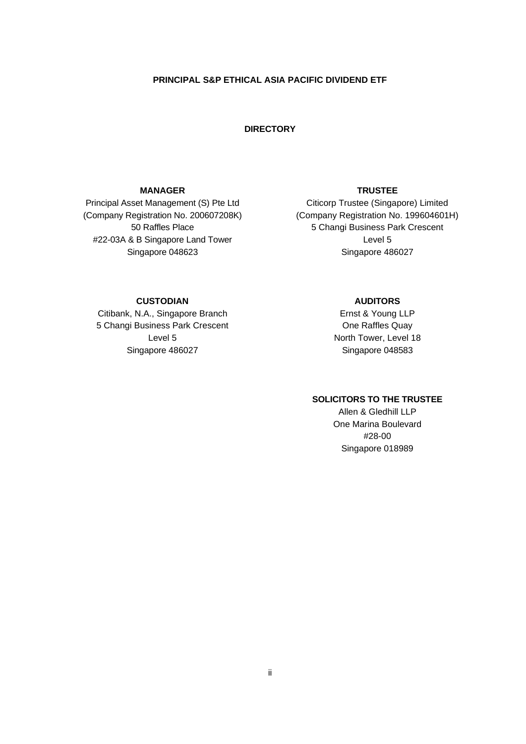**PRINCIPAL S&P ETHICAL ASIA PACIFIC DIVIDEND ETF**

## DIRECTORY

**MANAGER**

Principal Asset Management (S) Pte Ltd
(Company Registration No. 200607208K)
50 Raffles Place
#22-03A & B Singapore Land Tower
Singapore 048623

**TRUSTEE**

Citicorp Trustee (Singapore) Limited
(Company Registration No. 199604601H)
5 Changi Business Park Crescent
Level 5
Singapore 486027

**CUSTODIAN**

Citibank, N.A., Singapore Branch
5 Changi Business Park Crescent
Level 5
Singapore 486027

**AUDITORS**

Ernst & Young LLP
One Raffles Quay
North Tower, Level 18
Singapore 048583

**SOLICITORS TO THE TRUSTEE**

Allen & Gledhill LLP
One Marina Boulevard
#28-00
Singapore 018989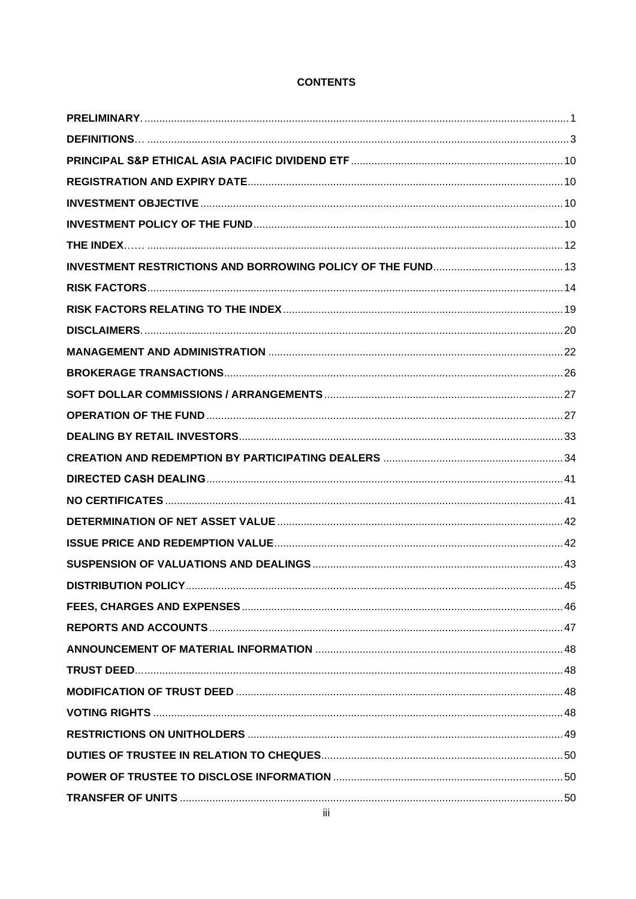# CONTENTS

| | |
|---|---|
| **PRELIMINARY** | 1 |
| **DEFINITIONS** | 3 |
| **PRINCIPAL S&P ETHICAL ASIA PACIFIC DIVIDEND ETF** | 10 |
| **REGISTRATION AND EXPIRY DATE** | 10 |
| **INVESTMENT OBJECTIVE** | 10 |
| **INVESTMENT POLICY OF THE FUND** | 10 |
| **THE INDEX** | 12 |
| **INVESTMENT RESTRICTIONS AND BORROWING POLICY OF THE FUND** | 13 |
| **RISK FACTORS** | 14 |
| **RISK FACTORS RELATING TO THE INDEX** | 19 |
| **DISCLAIMERS** | 20 |
| **MANAGEMENT AND ADMINISTRATION** | 22 |
| **BROKERAGE TRANSACTIONS** | 26 |
| **SOFT DOLLAR COMMISSIONS / ARRANGEMENTS** | 27 |
| **OPERATION OF THE FUND** | 27 |
| **DEALING BY RETAIL INVESTORS** | 33 |
| **CREATION AND REDEMPTION BY PARTICIPATING DEALERS** | 34 |
| **DIRECTED CASH DEALING** | 41 |
| **NO CERTIFICATES** | 41 |
| **DETERMINATION OF NET ASSET VALUE** | 42 |
| **ISSUE PRICE AND REDEMPTION VALUE** | 42 |
| **SUSPENSION OF VALUATIONS AND DEALINGS** | 43 |
| **DISTRIBUTION POLICY** | 45 |
| **FEES, CHARGES AND EXPENSES** | 46 |
| **REPORTS AND ACCOUNTS** | 47 |
| **ANNOUNCEMENT OF MATERIAL INFORMATION** | 48 |
| **TRUST DEED** | 48 |
| **MODIFICATION OF TRUST DEED** | 48 |
| **VOTING RIGHTS** | 48 |
| **RESTRICTIONS ON UNITHOLDERS** | 49 |
| **DUTIES OF TRUSTEE IN RELATION TO CHEQUES** | 50 |
| **POWER OF TRUSTEE TO DISCLOSE INFORMATION** | 50 |
| **TRANSFER OF UNITS** | 50 |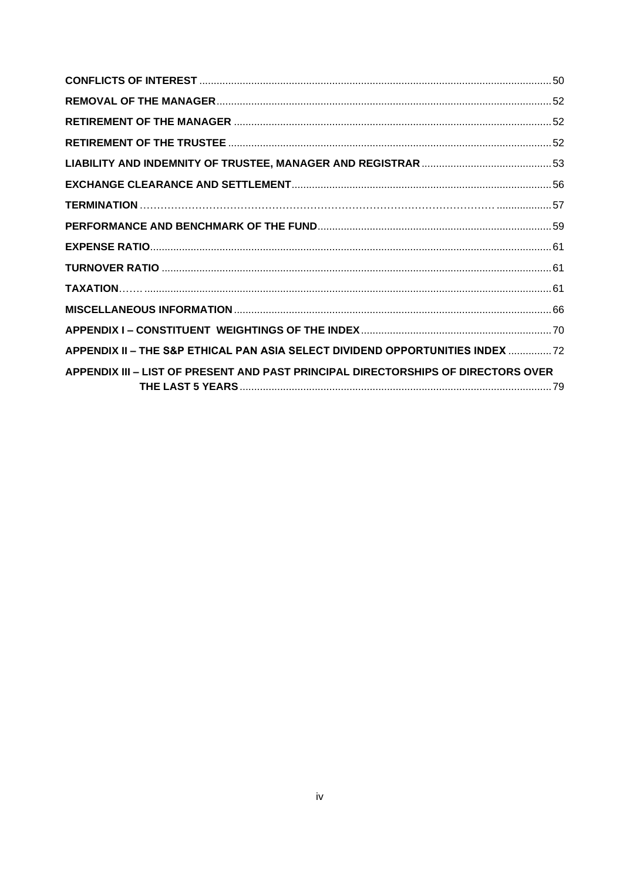| | |
|---|---|
| **CONFLICTS OF INTEREST** | 50 |
| **REMOVAL OF THE MANAGER** | 52 |
| **RETIREMENT OF THE MANAGER** | 52 |
| **RETIREMENT OF THE TRUSTEE** | 52 |
| **LIABILITY AND INDEMNITY OF TRUSTEE, MANAGER AND REGISTRAR** | 53 |
| **EXCHANGE CLEARANCE AND SETTLEMENT** | 56 |
| **TERMINATION** | 57 |
| **PERFORMANCE AND BENCHMARK OF THE FUND** | 59 |
| **EXPENSE RATIO** | 61 |
| **TURNOVER RATIO** | 61 |
| **TAXATION** | 61 |
| **MISCELLANEOUS INFORMATION** | 66 |
| **APPENDIX I – CONSTITUENT WEIGHTINGS OF THE INDEX** | 70 |
| **APPENDIX II – THE S&P ETHICAL PAN ASIA SELECT DIVIDEND OPPORTUNITIES INDEX** | 72 |
| **APPENDIX III – LIST OF PRESENT AND PAST PRINCIPAL DIRECTORSHIPS OF DIRECTORS OVER THE LAST 5 YEARS** | 79 |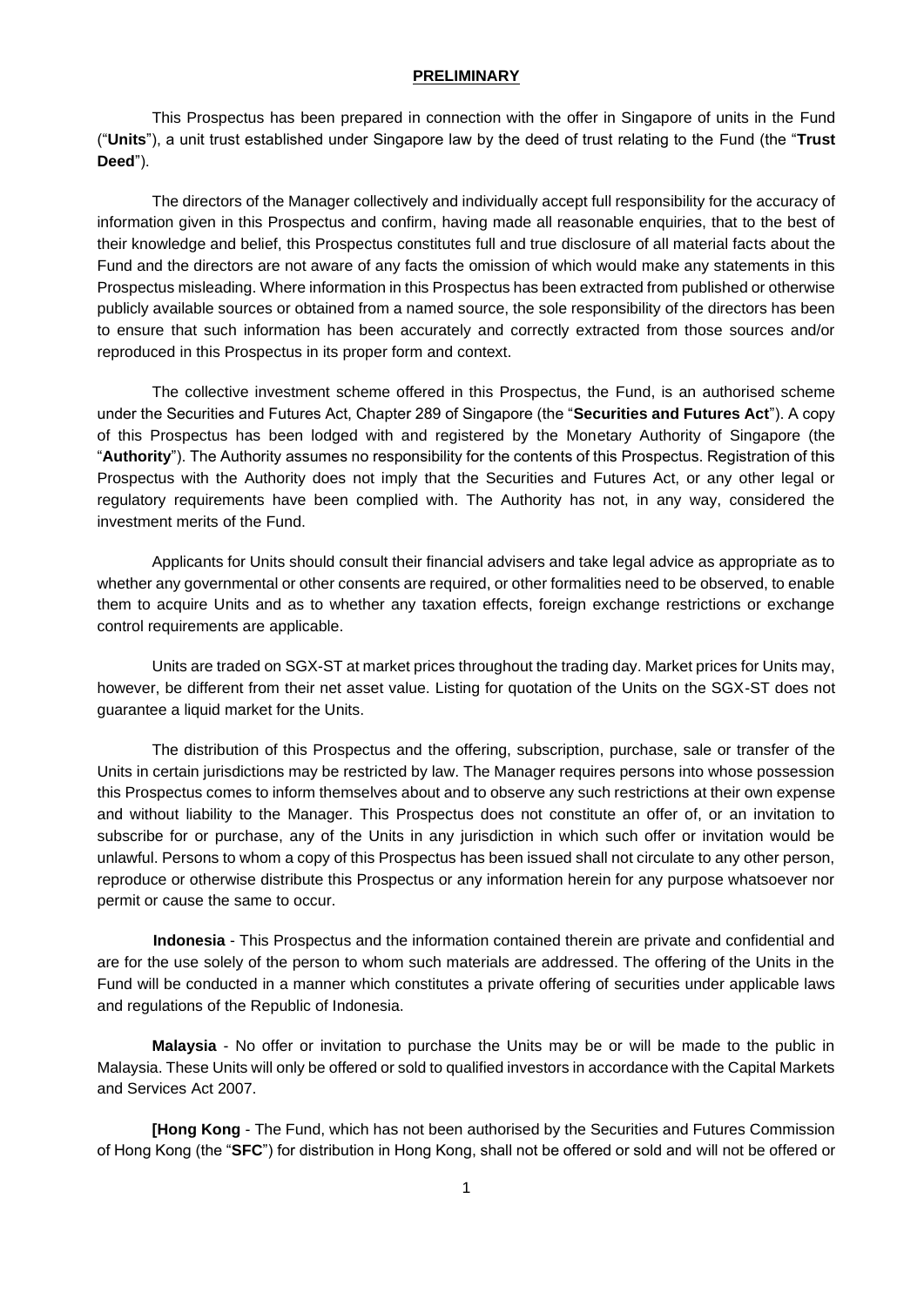**PRELIMINARY**

This Prospectus has been prepared in connection with the offer in Singapore of units in the Fund ("**Units**"), a unit trust established under Singapore law by the deed of trust relating to the Fund (the "**Trust Deed**").

The directors of the Manager collectively and individually accept full responsibility for the accuracy of information given in this Prospectus and confirm, having made all reasonable enquiries, that to the best of their knowledge and belief, this Prospectus constitutes full and true disclosure of all material facts about the Fund and the directors are not aware of any facts the omission of which would make any statements in this Prospectus misleading. Where information in this Prospectus has been extracted from published or otherwise publicly available sources or obtained from a named source, the sole responsibility of the directors has been to ensure that such information has been accurately and correctly extracted from those sources and/or reproduced in this Prospectus in its proper form and context.

The collective investment scheme offered in this Prospectus, the Fund, is an authorised scheme under the Securities and Futures Act, Chapter 289 of Singapore (the "**Securities and Futures Act**"). A copy of this Prospectus has been lodged with and registered by the Monetary Authority of Singapore (the "**Authority**"). The Authority assumes no responsibility for the contents of this Prospectus. Registration of this Prospectus with the Authority does not imply that the Securities and Futures Act, or any other legal or regulatory requirements have been complied with. The Authority has not, in any way, considered the investment merits of the Fund.

Applicants for Units should consult their financial advisers and take legal advice as appropriate as to whether any governmental or other consents are required, or other formalities need to be observed, to enable them to acquire Units and as to whether any taxation effects, foreign exchange restrictions or exchange control requirements are applicable.

Units are traded on SGX-ST at market prices throughout the trading day. Market prices for Units may, however, be different from their net asset value. Listing for quotation of the Units on the SGX-ST does not guarantee a liquid market for the Units.

The distribution of this Prospectus and the offering, subscription, purchase, sale or transfer of the Units in certain jurisdictions may be restricted by law. The Manager requires persons into whose possession this Prospectus comes to inform themselves about and to observe any such restrictions at their own expense and without liability to the Manager. This Prospectus does not constitute an offer of, or an invitation to subscribe for or purchase, any of the Units in any jurisdiction in which such offer or invitation would be unlawful. Persons to whom a copy of this Prospectus has been issued shall not circulate to any other person, reproduce or otherwise distribute this Prospectus or any information herein for any purpose whatsoever nor permit or cause the same to occur.

**Indonesia** - This Prospectus and the information contained therein are private and confidential and are for the use solely of the person to whom such materials are addressed. The offering of the Units in the Fund will be conducted in a manner which constitutes a private offering of securities under applicable laws and regulations of the Republic of Indonesia.

**Malaysia** - No offer or invitation to purchase the Units may be or will be made to the public in Malaysia. These Units will only be offered or sold to qualified investors in accordance with the Capital Markets and Services Act 2007.

**[Hong Kong** - The Fund, which has not been authorised by the Securities and Futures Commission of Hong Kong (the "**SFC**") for distribution in Hong Kong, shall not be offered or sold and will not be offered or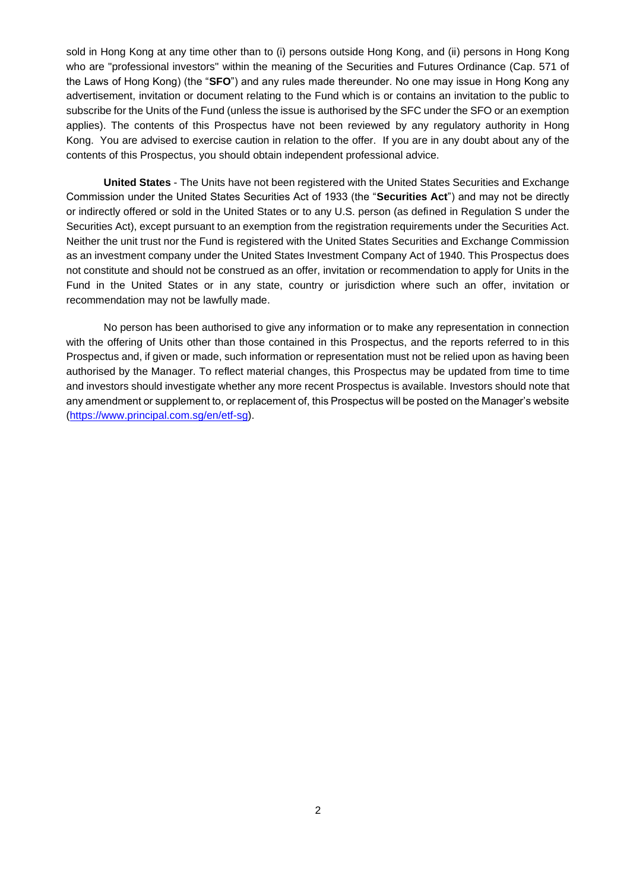sold in Hong Kong at any time other than to (i) persons outside Hong Kong, and (ii) persons in Hong Kong who are "professional investors" within the meaning of the Securities and Futures Ordinance (Cap. 571 of the Laws of Hong Kong) (the "**SFO**") and any rules made thereunder. No one may issue in Hong Kong any advertisement, invitation or document relating to the Fund which is or contains an invitation to the public to subscribe for the Units of the Fund (unless the issue is authorised by the SFC under the SFO or an exemption applies). The contents of this Prospectus have not been reviewed by any regulatory authority in Hong Kong. You are advised to exercise caution in relation to the offer. If you are in any doubt about any of the contents of this Prospectus, you should obtain independent professional advice.

**United States** - The Units have not been registered with the United States Securities and Exchange Commission under the United States Securities Act of 1933 (the "**Securities Act**") and may not be directly or indirectly offered or sold in the United States or to any U.S. person (as defined in Regulation S under the Securities Act), except pursuant to an exemption from the registration requirements under the Securities Act. Neither the unit trust nor the Fund is registered with the United States Securities and Exchange Commission as an investment company under the United States Investment Company Act of 1940. This Prospectus does not constitute and should not be construed as an offer, invitation or recommendation to apply for Units in the Fund in the United States or in any state, country or jurisdiction where such an offer, invitation or recommendation may not be lawfully made.

No person has been authorised to give any information or to make any representation in connection with the offering of Units other than those contained in this Prospectus, and the reports referred to in this Prospectus and, if given or made, such information or representation must not be relied upon as having been authorised by the Manager. To reflect material changes, this Prospectus may be updated from time to time and investors should investigate whether any more recent Prospectus is available. Investors should note that any amendment or supplement to, or replacement of, this Prospectus will be posted on the Manager's website (https://www.principal.com.sg/en/etf-sg).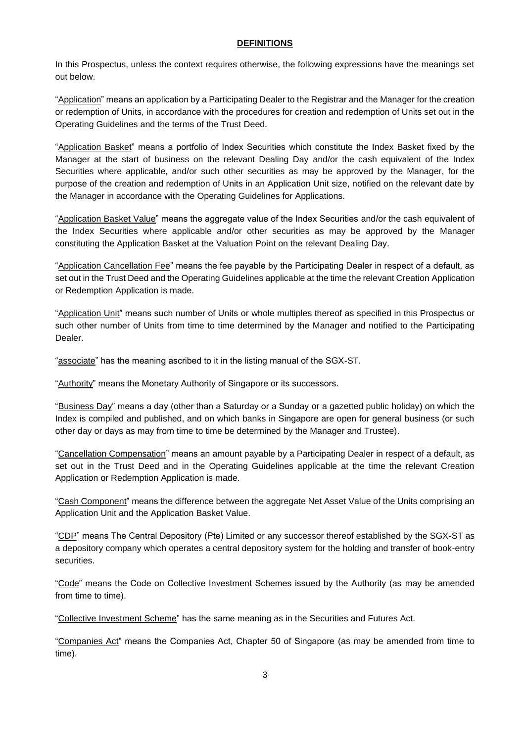## DEFINITIONS

In this Prospectus, unless the context requires otherwise, the following expressions have the meanings set out below.

"Application" means an application by a Participating Dealer to the Registrar and the Manager for the creation or redemption of Units, in accordance with the procedures for creation and redemption of Units set out in the Operating Guidelines and the terms of the Trust Deed.

"Application Basket" means a portfolio of Index Securities which constitute the Index Basket fixed by the Manager at the start of business on the relevant Dealing Day and/or the cash equivalent of the Index Securities where applicable, and/or such other securities as may be approved by the Manager, for the purpose of the creation and redemption of Units in an Application Unit size, notified on the relevant date by the Manager in accordance with the Operating Guidelines for Applications.

"Application Basket Value" means the aggregate value of the Index Securities and/or the cash equivalent of the Index Securities where applicable and/or other securities as may be approved by the Manager constituting the Application Basket at the Valuation Point on the relevant Dealing Day.

"Application Cancellation Fee" means the fee payable by the Participating Dealer in respect of a default, as set out in the Trust Deed and the Operating Guidelines applicable at the time the relevant Creation Application or Redemption Application is made.

"Application Unit" means such number of Units or whole multiples thereof as specified in this Prospectus or such other number of Units from time to time determined by the Manager and notified to the Participating Dealer.

"associate" has the meaning ascribed to it in the listing manual of the SGX-ST.

"Authority" means the Monetary Authority of Singapore or its successors.

"Business Day" means a day (other than a Saturday or a Sunday or a gazetted public holiday) on which the Index is compiled and published, and on which banks in Singapore are open for general business (or such other day or days as may from time to time be determined by the Manager and Trustee).

"Cancellation Compensation" means an amount payable by a Participating Dealer in respect of a default, as set out in the Trust Deed and in the Operating Guidelines applicable at the time the relevant Creation Application or Redemption Application is made.

"Cash Component" means the difference between the aggregate Net Asset Value of the Units comprising an Application Unit and the Application Basket Value.

"CDP" means The Central Depository (Pte) Limited or any successor thereof established by the SGX-ST as a depository company which operates a central depository system for the holding and transfer of book-entry securities.

"Code" means the Code on Collective Investment Schemes issued by the Authority (as may be amended from time to time).

"Collective Investment Scheme" has the same meaning as in the Securities and Futures Act.

"Companies Act" means the Companies Act, Chapter 50 of Singapore (as may be amended from time to time).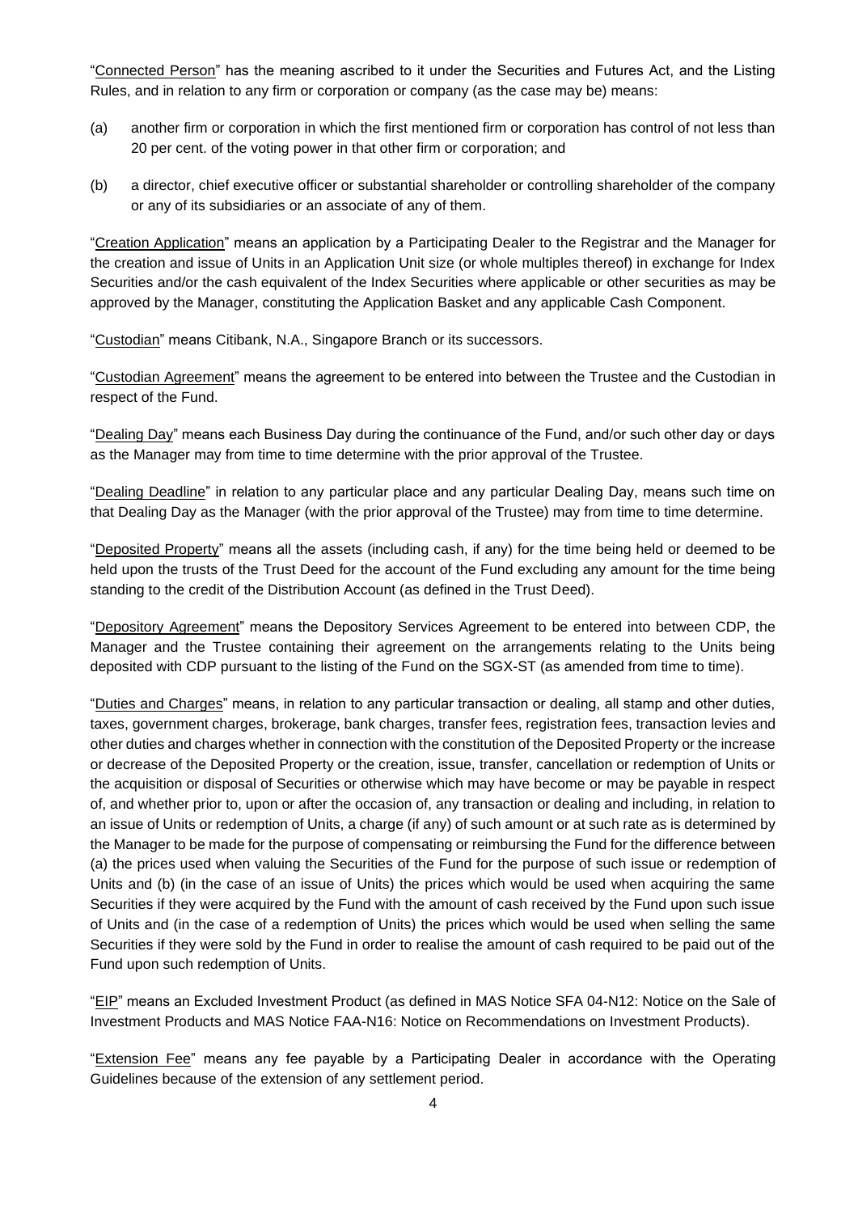"<u>Connected Person</u>" has the meaning ascribed to it under the Securities and Futures Act, and the Listing Rules, and in relation to any firm or corporation or company (as the case may be) means:

(a) another firm or corporation in which the first mentioned firm or corporation has control of not less than 20 per cent. of the voting power in that other firm or corporation; and

(b) a director, chief executive officer or substantial shareholder or controlling shareholder of the company or any of its subsidiaries or an associate of any of them.

"<u>Creation Application</u>" means an application by a Participating Dealer to the Registrar and the Manager for the creation and issue of Units in an Application Unit size (or whole multiples thereof) in exchange for Index Securities and/or the cash equivalent of the Index Securities where applicable or other securities as may be approved by the Manager, constituting the Application Basket and any applicable Cash Component.

"<u>Custodian</u>" means Citibank, N.A., Singapore Branch or its successors.

"<u>Custodian Agreement</u>" means the agreement to be entered into between the Trustee and the Custodian in respect of the Fund.

"<u>Dealing Day</u>" means each Business Day during the continuance of the Fund, and/or such other day or days as the Manager may from time to time determine with the prior approval of the Trustee.

"<u>Dealing Deadline</u>" in relation to any particular place and any particular Dealing Day, means such time on that Dealing Day as the Manager (with the prior approval of the Trustee) may from time to time determine.

"<u>Deposited Property</u>" means all the assets (including cash, if any) for the time being held or deemed to be held upon the trusts of the Trust Deed for the account of the Fund excluding any amount for the time being standing to the credit of the Distribution Account (as defined in the Trust Deed).

"<u>Depository Agreement</u>" means the Depository Services Agreement to be entered into between CDP, the Manager and the Trustee containing their agreement on the arrangements relating to the Units being deposited with CDP pursuant to the listing of the Fund on the SGX-ST (as amended from time to time).

"<u>Duties and Charges</u>" means, in relation to any particular transaction or dealing, all stamp and other duties, taxes, government charges, brokerage, bank charges, transfer fees, registration fees, transaction levies and other duties and charges whether in connection with the constitution of the Deposited Property or the increase or decrease of the Deposited Property or the creation, issue, transfer, cancellation or redemption of Units or the acquisition or disposal of Securities or otherwise which may have become or may be payable in respect of, and whether prior to, upon or after the occasion of, any transaction or dealing and including, in relation to an issue of Units or redemption of Units, a charge (if any) of such amount or at such rate as is determined by the Manager to be made for the purpose of compensating or reimbursing the Fund for the difference between (a) the prices used when valuing the Securities of the Fund for the purpose of such issue or redemption of Units and (b) (in the case of an issue of Units) the prices which would be used when acquiring the same Securities if they were acquired by the Fund with the amount of cash received by the Fund upon such issue of Units and (in the case of a redemption of Units) the prices which would be used when selling the same Securities if they were sold by the Fund in order to realise the amount of cash required to be paid out of the Fund upon such redemption of Units.

"<u>EIP</u>" means an Excluded Investment Product (as defined in MAS Notice SFA 04-N12: Notice on the Sale of Investment Products and MAS Notice FAA-N16: Notice on Recommendations on Investment Products).

"<u>Extension Fee</u>" means any fee payable by a Participating Dealer in accordance with the Operating Guidelines because of the extension of any settlement period.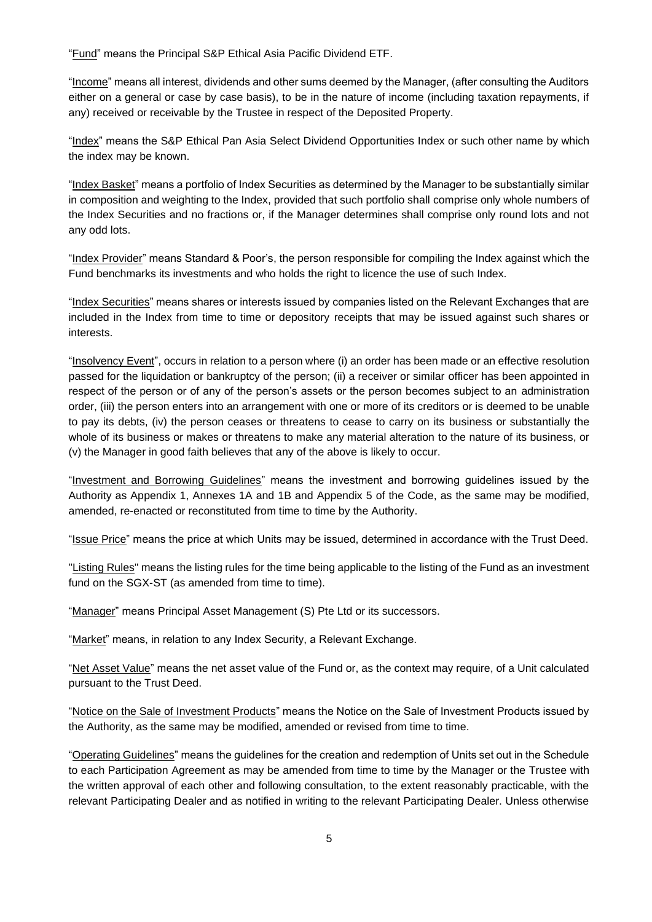"Fund" means the Principal S&P Ethical Asia Pacific Dividend ETF.

"Income" means all interest, dividends and other sums deemed by the Manager, (after consulting the Auditors either on a general or case by case basis), to be in the nature of income (including taxation repayments, if any) received or receivable by the Trustee in respect of the Deposited Property.

"Index" means the S&P Ethical Pan Asia Select Dividend Opportunities Index or such other name by which the index may be known.

"Index Basket" means a portfolio of Index Securities as determined by the Manager to be substantially similar in composition and weighting to the Index, provided that such portfolio shall comprise only whole numbers of the Index Securities and no fractions or, if the Manager determines shall comprise only round lots and not any odd lots.

"Index Provider" means Standard & Poor's, the person responsible for compiling the Index against which the Fund benchmarks its investments and who holds the right to licence the use of such Index.

"Index Securities" means shares or interests issued by companies listed on the Relevant Exchanges that are included in the Index from time to time or depository receipts that may be issued against such shares or interests.

"Insolvency Event", occurs in relation to a person where (i) an order has been made or an effective resolution passed for the liquidation or bankruptcy of the person; (ii) a receiver or similar officer has been appointed in respect of the person or of any of the person's assets or the person becomes subject to an administration order, (iii) the person enters into an arrangement with one or more of its creditors or is deemed to be unable to pay its debts, (iv) the person ceases or threatens to cease to carry on its business or substantially the whole of its business or makes or threatens to make any material alteration to the nature of its business, or (v) the Manager in good faith believes that any of the above is likely to occur.

"Investment and Borrowing Guidelines" means the investment and borrowing guidelines issued by the Authority as Appendix 1, Annexes 1A and 1B and Appendix 5 of the Code, as the same may be modified, amended, re-enacted or reconstituted from time to time by the Authority.

"Issue Price" means the price at which Units may be issued, determined in accordance with the Trust Deed.

"Listing Rules" means the listing rules for the time being applicable to the listing of the Fund as an investment fund on the SGX-ST (as amended from time to time).

"Manager" means Principal Asset Management (S) Pte Ltd or its successors.

"Market" means, in relation to any Index Security, a Relevant Exchange.

"Net Asset Value" means the net asset value of the Fund or, as the context may require, of a Unit calculated pursuant to the Trust Deed.

"Notice on the Sale of Investment Products" means the Notice on the Sale of Investment Products issued by the Authority, as the same may be modified, amended or revised from time to time.

"Operating Guidelines" means the guidelines for the creation and redemption of Units set out in the Schedule to each Participation Agreement as may be amended from time to time by the Manager or the Trustee with the written approval of each other and following consultation, to the extent reasonably practicable, with the relevant Participating Dealer and as notified in writing to the relevant Participating Dealer. Unless otherwise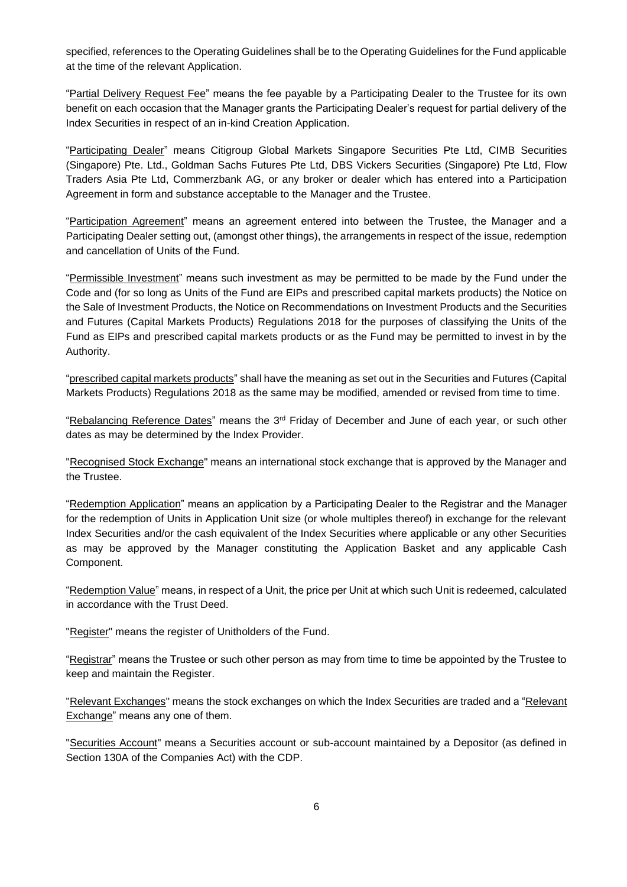specified, references to the Operating Guidelines shall be to the Operating Guidelines for the Fund applicable at the time of the relevant Application.

"Partial Delivery Request Fee" means the fee payable by a Participating Dealer to the Trustee for its own benefit on each occasion that the Manager grants the Participating Dealer's request for partial delivery of the Index Securities in respect of an in-kind Creation Application.

"Participating Dealer" means Citigroup Global Markets Singapore Securities Pte Ltd, CIMB Securities (Singapore) Pte. Ltd., Goldman Sachs Futures Pte Ltd, DBS Vickers Securities (Singapore) Pte Ltd, Flow Traders Asia Pte Ltd, Commerzbank AG, or any broker or dealer which has entered into a Participation Agreement in form and substance acceptable to the Manager and the Trustee.

"Participation Agreement" means an agreement entered into between the Trustee, the Manager and a Participating Dealer setting out, (amongst other things), the arrangements in respect of the issue, redemption and cancellation of Units of the Fund.

"Permissible Investment" means such investment as may be permitted to be made by the Fund under the Code and (for so long as Units of the Fund are EIPs and prescribed capital markets products) the Notice on the Sale of Investment Products, the Notice on Recommendations on Investment Products and the Securities and Futures (Capital Markets Products) Regulations 2018 for the purposes of classifying the Units of the Fund as EIPs and prescribed capital markets products or as the Fund may be permitted to invest in by the Authority.

"prescribed capital markets products" shall have the meaning as set out in the Securities and Futures (Capital Markets Products) Regulations 2018 as the same may be modified, amended or revised from time to time.

"Rebalancing Reference Dates" means the 3rd Friday of December and June of each year, or such other dates as may be determined by the Index Provider.

"Recognised Stock Exchange" means an international stock exchange that is approved by the Manager and the Trustee.

"Redemption Application" means an application by a Participating Dealer to the Registrar and the Manager for the redemption of Units in Application Unit size (or whole multiples thereof) in exchange for the relevant Index Securities and/or the cash equivalent of the Index Securities where applicable or any other Securities as may be approved by the Manager constituting the Application Basket and any applicable Cash Component.

"Redemption Value" means, in respect of a Unit, the price per Unit at which such Unit is redeemed, calculated in accordance with the Trust Deed.

"Register" means the register of Unitholders of the Fund.

"Registrar" means the Trustee or such other person as may from time to time be appointed by the Trustee to keep and maintain the Register.

"Relevant Exchanges" means the stock exchanges on which the Index Securities are traded and a "Relevant Exchange" means any one of them.

"Securities Account" means a Securities account or sub-account maintained by a Depositor (as defined in Section 130A of the Companies Act) with the CDP.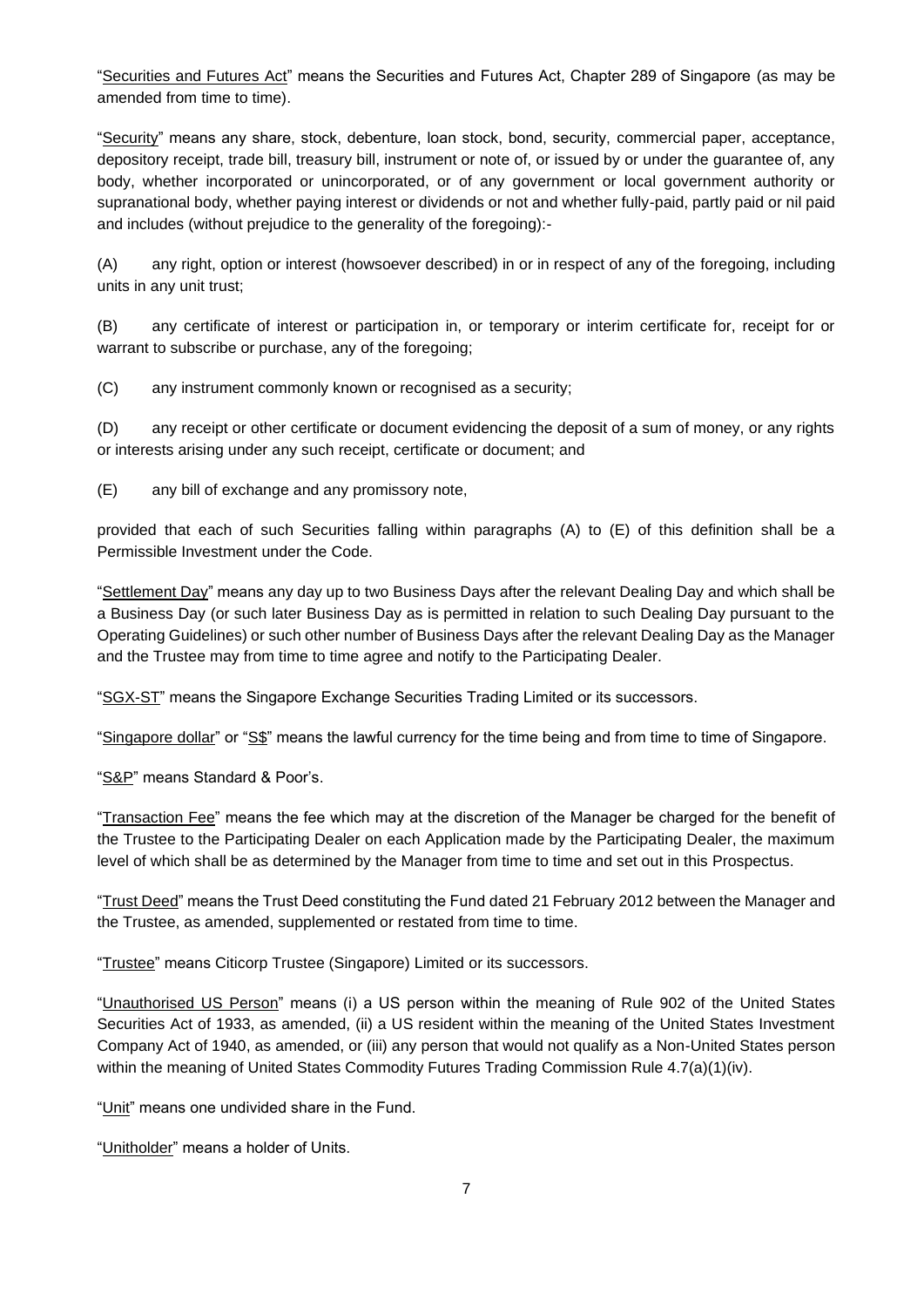"Securities and Futures Act" means the Securities and Futures Act, Chapter 289 of Singapore (as may be amended from time to time).

"Security" means any share, stock, debenture, loan stock, bond, security, commercial paper, acceptance, depository receipt, trade bill, treasury bill, instrument or note of, or issued by or under the guarantee of, any body, whether incorporated or unincorporated, or of any government or local government authority or supranational body, whether paying interest or dividends or not and whether fully-paid, partly paid or nil paid and includes (without prejudice to the generality of the foregoing):-

(A) any right, option or interest (howsoever described) in or in respect of any of the foregoing, including units in any unit trust;

(B) any certificate of interest or participation in, or temporary or interim certificate for, receipt for or warrant to subscribe or purchase, any of the foregoing;

(C) any instrument commonly known or recognised as a security;

(D) any receipt or other certificate or document evidencing the deposit of a sum of money, or any rights or interests arising under any such receipt, certificate or document; and

(E) any bill of exchange and any promissory note,

provided that each of such Securities falling within paragraphs (A) to (E) of this definition shall be a Permissible Investment under the Code.

"Settlement Day" means any day up to two Business Days after the relevant Dealing Day and which shall be a Business Day (or such later Business Day as is permitted in relation to such Dealing Day pursuant to the Operating Guidelines) or such other number of Business Days after the relevant Dealing Day as the Manager and the Trustee may from time to time agree and notify to the Participating Dealer.

"SGX-ST" means the Singapore Exchange Securities Trading Limited or its successors.

"Singapore dollar" or "S$" means the lawful currency for the time being and from time to time of Singapore.

"S&P" means Standard & Poor's.

"Transaction Fee" means the fee which may at the discretion of the Manager be charged for the benefit of the Trustee to the Participating Dealer on each Application made by the Participating Dealer, the maximum level of which shall be as determined by the Manager from time to time and set out in this Prospectus.

"Trust Deed" means the Trust Deed constituting the Fund dated 21 February 2012 between the Manager and the Trustee, as amended, supplemented or restated from time to time.

"Trustee" means Citicorp Trustee (Singapore) Limited or its successors.

"Unauthorised US Person" means (i) a US person within the meaning of Rule 902 of the United States Securities Act of 1933, as amended, (ii) a US resident within the meaning of the United States Investment Company Act of 1940, as amended, or (iii) any person that would not qualify as a Non-United States person within the meaning of United States Commodity Futures Trading Commission Rule 4.7(a)(1)(iv).

"Unit" means one undivided share in the Fund.

"Unitholder" means a holder of Units.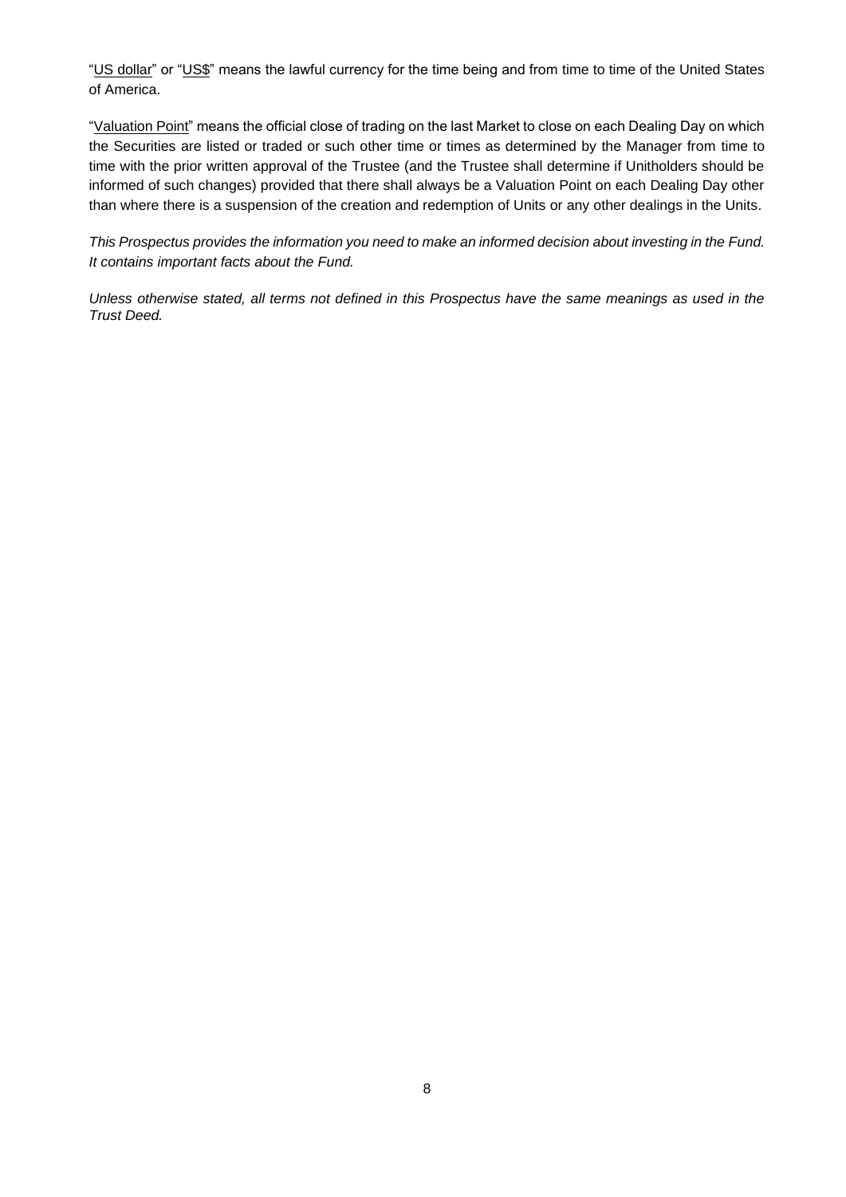"US dollar" or "US$" means the lawful currency for the time being and from time to time of the United States of America.

"Valuation Point" means the official close of trading on the last Market to close on each Dealing Day on which the Securities are listed or traded or such other time or times as determined by the Manager from time to time with the prior written approval of the Trustee (and the Trustee shall determine if Unitholders should be informed of such changes) provided that there shall always be a Valuation Point on each Dealing Day other than where there is a suspension of the creation and redemption of Units or any other dealings in the Units.

*This Prospectus provides the information you need to make an informed decision about investing in the Fund. It contains important facts about the Fund.*

*Unless otherwise stated, all terms not defined in this Prospectus have the same meanings as used in the Trust Deed.*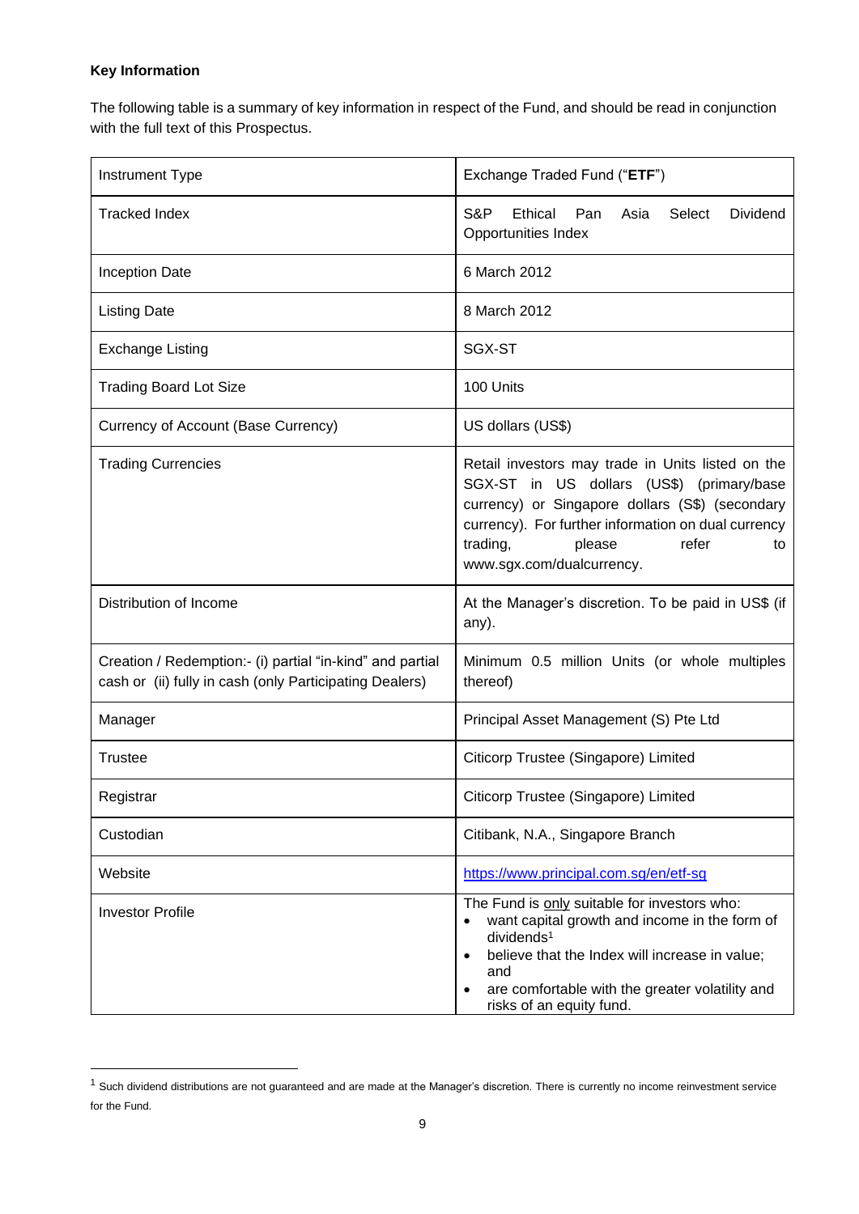**Key Information**

The following table is a summary of key information in respect of the Fund, and should be read in conjunction with the full text of this Prospectus.

| | |
|---|---|
| Instrument Type | Exchange Traded Fund ("**ETF**") |
| Tracked Index | S&P Ethical Pan Asia Select Dividend Opportunities Index |
| Inception Date | 6 March 2012 |
| Listing Date | 8 March 2012 |
| Exchange Listing | SGX-ST |
| Trading Board Lot Size | 100 Units |
| Currency of Account (Base Currency) | US dollars (US$) |
| Trading Currencies | Retail investors may trade in Units listed on the SGX-ST in US dollars (US$) (primary/base currency) or Singapore dollars (S$) (secondary currency). For further information on dual currency trading, please refer to www.sgx.com/dualcurrency. |
| Distribution of Income | At the Manager's discretion. To be paid in US$ (if any). |
| Creation / Redemption:- (i) partial "in-kind" and partial cash or (ii) fully in cash (only Participating Dealers) | Minimum 0.5 million Units (or whole multiples thereof) |
| Manager | Principal Asset Management (S) Pte Ltd |
| Trustee | Citicorp Trustee (Singapore) Limited |
| Registrar | Citicorp Trustee (Singapore) Limited |
| Custodian | Citibank, N.A., Singapore Branch |
| Website | https://www.principal.com.sg/en/etf-sg |
| Investor Profile | The Fund is only suitable for investors who:<br>• want capital growth and income in the form of dividends[1]<br>• believe that the Index will increase in value; and<br>• are comfortable with the greater volatility and risks of an equity fund. |

[1] Such dividend distributions are not guaranteed and are made at the Manager's discretion. There is currently no income reinvestment service for the Fund.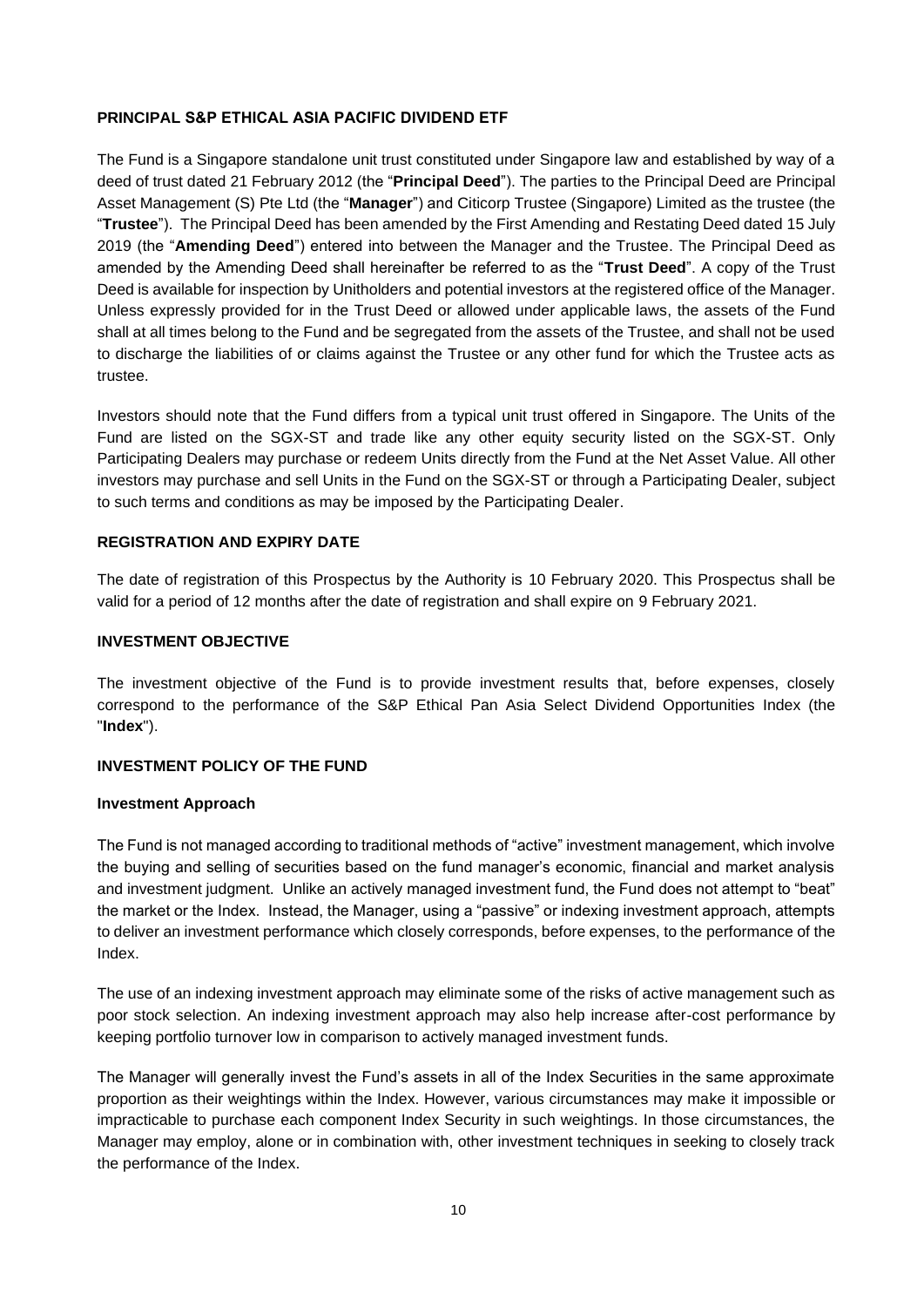## PRINCIPAL S&P ETHICAL ASIA PACIFIC DIVIDEND ETF

The Fund is a Singapore standalone unit trust constituted under Singapore law and established by way of a deed of trust dated 21 February 2012 (the "**Principal Deed**"). The parties to the Principal Deed are Principal Asset Management (S) Pte Ltd (the "**Manager**") and Citicorp Trustee (Singapore) Limited as the trustee (the "**Trustee**"). The Principal Deed has been amended by the First Amending and Restating Deed dated 15 July 2019 (the "**Amending Deed**") entered into between the Manager and the Trustee. The Principal Deed as amended by the Amending Deed shall hereinafter be referred to as the "**Trust Deed**". A copy of the Trust Deed is available for inspection by Unitholders and potential investors at the registered office of the Manager. Unless expressly provided for in the Trust Deed or allowed under applicable laws, the assets of the Fund shall at all times belong to the Fund and be segregated from the assets of the Trustee, and shall not be used to discharge the liabilities of or claims against the Trustee or any other fund for which the Trustee acts as trustee.

Investors should note that the Fund differs from a typical unit trust offered in Singapore. The Units of the Fund are listed on the SGX-ST and trade like any other equity security listed on the SGX-ST. Only Participating Dealers may purchase or redeem Units directly from the Fund at the Net Asset Value. All other investors may purchase and sell Units in the Fund on the SGX-ST or through a Participating Dealer, subject to such terms and conditions as may be imposed by the Participating Dealer.

## REGISTRATION AND EXPIRY DATE

The date of registration of this Prospectus by the Authority is 10 February 2020. This Prospectus shall be valid for a period of 12 months after the date of registration and shall expire on 9 February 2021.

## INVESTMENT OBJECTIVE

The investment objective of the Fund is to provide investment results that, before expenses, closely correspond to the performance of the S&P Ethical Pan Asia Select Dividend Opportunities Index (the "**Index**").

## INVESTMENT POLICY OF THE FUND

### Investment Approach

The Fund is not managed according to traditional methods of "active" investment management, which involve the buying and selling of securities based on the fund manager's economic, financial and market analysis and investment judgment. Unlike an actively managed investment fund, the Fund does not attempt to "beat" the market or the Index. Instead, the Manager, using a "passive" or indexing investment approach, attempts to deliver an investment performance which closely corresponds, before expenses, to the performance of the Index.

The use of an indexing investment approach may eliminate some of the risks of active management such as poor stock selection. An indexing investment approach may also help increase after-cost performance by keeping portfolio turnover low in comparison to actively managed investment funds.

The Manager will generally invest the Fund's assets in all of the Index Securities in the same approximate proportion as their weightings within the Index. However, various circumstances may make it impossible or impracticable to purchase each component Index Security in such weightings. In those circumstances, the Manager may employ, alone or in combination with, other investment techniques in seeking to closely track the performance of the Index.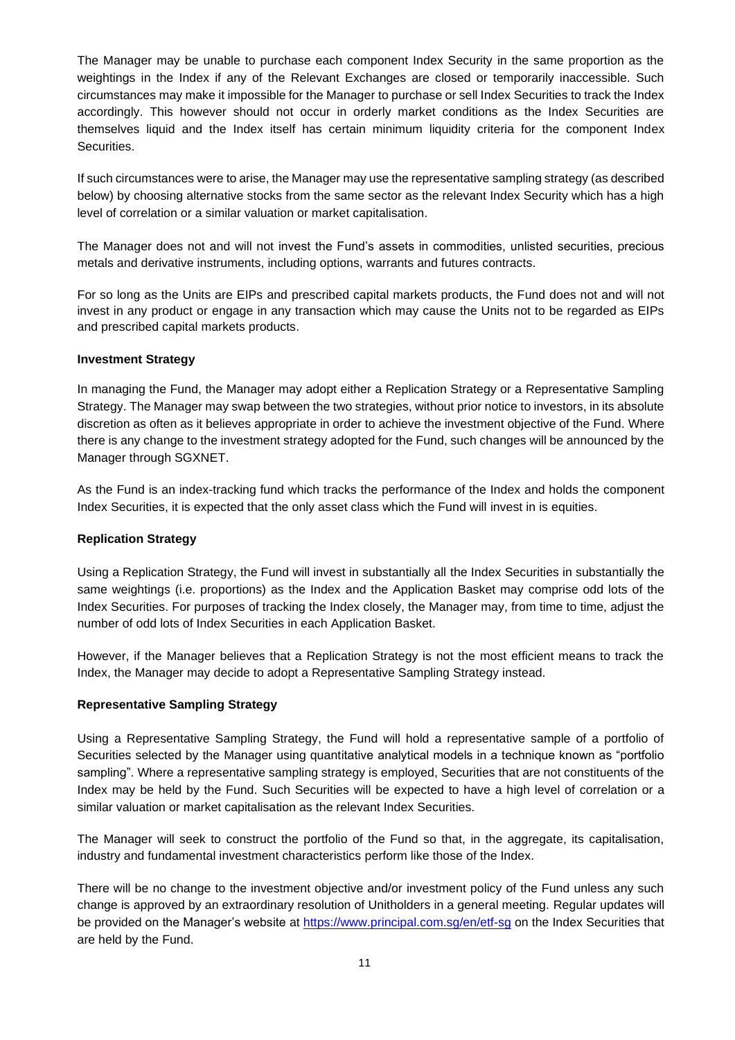The Manager may be unable to purchase each component Index Security in the same proportion as the weightings in the Index if any of the Relevant Exchanges are closed or temporarily inaccessible. Such circumstances may make it impossible for the Manager to purchase or sell Index Securities to track the Index accordingly. This however should not occur in orderly market conditions as the Index Securities are themselves liquid and the Index itself has certain minimum liquidity criteria for the component Index Securities.

If such circumstances were to arise, the Manager may use the representative sampling strategy (as described below) by choosing alternative stocks from the same sector as the relevant Index Security which has a high level of correlation or a similar valuation or market capitalisation.

The Manager does not and will not invest the Fund's assets in commodities, unlisted securities, precious metals and derivative instruments, including options, warrants and futures contracts.

For so long as the Units are EIPs and prescribed capital markets products, the Fund does not and will not invest in any product or engage in any transaction which may cause the Units not to be regarded as EIPs and prescribed capital markets products.

**Investment Strategy**

In managing the Fund, the Manager may adopt either a Replication Strategy or a Representative Sampling Strategy. The Manager may swap between the two strategies, without prior notice to investors, in its absolute discretion as often as it believes appropriate in order to achieve the investment objective of the Fund. Where there is any change to the investment strategy adopted for the Fund, such changes will be announced by the Manager through SGXNET.

As the Fund is an index-tracking fund which tracks the performance of the Index and holds the component Index Securities, it is expected that the only asset class which the Fund will invest in is equities.

**Replication Strategy**

Using a Replication Strategy, the Fund will invest in substantially all the Index Securities in substantially the same weightings (i.e. proportions) as the Index and the Application Basket may comprise odd lots of the Index Securities. For purposes of tracking the Index closely, the Manager may, from time to time, adjust the number of odd lots of Index Securities in each Application Basket.

However, if the Manager believes that a Replication Strategy is not the most efficient means to track the Index, the Manager may decide to adopt a Representative Sampling Strategy instead.

**Representative Sampling Strategy**

Using a Representative Sampling Strategy, the Fund will hold a representative sample of a portfolio of Securities selected by the Manager using quantitative analytical models in a technique known as "portfolio sampling". Where a representative sampling strategy is employed, Securities that are not constituents of the Index may be held by the Fund. Such Securities will be expected to have a high level of correlation or a similar valuation or market capitalisation as the relevant Index Securities.

The Manager will seek to construct the portfolio of the Fund so that, in the aggregate, its capitalisation, industry and fundamental investment characteristics perform like those of the Index.

There will be no change to the investment objective and/or investment policy of the Fund unless any such change is approved by an extraordinary resolution of Unitholders in a general meeting. Regular updates will be provided on the Manager's website at https://www.principal.com.sg/en/etf-sg on the Index Securities that are held by the Fund.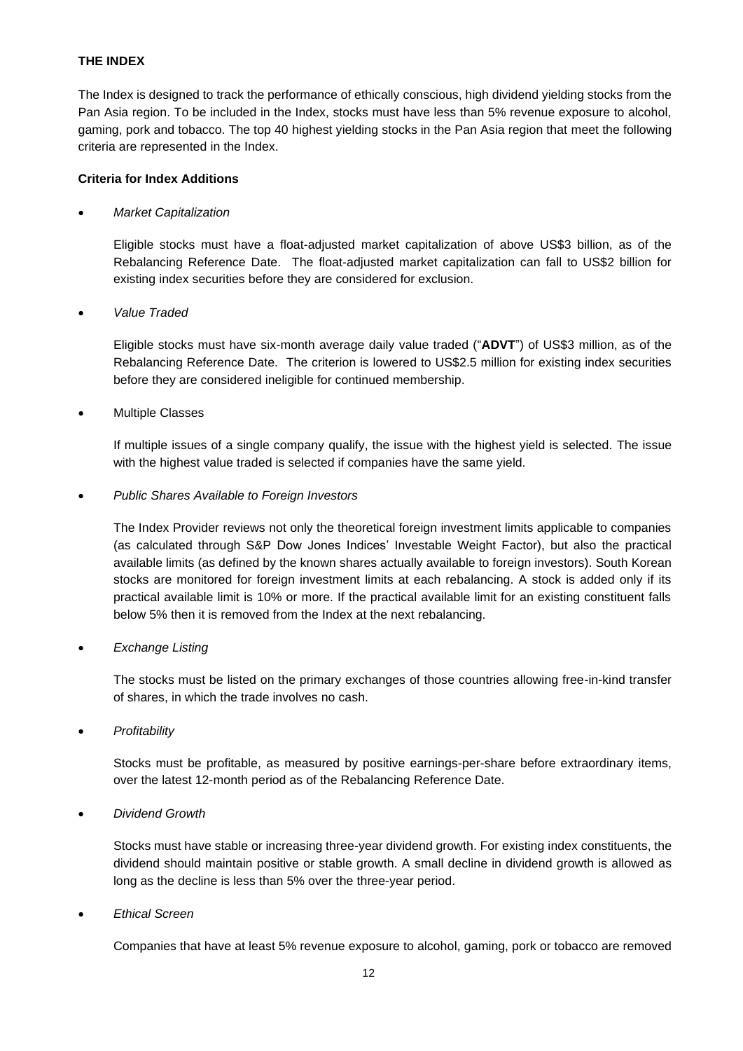**THE INDEX**

The Index is designed to track the performance of ethically conscious, high dividend yielding stocks from the Pan Asia region. To be included in the Index, stocks must have less than 5% revenue exposure to alcohol, gaming, pork and tobacco. The top 40 highest yielding stocks in the Pan Asia region that meet the following criteria are represented in the Index.

**Criteria for Index Additions**

- *Market Capitalization*

  Eligible stocks must have a float-adjusted market capitalization of above US$3 billion, as of the Rebalancing Reference Date. The float-adjusted market capitalization can fall to US$2 billion for existing index securities before they are considered for exclusion.

- *Value Traded*

  Eligible stocks must have six-month average daily value traded ("**ADVT**") of US$3 million, as of the Rebalancing Reference Date. The criterion is lowered to US$2.5 million for existing index securities before they are considered ineligible for continued membership.

- Multiple Classes

  If multiple issues of a single company qualify, the issue with the highest yield is selected. The issue with the highest value traded is selected if companies have the same yield.

- *Public Shares Available to Foreign Investors*

  The Index Provider reviews not only the theoretical foreign investment limits applicable to companies (as calculated through S&P Dow Jones Indices' Investable Weight Factor), but also the practical available limits (as defined by the known shares actually available to foreign investors). South Korean stocks are monitored for foreign investment limits at each rebalancing. A stock is added only if its practical available limit is 10% or more. If the practical available limit for an existing constituent falls below 5% then it is removed from the Index at the next rebalancing.

- *Exchange Listing*

  The stocks must be listed on the primary exchanges of those countries allowing free-in-kind transfer of shares, in which the trade involves no cash.

- *Profitability*

  Stocks must be profitable, as measured by positive earnings-per-share before extraordinary items, over the latest 12-month period as of the Rebalancing Reference Date.

- *Dividend Growth*

  Stocks must have stable or increasing three-year dividend growth. For existing index constituents, the dividend should maintain positive or stable growth. A small decline in dividend growth is allowed as long as the decline is less than 5% over the three-year period.

- *Ethical Screen*

  Companies that have at least 5% revenue exposure to alcohol, gaming, pork or tobacco are removed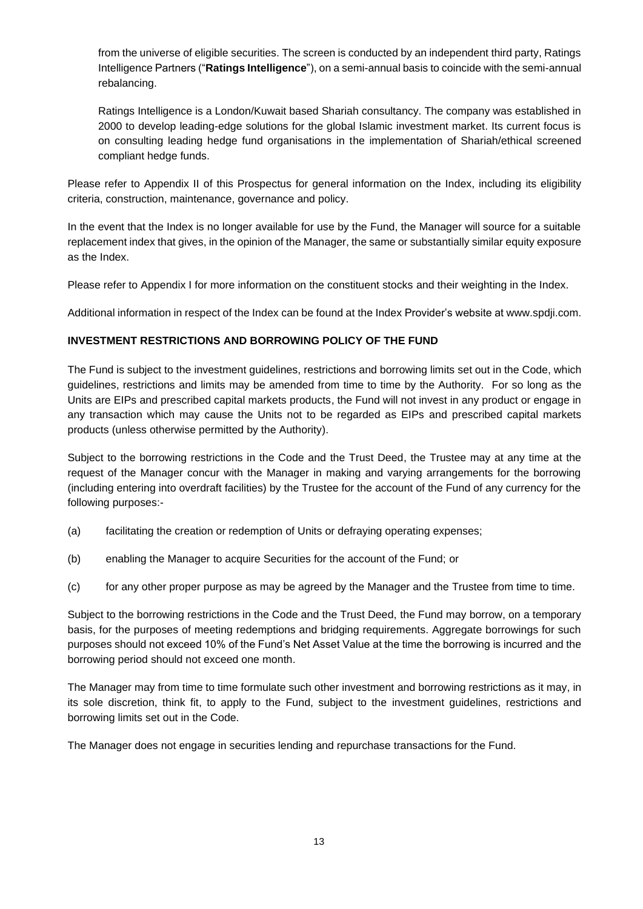from the universe of eligible securities. The screen is conducted by an independent third party, Ratings Intelligence Partners ("**Ratings Intelligence**"), on a semi-annual basis to coincide with the semi-annual rebalancing.

Ratings Intelligence is a London/Kuwait based Shariah consultancy. The company was established in 2000 to develop leading-edge solutions for the global Islamic investment market. Its current focus is on consulting leading hedge fund organisations in the implementation of Shariah/ethical screened compliant hedge funds.

Please refer to Appendix II of this Prospectus for general information on the Index, including its eligibility criteria, construction, maintenance, governance and policy.

In the event that the Index is no longer available for use by the Fund, the Manager will source for a suitable replacement index that gives, in the opinion of the Manager, the same or substantially similar equity exposure as the Index.

Please refer to Appendix I for more information on the constituent stocks and their weighting in the Index.

Additional information in respect of the Index can be found at the Index Provider's website at www.spdji.com.

## INVESTMENT RESTRICTIONS AND BORROWING POLICY OF THE FUND

The Fund is subject to the investment guidelines, restrictions and borrowing limits set out in the Code, which guidelines, restrictions and limits may be amended from time to time by the Authority. For so long as the Units are EIPs and prescribed capital markets products, the Fund will not invest in any product or engage in any transaction which may cause the Units not to be regarded as EIPs and prescribed capital markets products (unless otherwise permitted by the Authority).

Subject to the borrowing restrictions in the Code and the Trust Deed, the Trustee may at any time at the request of the Manager concur with the Manager in making and varying arrangements for the borrowing (including entering into overdraft facilities) by the Trustee for the account of the Fund of any currency for the following purposes:-

(a) facilitating the creation or redemption of Units or defraying operating expenses;

(b) enabling the Manager to acquire Securities for the account of the Fund; or

(c) for any other proper purpose as may be agreed by the Manager and the Trustee from time to time.

Subject to the borrowing restrictions in the Code and the Trust Deed, the Fund may borrow, on a temporary basis, for the purposes of meeting redemptions and bridging requirements. Aggregate borrowings for such purposes should not exceed 10% of the Fund's Net Asset Value at the time the borrowing is incurred and the borrowing period should not exceed one month.

The Manager may from time to time formulate such other investment and borrowing restrictions as it may, in its sole discretion, think fit, to apply to the Fund, subject to the investment guidelines, restrictions and borrowing limits set out in the Code.

The Manager does not engage in securities lending and repurchase transactions for the Fund.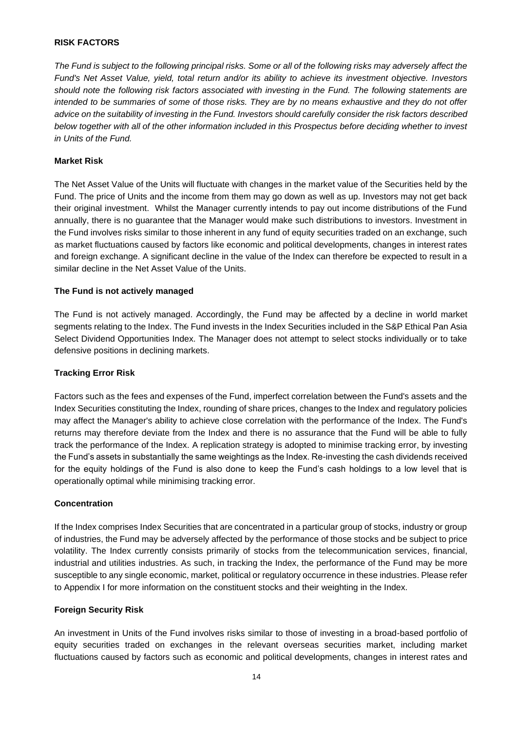## RISK FACTORS

*The Fund is subject to the following principal risks. Some or all of the following risks may adversely affect the Fund's Net Asset Value, yield, total return and/or its ability to achieve its investment objective. Investors should note the following risk factors associated with investing in the Fund. The following statements are intended to be summaries of some of those risks. They are by no means exhaustive and they do not offer advice on the suitability of investing in the Fund. Investors should carefully consider the risk factors described below together with all of the other information included in this Prospectus before deciding whether to invest in Units of the Fund.*

### Market Risk

The Net Asset Value of the Units will fluctuate with changes in the market value of the Securities held by the Fund. The price of Units and the income from them may go down as well as up. Investors may not get back their original investment. Whilst the Manager currently intends to pay out income distributions of the Fund annually, there is no guarantee that the Manager would make such distributions to investors. Investment in the Fund involves risks similar to those inherent in any fund of equity securities traded on an exchange, such as market fluctuations caused by factors like economic and political developments, changes in interest rates and foreign exchange. A significant decline in the value of the Index can therefore be expected to result in a similar decline in the Net Asset Value of the Units.

### The Fund is not actively managed

The Fund is not actively managed. Accordingly, the Fund may be affected by a decline in world market segments relating to the Index. The Fund invests in the Index Securities included in the S&P Ethical Pan Asia Select Dividend Opportunities Index. The Manager does not attempt to select stocks individually or to take defensive positions in declining markets.

### Tracking Error Risk

Factors such as the fees and expenses of the Fund, imperfect correlation between the Fund's assets and the Index Securities constituting the Index, rounding of share prices, changes to the Index and regulatory policies may affect the Manager's ability to achieve close correlation with the performance of the Index. The Fund's returns may therefore deviate from the Index and there is no assurance that the Fund will be able to fully track the performance of the Index. A replication strategy is adopted to minimise tracking error, by investing the Fund's assets in substantially the same weightings as the Index. Re-investing the cash dividends received for the equity holdings of the Fund is also done to keep the Fund's cash holdings to a low level that is operationally optimal while minimising tracking error.

### Concentration

If the Index comprises Index Securities that are concentrated in a particular group of stocks, industry or group of industries, the Fund may be adversely affected by the performance of those stocks and be subject to price volatility. The Index currently consists primarily of stocks from the telecommunication services, financial, industrial and utilities industries. As such, in tracking the Index, the performance of the Fund may be more susceptible to any single economic, market, political or regulatory occurrence in these industries. Please refer to Appendix I for more information on the constituent stocks and their weighting in the Index.

### Foreign Security Risk

An investment in Units of the Fund involves risks similar to those of investing in a broad-based portfolio of equity securities traded on exchanges in the relevant overseas securities market, including market fluctuations caused by factors such as economic and political developments, changes in interest rates and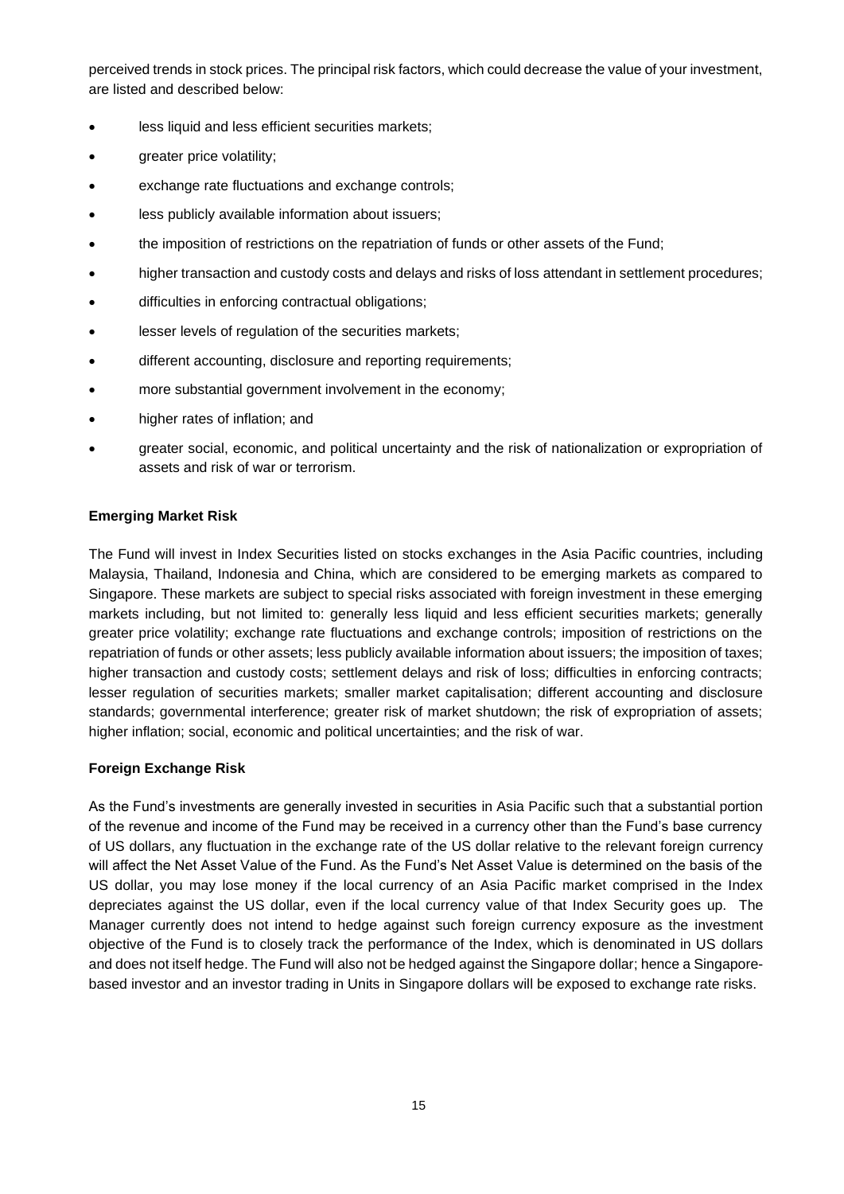perceived trends in stock prices. The principal risk factors, which could decrease the value of your investment, are listed and described below:

- less liquid and less efficient securities markets;
- greater price volatility;
- exchange rate fluctuations and exchange controls;
- less publicly available information about issuers;
- the imposition of restrictions on the repatriation of funds or other assets of the Fund;
- higher transaction and custody costs and delays and risks of loss attendant in settlement procedures;
- difficulties in enforcing contractual obligations;
- lesser levels of regulation of the securities markets;
- different accounting, disclosure and reporting requirements;
- more substantial government involvement in the economy;
- higher rates of inflation; and
- greater social, economic, and political uncertainty and the risk of nationalization or expropriation of assets and risk of war or terrorism.

**Emerging Market Risk**

The Fund will invest in Index Securities listed on stocks exchanges in the Asia Pacific countries, including Malaysia, Thailand, Indonesia and China, which are considered to be emerging markets as compared to Singapore. These markets are subject to special risks associated with foreign investment in these emerging markets including, but not limited to: generally less liquid and less efficient securities markets; generally greater price volatility; exchange rate fluctuations and exchange controls; imposition of restrictions on the repatriation of funds or other assets; less publicly available information about issuers; the imposition of taxes; higher transaction and custody costs; settlement delays and risk of loss; difficulties in enforcing contracts; lesser regulation of securities markets; smaller market capitalisation; different accounting and disclosure standards; governmental interference; greater risk of market shutdown; the risk of expropriation of assets; higher inflation; social, economic and political uncertainties; and the risk of war.

**Foreign Exchange Risk**

As the Fund's investments are generally invested in securities in Asia Pacific such that a substantial portion of the revenue and income of the Fund may be received in a currency other than the Fund's base currency of US dollars, any fluctuation in the exchange rate of the US dollar relative to the relevant foreign currency will affect the Net Asset Value of the Fund. As the Fund's Net Asset Value is determined on the basis of the US dollar, you may lose money if the local currency of an Asia Pacific market comprised in the Index depreciates against the US dollar, even if the local currency value of that Index Security goes up. The Manager currently does not intend to hedge against such foreign currency exposure as the investment objective of the Fund is to closely track the performance of the Index, which is denominated in US dollars and does not itself hedge. The Fund will also not be hedged against the Singapore dollar; hence a Singapore-based investor and an investor trading in Units in Singapore dollars will be exposed to exchange rate risks.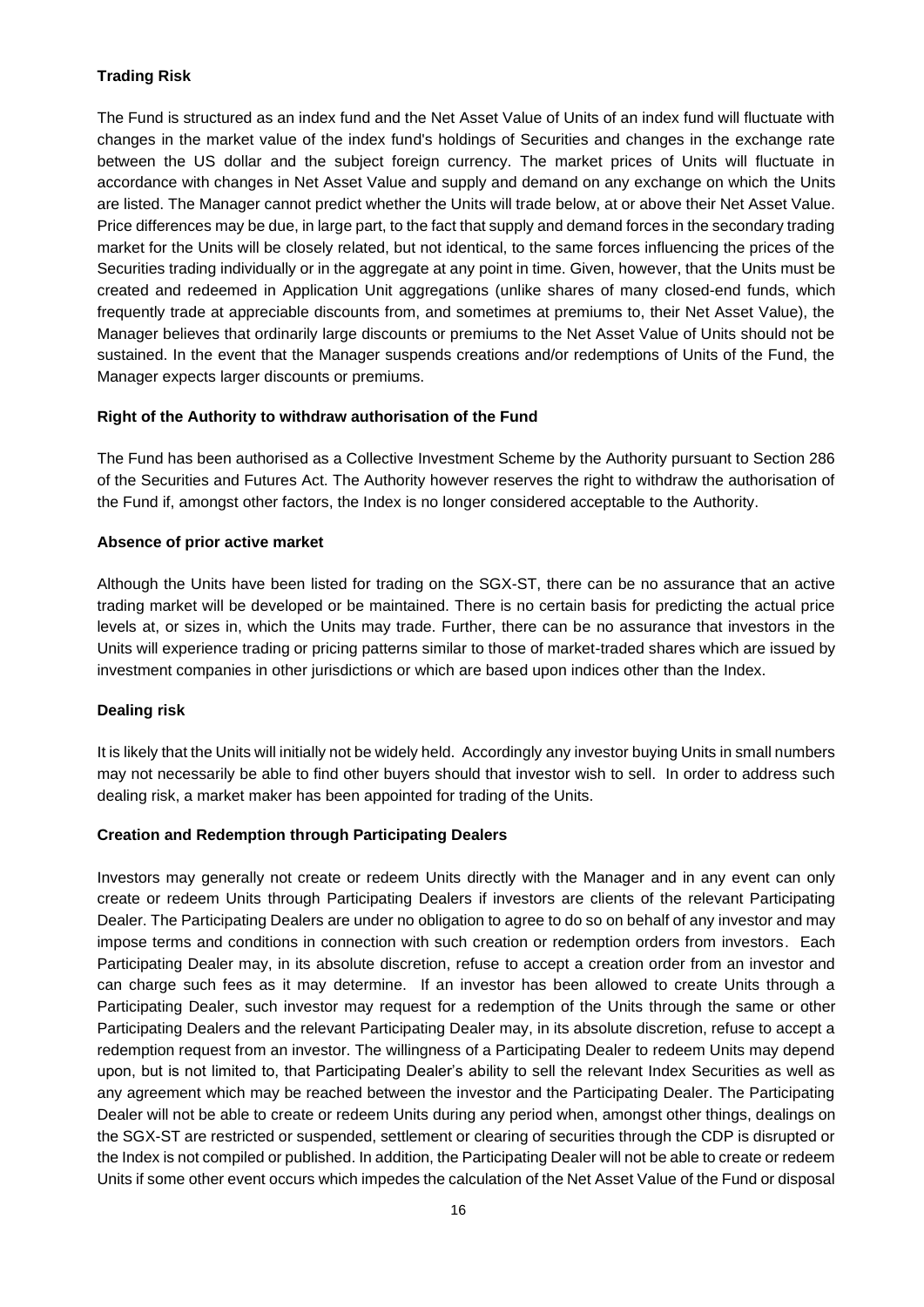**Trading Risk**

The Fund is structured as an index fund and the Net Asset Value of Units of an index fund will fluctuate with changes in the market value of the index fund's holdings of Securities and changes in the exchange rate between the US dollar and the subject foreign currency. The market prices of Units will fluctuate in accordance with changes in Net Asset Value and supply and demand on any exchange on which the Units are listed. The Manager cannot predict whether the Units will trade below, at or above their Net Asset Value. Price differences may be due, in large part, to the fact that supply and demand forces in the secondary trading market for the Units will be closely related, but not identical, to the same forces influencing the prices of the Securities trading individually or in the aggregate at any point in time. Given, however, that the Units must be created and redeemed in Application Unit aggregations (unlike shares of many closed-end funds, which frequently trade at appreciable discounts from, and sometimes at premiums to, their Net Asset Value), the Manager believes that ordinarily large discounts or premiums to the Net Asset Value of Units should not be sustained. In the event that the Manager suspends creations and/or redemptions of Units of the Fund, the Manager expects larger discounts or premiums.

**Right of the Authority to withdraw authorisation of the Fund**

The Fund has been authorised as a Collective Investment Scheme by the Authority pursuant to Section 286 of the Securities and Futures Act. The Authority however reserves the right to withdraw the authorisation of the Fund if, amongst other factors, the Index is no longer considered acceptable to the Authority.

**Absence of prior active market**

Although the Units have been listed for trading on the SGX-ST, there can be no assurance that an active trading market will be developed or be maintained. There is no certain basis for predicting the actual price levels at, or sizes in, which the Units may trade. Further, there can be no assurance that investors in the Units will experience trading or pricing patterns similar to those of market-traded shares which are issued by investment companies in other jurisdictions or which are based upon indices other than the Index.

**Dealing risk**

It is likely that the Units will initially not be widely held. Accordingly any investor buying Units in small numbers may not necessarily be able to find other buyers should that investor wish to sell. In order to address such dealing risk, a market maker has been appointed for trading of the Units.

**Creation and Redemption through Participating Dealers**

Investors may generally not create or redeem Units directly with the Manager and in any event can only create or redeem Units through Participating Dealers if investors are clients of the relevant Participating Dealer. The Participating Dealers are under no obligation to agree to do so on behalf of any investor and may impose terms and conditions in connection with such creation or redemption orders from investors. Each Participating Dealer may, in its absolute discretion, refuse to accept a creation order from an investor and can charge such fees as it may determine. If an investor has been allowed to create Units through a Participating Dealer, such investor may request for a redemption of the Units through the same or other Participating Dealers and the relevant Participating Dealer may, in its absolute discretion, refuse to accept a redemption request from an investor. The willingness of a Participating Dealer to redeem Units may depend upon, but is not limited to, that Participating Dealer's ability to sell the relevant Index Securities as well as any agreement which may be reached between the investor and the Participating Dealer. The Participating Dealer will not be able to create or redeem Units during any period when, amongst other things, dealings on the SGX-ST are restricted or suspended, settlement or clearing of securities through the CDP is disrupted or the Index is not compiled or published. In addition, the Participating Dealer will not be able to create or redeem Units if some other event occurs which impedes the calculation of the Net Asset Value of the Fund or disposal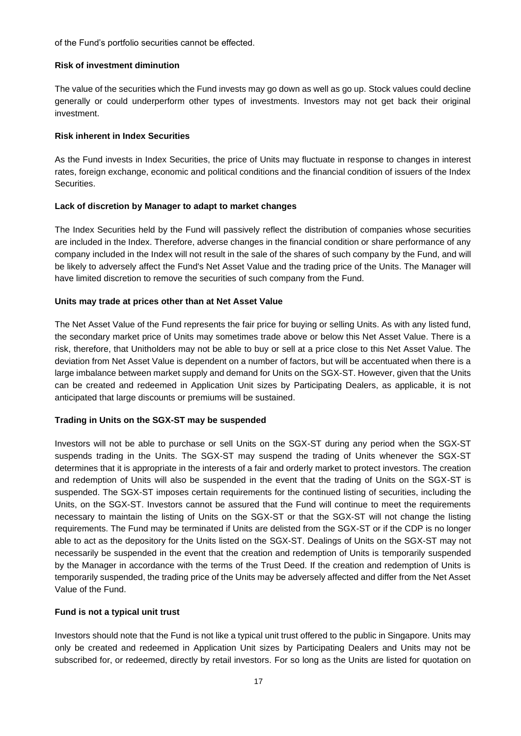of the Fund's portfolio securities cannot be effected.

**Risk of investment diminution**

The value of the securities which the Fund invests may go down as well as go up. Stock values could decline generally or could underperform other types of investments. Investors may not get back their original investment.

**Risk inherent in Index Securities**

As the Fund invests in Index Securities, the price of Units may fluctuate in response to changes in interest rates, foreign exchange, economic and political conditions and the financial condition of issuers of the Index Securities.

**Lack of discretion by Manager to adapt to market changes**

The Index Securities held by the Fund will passively reflect the distribution of companies whose securities are included in the Index. Therefore, adverse changes in the financial condition or share performance of any company included in the Index will not result in the sale of the shares of such company by the Fund, and will be likely to adversely affect the Fund's Net Asset Value and the trading price of the Units. The Manager will have limited discretion to remove the securities of such company from the Fund.

**Units may trade at prices other than at Net Asset Value**

The Net Asset Value of the Fund represents the fair price for buying or selling Units. As with any listed fund, the secondary market price of Units may sometimes trade above or below this Net Asset Value. There is a risk, therefore, that Unitholders may not be able to buy or sell at a price close to this Net Asset Value. The deviation from Net Asset Value is dependent on a number of factors, but will be accentuated when there is a large imbalance between market supply and demand for Units on the SGX-ST. However, given that the Units can be created and redeemed in Application Unit sizes by Participating Dealers, as applicable, it is not anticipated that large discounts or premiums will be sustained.

**Trading in Units on the SGX-ST may be suspended**

Investors will not be able to purchase or sell Units on the SGX-ST during any period when the SGX-ST suspends trading in the Units. The SGX-ST may suspend the trading of Units whenever the SGX-ST determines that it is appropriate in the interests of a fair and orderly market to protect investors. The creation and redemption of Units will also be suspended in the event that the trading of Units on the SGX-ST is suspended. The SGX-ST imposes certain requirements for the continued listing of securities, including the Units, on the SGX-ST. Investors cannot be assured that the Fund will continue to meet the requirements necessary to maintain the listing of Units on the SGX-ST or that the SGX-ST will not change the listing requirements. The Fund may be terminated if Units are delisted from the SGX-ST or if the CDP is no longer able to act as the depository for the Units listed on the SGX-ST. Dealings of Units on the SGX-ST may not necessarily be suspended in the event that the creation and redemption of Units is temporarily suspended by the Manager in accordance with the terms of the Trust Deed. If the creation and redemption of Units is temporarily suspended, the trading price of the Units may be adversely affected and differ from the Net Asset Value of the Fund.

**Fund is not a typical unit trust**

Investors should note that the Fund is not like a typical unit trust offered to the public in Singapore. Units may only be created and redeemed in Application Unit sizes by Participating Dealers and Units may not be subscribed for, or redeemed, directly by retail investors. For so long as the Units are listed for quotation on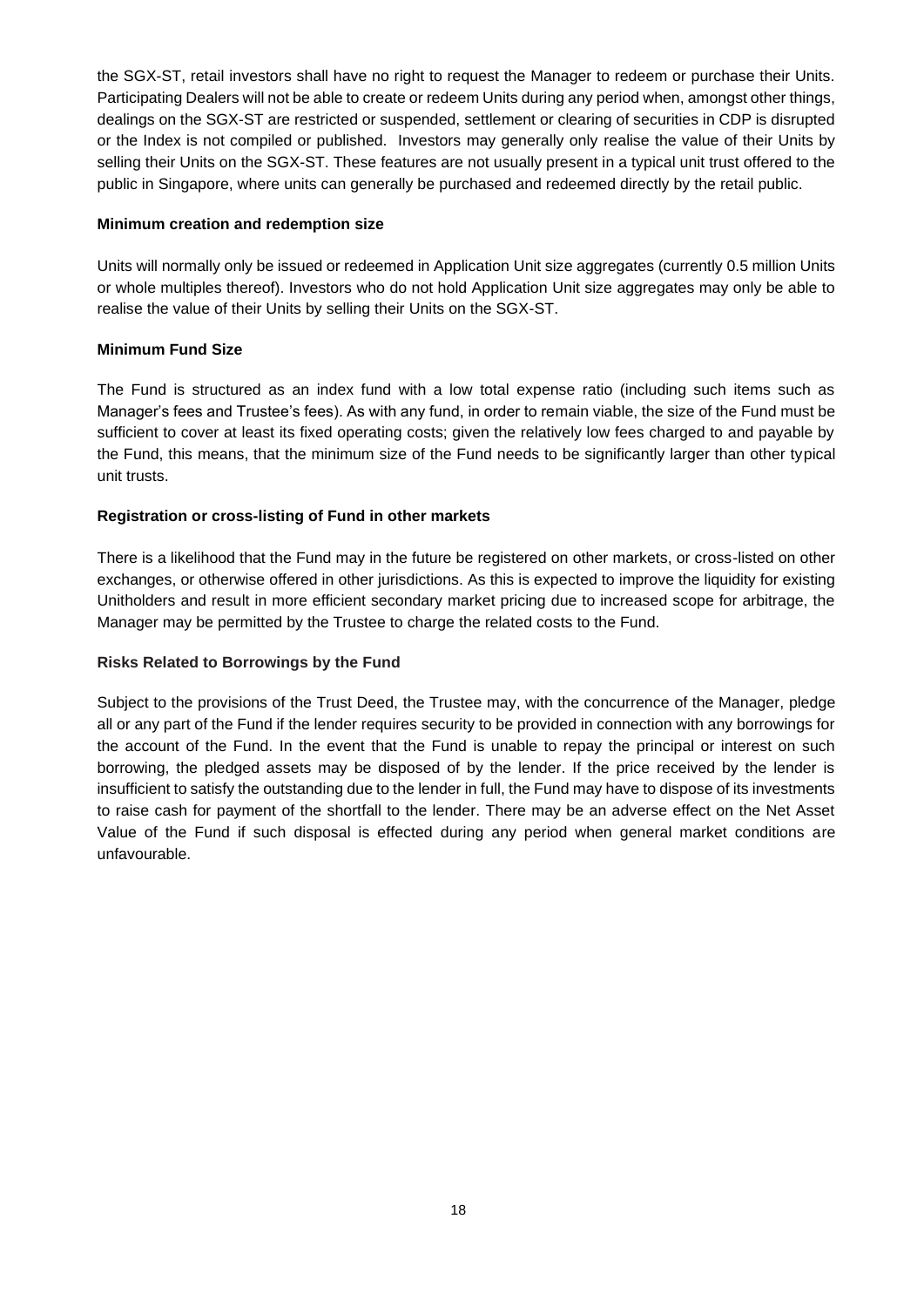the SGX-ST, retail investors shall have no right to request the Manager to redeem or purchase their Units. Participating Dealers will not be able to create or redeem Units during any period when, amongst other things, dealings on the SGX-ST are restricted or suspended, settlement or clearing of securities in CDP is disrupted or the Index is not compiled or published. Investors may generally only realise the value of their Units by selling their Units on the SGX-ST. These features are not usually present in a typical unit trust offered to the public in Singapore, where units can generally be purchased and redeemed directly by the retail public.

**Minimum creation and redemption size**

Units will normally only be issued or redeemed in Application Unit size aggregates (currently 0.5 million Units or whole multiples thereof). Investors who do not hold Application Unit size aggregates may only be able to realise the value of their Units by selling their Units on the SGX-ST.

**Minimum Fund Size**

The Fund is structured as an index fund with a low total expense ratio (including such items such as Manager's fees and Trustee's fees). As with any fund, in order to remain viable, the size of the Fund must be sufficient to cover at least its fixed operating costs; given the relatively low fees charged to and payable by the Fund, this means, that the minimum size of the Fund needs to be significantly larger than other typical unit trusts.

**Registration or cross-listing of Fund in other markets**

There is a likelihood that the Fund may in the future be registered on other markets, or cross-listed on other exchanges, or otherwise offered in other jurisdictions. As this is expected to improve the liquidity for existing Unitholders and result in more efficient secondary market pricing due to increased scope for arbitrage, the Manager may be permitted by the Trustee to charge the related costs to the Fund.

**Risks Related to Borrowings by the Fund**

Subject to the provisions of the Trust Deed, the Trustee may, with the concurrence of the Manager, pledge all or any part of the Fund if the lender requires security to be provided in connection with any borrowings for the account of the Fund. In the event that the Fund is unable to repay the principal or interest on such borrowing, the pledged assets may be disposed of by the lender. If the price received by the lender is insufficient to satisfy the outstanding due to the lender in full, the Fund may have to dispose of its investments to raise cash for payment of the shortfall to the lender. There may be an adverse effect on the Net Asset Value of the Fund if such disposal is effected during any period when general market conditions are unfavourable.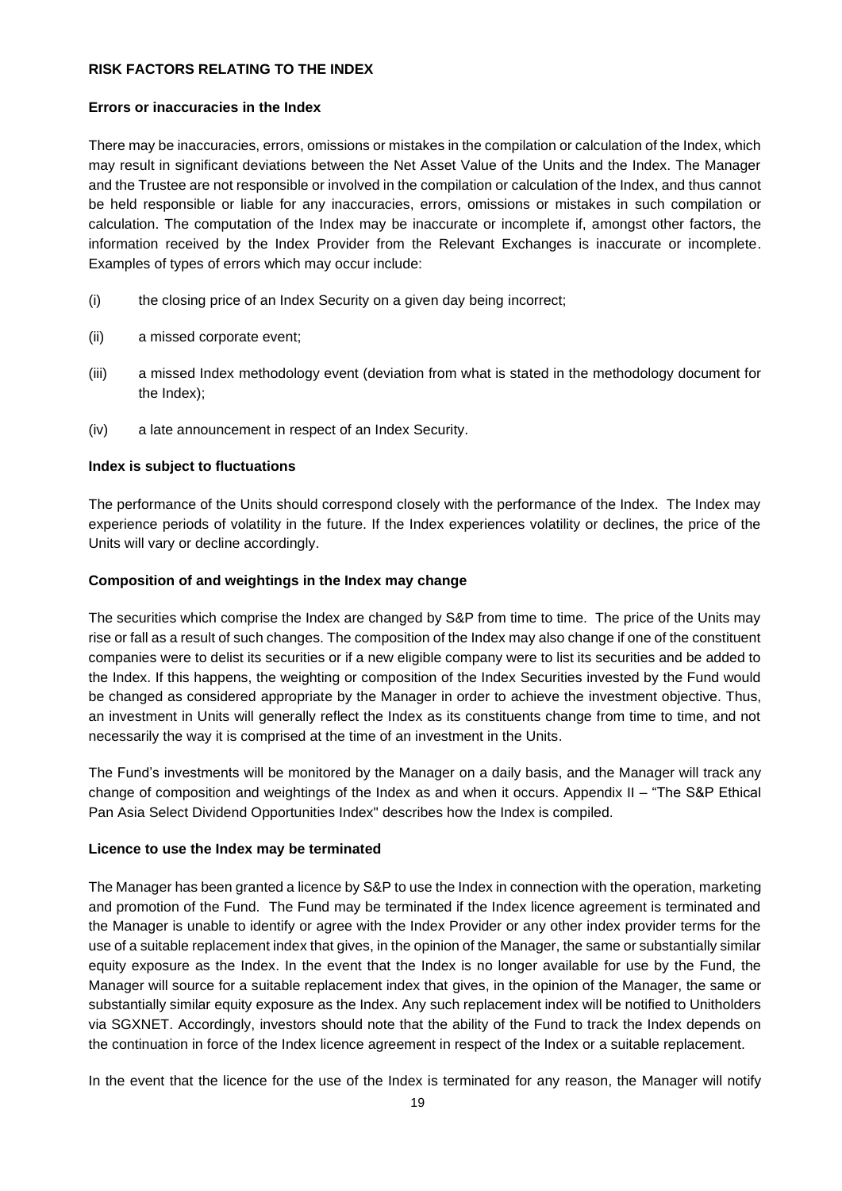**RISK FACTORS RELATING TO THE INDEX**

**Errors or inaccuracies in the Index**

There may be inaccuracies, errors, omissions or mistakes in the compilation or calculation of the Index, which may result in significant deviations between the Net Asset Value of the Units and the Index. The Manager and the Trustee are not responsible or involved in the compilation or calculation of the Index, and thus cannot be held responsible or liable for any inaccuracies, errors, omissions or mistakes in such compilation or calculation. The computation of the Index may be inaccurate or incomplete if, amongst other factors, the information received by the Index Provider from the Relevant Exchanges is inaccurate or incomplete. Examples of types of errors which may occur include:

(i) the closing price of an Index Security on a given day being incorrect;

(ii) a missed corporate event;

(iii) a missed Index methodology event (deviation from what is stated in the methodology document for the Index);

(iv) a late announcement in respect of an Index Security.

**Index is subject to fluctuations**

The performance of the Units should correspond closely with the performance of the Index. The Index may experience periods of volatility in the future. If the Index experiences volatility or declines, the price of the Units will vary or decline accordingly.

**Composition of and weightings in the Index may change**

The securities which comprise the Index are changed by S&P from time to time. The price of the Units may rise or fall as a result of such changes. The composition of the Index may also change if one of the constituent companies were to delist its securities or if a new eligible company were to list its securities and be added to the Index. If this happens, the weighting or composition of the Index Securities invested by the Fund would be changed as considered appropriate by the Manager in order to achieve the investment objective. Thus, an investment in Units will generally reflect the Index as its constituents change from time to time, and not necessarily the way it is comprised at the time of an investment in the Units.

The Fund's investments will be monitored by the Manager on a daily basis, and the Manager will track any change of composition and weightings of the Index as and when it occurs. Appendix II – "The S&P Ethical Pan Asia Select Dividend Opportunities Index" describes how the Index is compiled.

**Licence to use the Index may be terminated**

The Manager has been granted a licence by S&P to use the Index in connection with the operation, marketing and promotion of the Fund. The Fund may be terminated if the Index licence agreement is terminated and the Manager is unable to identify or agree with the Index Provider or any other index provider terms for the use of a suitable replacement index that gives, in the opinion of the Manager, the same or substantially similar equity exposure as the Index. In the event that the Index is no longer available for use by the Fund, the Manager will source for a suitable replacement index that gives, in the opinion of the Manager, the same or substantially similar equity exposure as the Index. Any such replacement index will be notified to Unitholders via SGXNET. Accordingly, investors should note that the ability of the Fund to track the Index depends on the continuation in force of the Index licence agreement in respect of the Index or a suitable replacement.

In the event that the licence for the use of the Index is terminated for any reason, the Manager will notify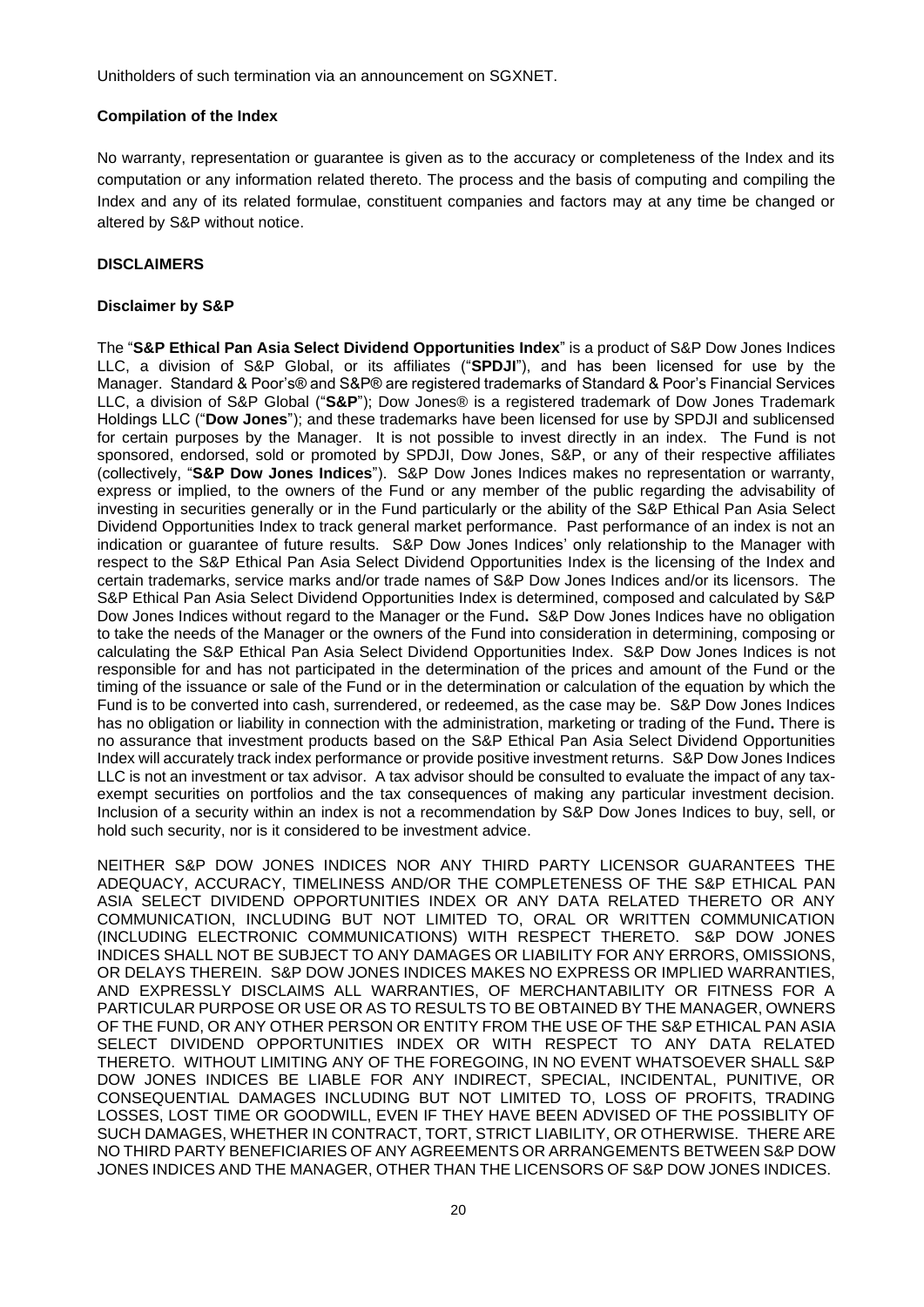Unitholders of such termination via an announcement on SGXNET.

**Compilation of the Index**

No warranty, representation or guarantee is given as to the accuracy or completeness of the Index and its computation or any information related thereto. The process and the basis of computing and compiling the Index and any of its related formulae, constituent companies and factors may at any time be changed or altered by S&P without notice.

**DISCLAIMERS**

**Disclaimer by S&P**

The "**S&P Ethical Pan Asia Select Dividend Opportunities Index**" is a product of S&P Dow Jones Indices LLC, a division of S&P Global, or its affiliates ("**SPDJI**"), and has been licensed for use by the Manager. Standard & Poor's® and S&P® are registered trademarks of Standard & Poor's Financial Services LLC, a division of S&P Global ("**S&P**"); Dow Jones® is a registered trademark of Dow Jones Trademark Holdings LLC ("**Dow Jones**"); and these trademarks have been licensed for use by SPDJI and sublicensed for certain purposes by the Manager. It is not possible to invest directly in an index. The Fund is not sponsored, endorsed, sold or promoted by SPDJI, Dow Jones, S&P, or any of their respective affiliates (collectively, "**S&P Dow Jones Indices**"). S&P Dow Jones Indices makes no representation or warranty, express or implied, to the owners of the Fund or any member of the public regarding the advisability of investing in securities generally or in the Fund particularly or the ability of the S&P Ethical Pan Asia Select Dividend Opportunities Index to track general market performance. Past performance of an index is not an indication or guarantee of future results. S&P Dow Jones Indices' only relationship to the Manager with respect to the S&P Ethical Pan Asia Select Dividend Opportunities Index is the licensing of the Index and certain trademarks, service marks and/or trade names of S&P Dow Jones Indices and/or its licensors. The S&P Ethical Pan Asia Select Dividend Opportunities Index is determined, composed and calculated by S&P Dow Jones Indices without regard to the Manager or the Fund**.** S&P Dow Jones Indices have no obligation to take the needs of the Manager or the owners of the Fund into consideration in determining, composing or calculating the S&P Ethical Pan Asia Select Dividend Opportunities Index. S&P Dow Jones Indices is not responsible for and has not participated in the determination of the prices and amount of the Fund or the timing of the issuance or sale of the Fund or in the determination or calculation of the equation by which the Fund is to be converted into cash, surrendered, or redeemed, as the case may be. S&P Dow Jones Indices has no obligation or liability in connection with the administration, marketing or trading of the Fund**.** There is no assurance that investment products based on the S&P Ethical Pan Asia Select Dividend Opportunities Index will accurately track index performance or provide positive investment returns. S&P Dow Jones Indices LLC is not an investment or tax advisor. A tax advisor should be consulted to evaluate the impact of any tax-exempt securities on portfolios and the tax consequences of making any particular investment decision. Inclusion of a security within an index is not a recommendation by S&P Dow Jones Indices to buy, sell, or hold such security, nor is it considered to be investment advice.

NEITHER S&P DOW JONES INDICES NOR ANY THIRD PARTY LICENSOR GUARANTEES THE ADEQUACY, ACCURACY, TIMELINESS AND/OR THE COMPLETENESS OF THE S&P ETHICAL PAN ASIA SELECT DIVIDEND OPPORTUNITIES INDEX OR ANY DATA RELATED THERETO OR ANY COMMUNICATION, INCLUDING BUT NOT LIMITED TO, ORAL OR WRITTEN COMMUNICATION (INCLUDING ELECTRONIC COMMUNICATIONS) WITH RESPECT THERETO. S&P DOW JONES INDICES SHALL NOT BE SUBJECT TO ANY DAMAGES OR LIABILITY FOR ANY ERRORS, OMISSIONS, OR DELAYS THEREIN. S&P DOW JONES INDICES MAKES NO EXPRESS OR IMPLIED WARRANTIES, AND EXPRESSLY DISCLAIMS ALL WARRANTIES, OF MERCHANTABILITY OR FITNESS FOR A PARTICULAR PURPOSE OR USE OR AS TO RESULTS TO BE OBTAINED BY THE MANAGER, OWNERS OF THE FUND, OR ANY OTHER PERSON OR ENTITY FROM THE USE OF THE S&P ETHICAL PAN ASIA SELECT DIVIDEND OPPORTUNITIES INDEX OR WITH RESPECT TO ANY DATA RELATED THERETO. WITHOUT LIMITING ANY OF THE FOREGOING, IN NO EVENT WHATSOEVER SHALL S&P DOW JONES INDICES BE LIABLE FOR ANY INDIRECT, SPECIAL, INCIDENTAL, PUNITIVE, OR CONSEQUENTIAL DAMAGES INCLUDING BUT NOT LIMITED TO, LOSS OF PROFITS, TRADING LOSSES, LOST TIME OR GOODWILL, EVEN IF THEY HAVE BEEN ADVISED OF THE POSSIBLITY OF SUCH DAMAGES, WHETHER IN CONTRACT, TORT, STRICT LIABILITY, OR OTHERWISE. THERE ARE NO THIRD PARTY BENEFICIARIES OF ANY AGREEMENTS OR ARRANGEMENTS BETWEEN S&P DOW JONES INDICES AND THE MANAGER, OTHER THAN THE LICENSORS OF S&P DOW JONES INDICES.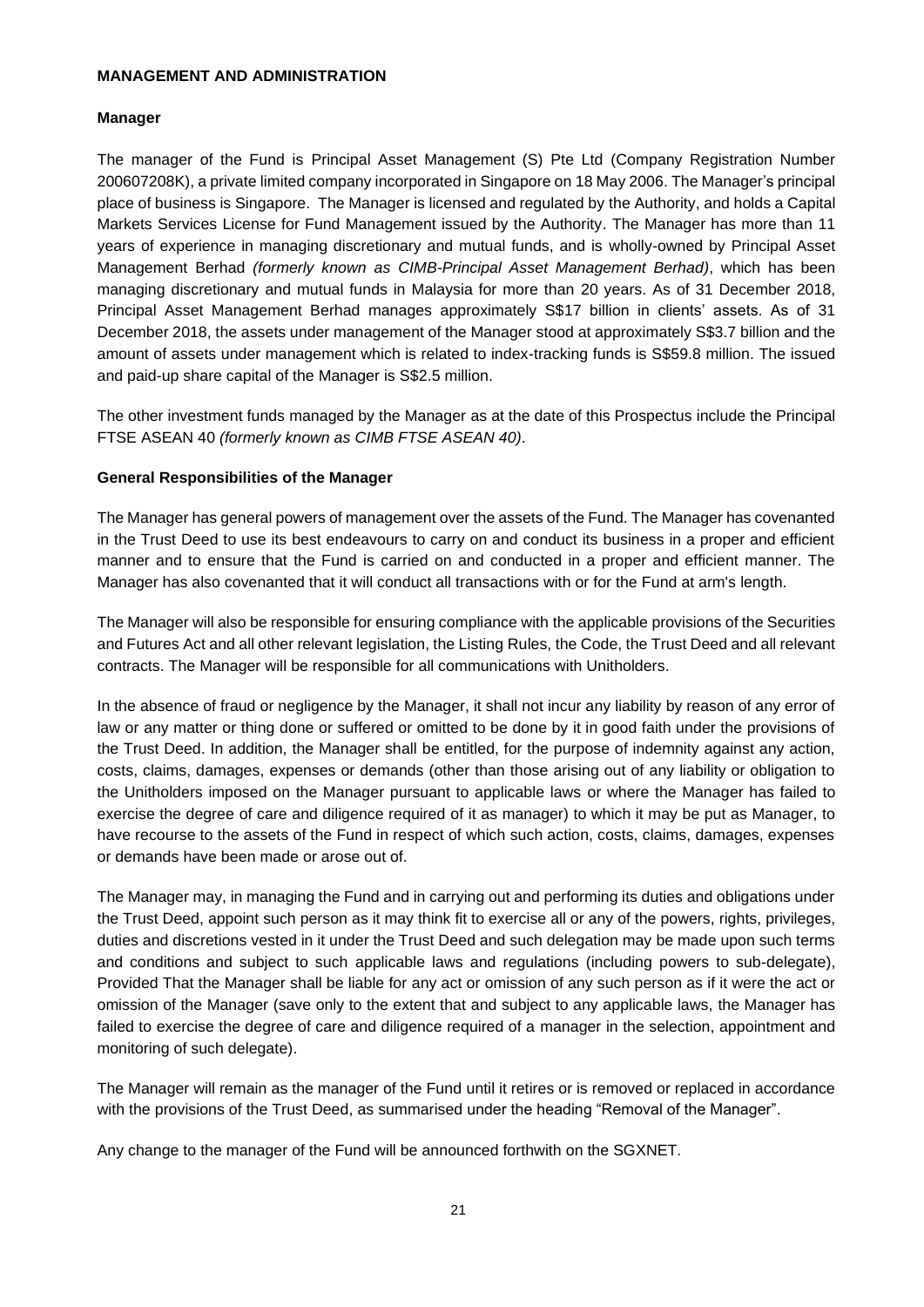## MANAGEMENT AND ADMINISTRATION

### Manager

The manager of the Fund is Principal Asset Management (S) Pte Ltd (Company Registration Number 200607208K), a private limited company incorporated in Singapore on 18 May 2006. The Manager's principal place of business is Singapore. The Manager is licensed and regulated by the Authority, and holds a Capital Markets Services License for Fund Management issued by the Authority. The Manager has more than 11 years of experience in managing discretionary and mutual funds, and is wholly-owned by Principal Asset Management Berhad *(formerly known as CIMB-Principal Asset Management Berhad)*, which has been managing discretionary and mutual funds in Malaysia for more than 20 years. As of 31 December 2018, Principal Asset Management Berhad manages approximately S$17 billion in clients' assets. As of 31 December 2018, the assets under management of the Manager stood at approximately S$3.7 billion and the amount of assets under management which is related to index-tracking funds is S$59.8 million. The issued and paid-up share capital of the Manager is S$2.5 million.

The other investment funds managed by the Manager as at the date of this Prospectus include the Principal FTSE ASEAN 40 *(formerly known as CIMB FTSE ASEAN 40)*.

### General Responsibilities of the Manager

The Manager has general powers of management over the assets of the Fund. The Manager has covenanted in the Trust Deed to use its best endeavours to carry on and conduct its business in a proper and efficient manner and to ensure that the Fund is carried on and conducted in a proper and efficient manner. The Manager has also covenanted that it will conduct all transactions with or for the Fund at arm's length.

The Manager will also be responsible for ensuring compliance with the applicable provisions of the Securities and Futures Act and all other relevant legislation, the Listing Rules, the Code, the Trust Deed and all relevant contracts. The Manager will be responsible for all communications with Unitholders.

In the absence of fraud or negligence by the Manager, it shall not incur any liability by reason of any error of law or any matter or thing done or suffered or omitted to be done by it in good faith under the provisions of the Trust Deed. In addition, the Manager shall be entitled, for the purpose of indemnity against any action, costs, claims, damages, expenses or demands (other than those arising out of any liability or obligation to the Unitholders imposed on the Manager pursuant to applicable laws or where the Manager has failed to exercise the degree of care and diligence required of it as manager) to which it may be put as Manager, to have recourse to the assets of the Fund in respect of which such action, costs, claims, damages, expenses or demands have been made or arose out of.

The Manager may, in managing the Fund and in carrying out and performing its duties and obligations under the Trust Deed, appoint such person as it may think fit to exercise all or any of the powers, rights, privileges, duties and discretions vested in it under the Trust Deed and such delegation may be made upon such terms and conditions and subject to such applicable laws and regulations (including powers to sub-delegate), Provided That the Manager shall be liable for any act or omission of any such person as if it were the act or omission of the Manager (save only to the extent that and subject to any applicable laws, the Manager has failed to exercise the degree of care and diligence required of a manager in the selection, appointment and monitoring of such delegate).

The Manager will remain as the manager of the Fund until it retires or is removed or replaced in accordance with the provisions of the Trust Deed, as summarised under the heading "Removal of the Manager".

Any change to the manager of the Fund will be announced forthwith on the SGXNET.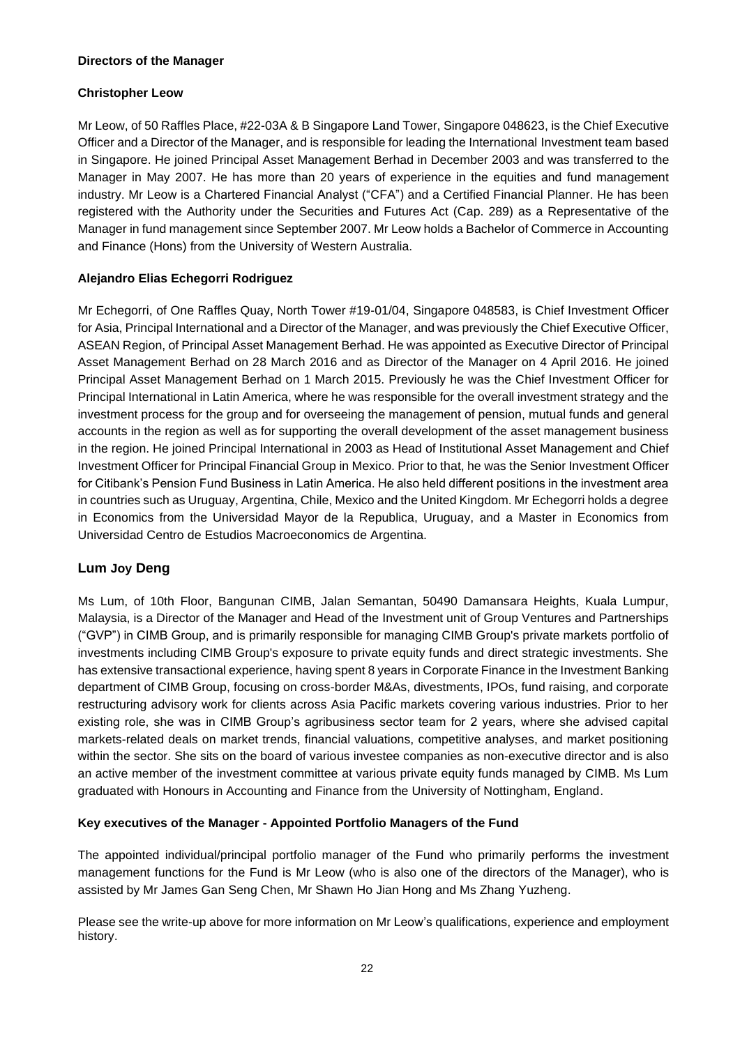**Directors of the Manager**

**Christopher Leow**

Mr Leow, of 50 Raffles Place, #22-03A & B Singapore Land Tower, Singapore 048623, is the Chief Executive Officer and a Director of the Manager, and is responsible for leading the International Investment team based in Singapore. He joined Principal Asset Management Berhad in December 2003 and was transferred to the Manager in May 2007. He has more than 20 years of experience in the equities and fund management industry. Mr Leow is a Chartered Financial Analyst ("CFA") and a Certified Financial Planner. He has been registered with the Authority under the Securities and Futures Act (Cap. 289) as a Representative of the Manager in fund management since September 2007. Mr Leow holds a Bachelor of Commerce in Accounting and Finance (Hons) from the University of Western Australia.

**Alejandro Elias Echegorri Rodriguez**

Mr Echegorri, of One Raffles Quay, North Tower #19-01/04, Singapore 048583, is Chief Investment Officer for Asia, Principal International and a Director of the Manager, and was previously the Chief Executive Officer, ASEAN Region, of Principal Asset Management Berhad. He was appointed as Executive Director of Principal Asset Management Berhad on 28 March 2016 and as Director of the Manager on 4 April 2016. He joined Principal Asset Management Berhad on 1 March 2015. Previously he was the Chief Investment Officer for Principal International in Latin America, where he was responsible for the overall investment strategy and the investment process for the group and for overseeing the management of pension, mutual funds and general accounts in the region as well as for supporting the overall development of the asset management business in the region. He joined Principal International in 2003 as Head of Institutional Asset Management and Chief Investment Officer for Principal Financial Group in Mexico. Prior to that, he was the Senior Investment Officer for Citibank's Pension Fund Business in Latin America. He also held different positions in the investment area in countries such as Uruguay, Argentina, Chile, Mexico and the United Kingdom. Mr Echegorri holds a degree in Economics from the Universidad Mayor de la Republica, Uruguay, and a Master in Economics from Universidad Centro de Estudios Macroeconomics de Argentina.

**Lum Joy Deng**

Ms Lum, of 10th Floor, Bangunan CIMB, Jalan Semantan, 50490 Damansara Heights, Kuala Lumpur, Malaysia, is a Director of the Manager and Head of the Investment unit of Group Ventures and Partnerships ("GVP") in CIMB Group, and is primarily responsible for managing CIMB Group's private markets portfolio of investments including CIMB Group's exposure to private equity funds and direct strategic investments. She has extensive transactional experience, having spent 8 years in Corporate Finance in the Investment Banking department of CIMB Group, focusing on cross-border M&As, divestments, IPOs, fund raising, and corporate restructuring advisory work for clients across Asia Pacific markets covering various industries. Prior to her existing role, she was in CIMB Group's agribusiness sector team for 2 years, where she advised capital markets-related deals on market trends, financial valuations, competitive analyses, and market positioning within the sector. She sits on the board of various investee companies as non-executive director and is also an active member of the investment committee at various private equity funds managed by CIMB. Ms Lum graduated with Honours in Accounting and Finance from the University of Nottingham, England.

**Key executives of the Manager - Appointed Portfolio Managers of the Fund**

The appointed individual/principal portfolio manager of the Fund who primarily performs the investment management functions for the Fund is Mr Leow (who is also one of the directors of the Manager), who is assisted by Mr James Gan Seng Chen, Mr Shawn Ho Jian Hong and Ms Zhang Yuzheng.

Please see the write-up above for more information on Mr Leow's qualifications, experience and employment history.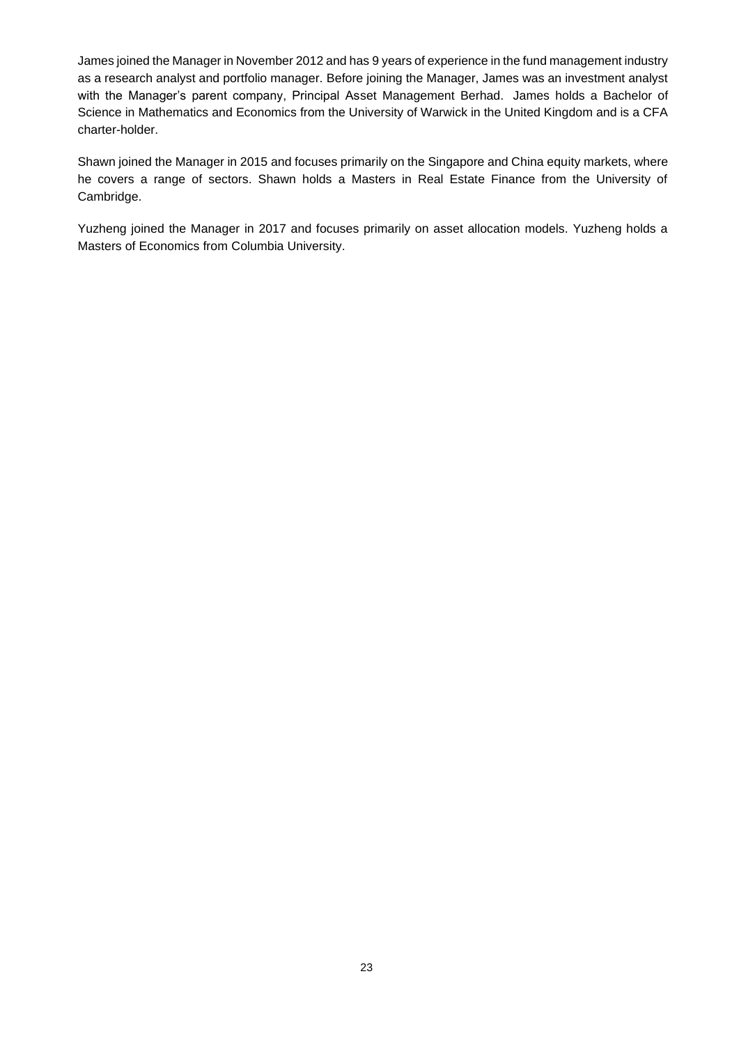James joined the Manager in November 2012 and has 9 years of experience in the fund management industry as a research analyst and portfolio manager. Before joining the Manager, James was an investment analyst with the Manager's parent company, Principal Asset Management Berhad. James holds a Bachelor of Science in Mathematics and Economics from the University of Warwick in the United Kingdom and is a CFA charter-holder.

Shawn joined the Manager in 2015 and focuses primarily on the Singapore and China equity markets, where he covers a range of sectors. Shawn holds a Masters in Real Estate Finance from the University of Cambridge.

Yuzheng joined the Manager in 2017 and focuses primarily on asset allocation models. Yuzheng holds a Masters of Economics from Columbia University.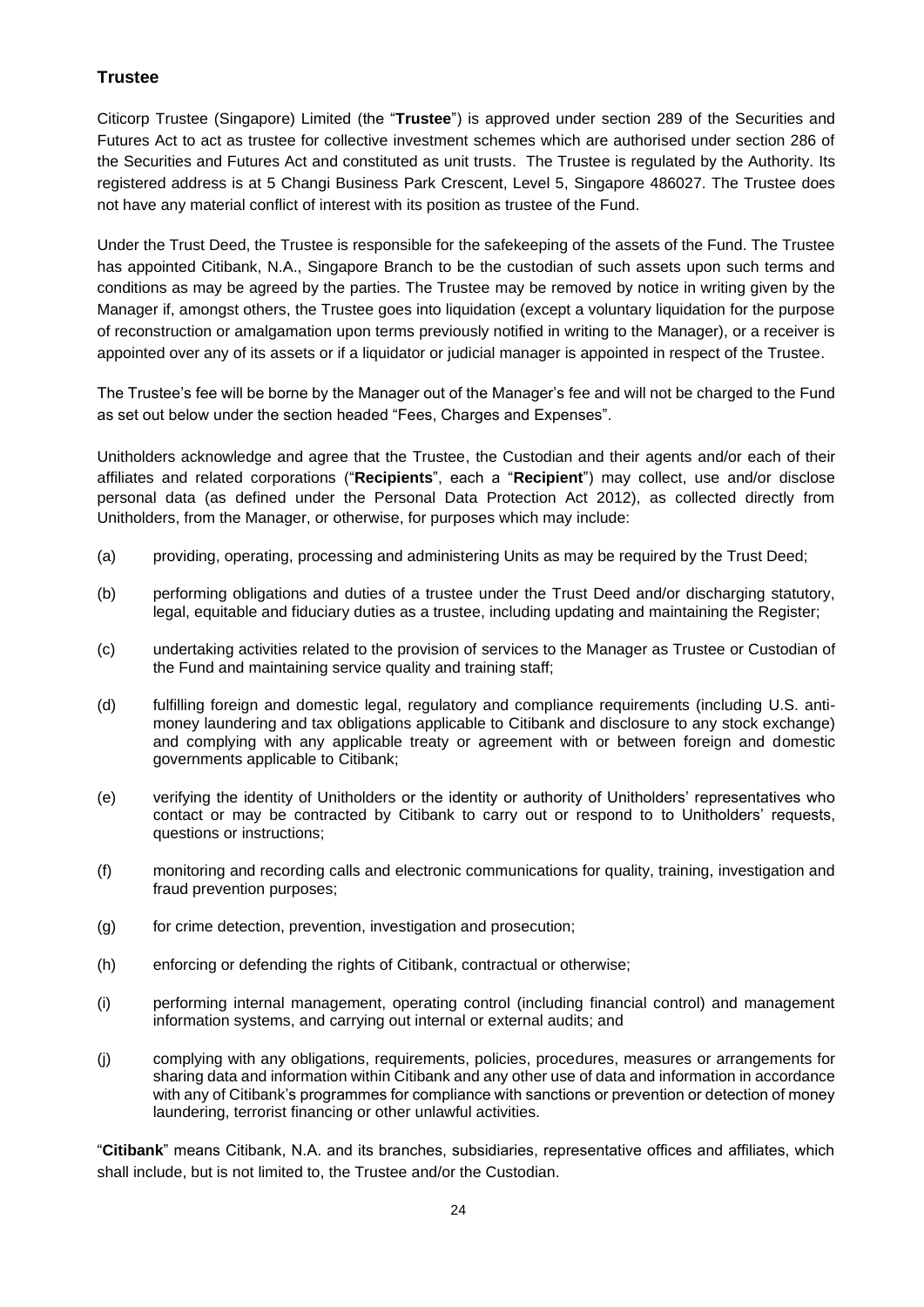## Trustee

Citicorp Trustee (Singapore) Limited (the "**Trustee**") is approved under section 289 of the Securities and Futures Act to act as trustee for collective investment schemes which are authorised under section 286 of the Securities and Futures Act and constituted as unit trusts. The Trustee is regulated by the Authority. Its registered address is at 5 Changi Business Park Crescent, Level 5, Singapore 486027. The Trustee does not have any material conflict of interest with its position as trustee of the Fund.

Under the Trust Deed, the Trustee is responsible for the safekeeping of the assets of the Fund. The Trustee has appointed Citibank, N.A., Singapore Branch to be the custodian of such assets upon such terms and conditions as may be agreed by the parties. The Trustee may be removed by notice in writing given by the Manager if, amongst others, the Trustee goes into liquidation (except a voluntary liquidation for the purpose of reconstruction or amalgamation upon terms previously notified in writing to the Manager), or a receiver is appointed over any of its assets or if a liquidator or judicial manager is appointed in respect of the Trustee.

The Trustee's fee will be borne by the Manager out of the Manager's fee and will not be charged to the Fund as set out below under the section headed "Fees, Charges and Expenses".

Unitholders acknowledge and agree that the Trustee, the Custodian and their agents and/or each of their affiliates and related corporations ("**Recipients**", each a "**Recipient**") may collect, use and/or disclose personal data (as defined under the Personal Data Protection Act 2012), as collected directly from Unitholders, from the Manager, or otherwise, for purposes which may include:

(a) providing, operating, processing and administering Units as may be required by the Trust Deed;

(b) performing obligations and duties of a trustee under the Trust Deed and/or discharging statutory, legal, equitable and fiduciary duties as a trustee, including updating and maintaining the Register;

(c) undertaking activities related to the provision of services to the Manager as Trustee or Custodian of the Fund and maintaining service quality and training staff;

(d) fulfilling foreign and domestic legal, regulatory and compliance requirements (including U.S. anti-money laundering and tax obligations applicable to Citibank and disclosure to any stock exchange) and complying with any applicable treaty or agreement with or between foreign and domestic governments applicable to Citibank;

(e) verifying the identity of Unitholders or the identity or authority of Unitholders' representatives who contact or may be contracted by Citibank to carry out or respond to to Unitholders' requests, questions or instructions;

(f) monitoring and recording calls and electronic communications for quality, training, investigation and fraud prevention purposes;

(g) for crime detection, prevention, investigation and prosecution;

(h) enforcing or defending the rights of Citibank, contractual or otherwise;

(i) performing internal management, operating control (including financial control) and management information systems, and carrying out internal or external audits; and

(j) complying with any obligations, requirements, policies, procedures, measures or arrangements for sharing data and information within Citibank and any other use of data and information in accordance with any of Citibank's programmes for compliance with sanctions or prevention or detection of money laundering, terrorist financing or other unlawful activities.

"**Citibank**" means Citibank, N.A. and its branches, subsidiaries, representative offices and affiliates, which shall include, but is not limited to, the Trustee and/or the Custodian.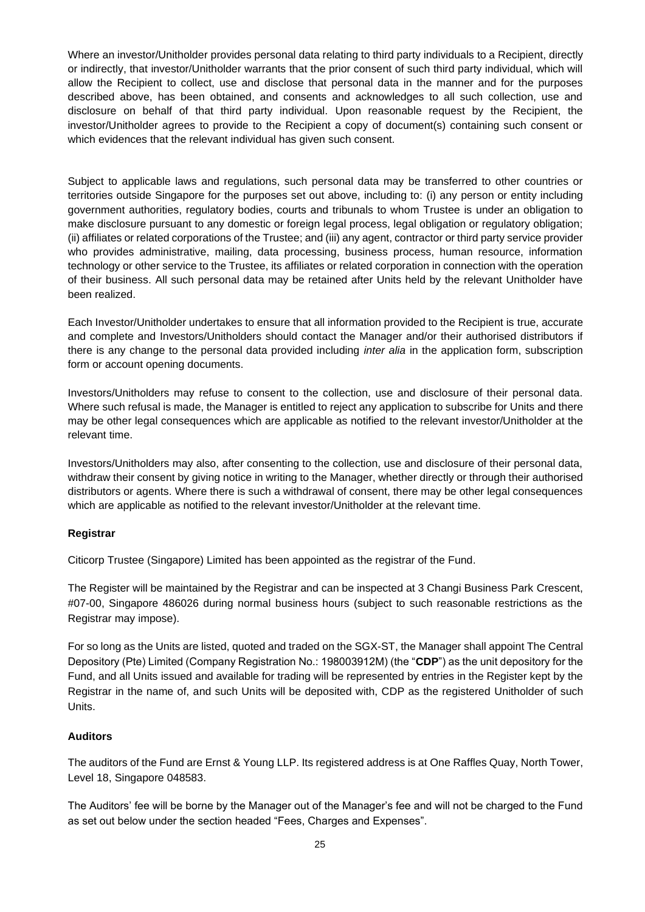Where an investor/Unitholder provides personal data relating to third party individuals to a Recipient, directly or indirectly, that investor/Unitholder warrants that the prior consent of such third party individual, which will allow the Recipient to collect, use and disclose that personal data in the manner and for the purposes described above, has been obtained, and consents and acknowledges to all such collection, use and disclosure on behalf of that third party individual. Upon reasonable request by the Recipient, the investor/Unitholder agrees to provide to the Recipient a copy of document(s) containing such consent or which evidences that the relevant individual has given such consent.

Subject to applicable laws and regulations, such personal data may be transferred to other countries or territories outside Singapore for the purposes set out above, including to: (i) any person or entity including government authorities, regulatory bodies, courts and tribunals to whom Trustee is under an obligation to make disclosure pursuant to any domestic or foreign legal process, legal obligation or regulatory obligation; (ii) affiliates or related corporations of the Trustee; and (iii) any agent, contractor or third party service provider who provides administrative, mailing, data processing, business process, human resource, information technology or other service to the Trustee, its affiliates or related corporation in connection with the operation of their business. All such personal data may be retained after Units held by the relevant Unitholder have been realized.

Each Investor/Unitholder undertakes to ensure that all information provided to the Recipient is true, accurate and complete and Investors/Unitholders should contact the Manager and/or their authorised distributors if there is any change to the personal data provided including *inter alia* in the application form, subscription form or account opening documents.

Investors/Unitholders may refuse to consent to the collection, use and disclosure of their personal data. Where such refusal is made, the Manager is entitled to reject any application to subscribe for Units and there may be other legal consequences which are applicable as notified to the relevant investor/Unitholder at the relevant time.

Investors/Unitholders may also, after consenting to the collection, use and disclosure of their personal data, withdraw their consent by giving notice in writing to the Manager, whether directly or through their authorised distributors or agents. Where there is such a withdrawal of consent, there may be other legal consequences which are applicable as notified to the relevant investor/Unitholder at the relevant time.

**Registrar**

Citicorp Trustee (Singapore) Limited has been appointed as the registrar of the Fund.

The Register will be maintained by the Registrar and can be inspected at 3 Changi Business Park Crescent, #07-00, Singapore 486026 during normal business hours (subject to such reasonable restrictions as the Registrar may impose).

For so long as the Units are listed, quoted and traded on the SGX-ST, the Manager shall appoint The Central Depository (Pte) Limited (Company Registration No.: 198003912M) (the "**CDP**") as the unit depository for the Fund, and all Units issued and available for trading will be represented by entries in the Register kept by the Registrar in the name of, and such Units will be deposited with, CDP as the registered Unitholder of such Units.

**Auditors**

The auditors of the Fund are Ernst & Young LLP. Its registered address is at One Raffles Quay, North Tower, Level 18, Singapore 048583.

The Auditors' fee will be borne by the Manager out of the Manager's fee and will not be charged to the Fund as set out below under the section headed "Fees, Charges and Expenses".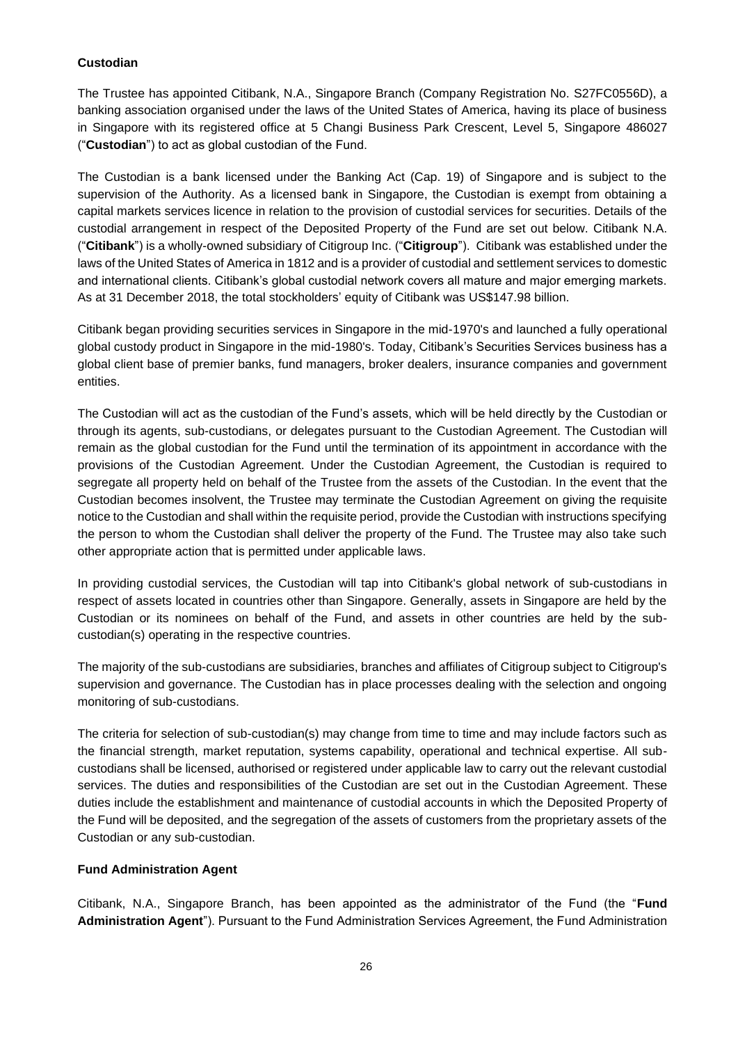**Custodian**

The Trustee has appointed Citibank, N.A., Singapore Branch (Company Registration No. S27FC0556D), a banking association organised under the laws of the United States of America, having its place of business in Singapore with its registered office at 5 Changi Business Park Crescent, Level 5, Singapore 486027 ("**Custodian**") to act as global custodian of the Fund.

The Custodian is a bank licensed under the Banking Act (Cap. 19) of Singapore and is subject to the supervision of the Authority. As a licensed bank in Singapore, the Custodian is exempt from obtaining a capital markets services licence in relation to the provision of custodial services for securities. Details of the custodial arrangement in respect of the Deposited Property of the Fund are set out below. Citibank N.A. ("**Citibank**") is a wholly-owned subsidiary of Citigroup Inc. ("**Citigroup**"). Citibank was established under the laws of the United States of America in 1812 and is a provider of custodial and settlement services to domestic and international clients. Citibank's global custodial network covers all mature and major emerging markets. As at 31 December 2018, the total stockholders' equity of Citibank was US$147.98 billion.

Citibank began providing securities services in Singapore in the mid-1970's and launched a fully operational global custody product in Singapore in the mid-1980's. Today, Citibank's Securities Services business has a global client base of premier banks, fund managers, broker dealers, insurance companies and government entities.

The Custodian will act as the custodian of the Fund's assets, which will be held directly by the Custodian or through its agents, sub-custodians, or delegates pursuant to the Custodian Agreement. The Custodian will remain as the global custodian for the Fund until the termination of its appointment in accordance with the provisions of the Custodian Agreement. Under the Custodian Agreement, the Custodian is required to segregate all property held on behalf of the Trustee from the assets of the Custodian. In the event that the Custodian becomes insolvent, the Trustee may terminate the Custodian Agreement on giving the requisite notice to the Custodian and shall within the requisite period, provide the Custodian with instructions specifying the person to whom the Custodian shall deliver the property of the Fund. The Trustee may also take such other appropriate action that is permitted under applicable laws.

In providing custodial services, the Custodian will tap into Citibank's global network of sub-custodians in respect of assets located in countries other than Singapore. Generally, assets in Singapore are held by the Custodian or its nominees on behalf of the Fund, and assets in other countries are held by the sub-custodian(s) operating in the respective countries.

The majority of the sub-custodians are subsidiaries, branches and affiliates of Citigroup subject to Citigroup's supervision and governance. The Custodian has in place processes dealing with the selection and ongoing monitoring of sub-custodians.

The criteria for selection of sub-custodian(s) may change from time to time and may include factors such as the financial strength, market reputation, systems capability, operational and technical expertise. All sub-custodians shall be licensed, authorised or registered under applicable law to carry out the relevant custodial services. The duties and responsibilities of the Custodian are set out in the Custodian Agreement. These duties include the establishment and maintenance of custodial accounts in which the Deposited Property of the Fund will be deposited, and the segregation of the assets of customers from the proprietary assets of the Custodian or any sub-custodian.

**Fund Administration Agent**

Citibank, N.A., Singapore Branch, has been appointed as the administrator of the Fund (the "**Fund Administration Agent**"). Pursuant to the Fund Administration Services Agreement, the Fund Administration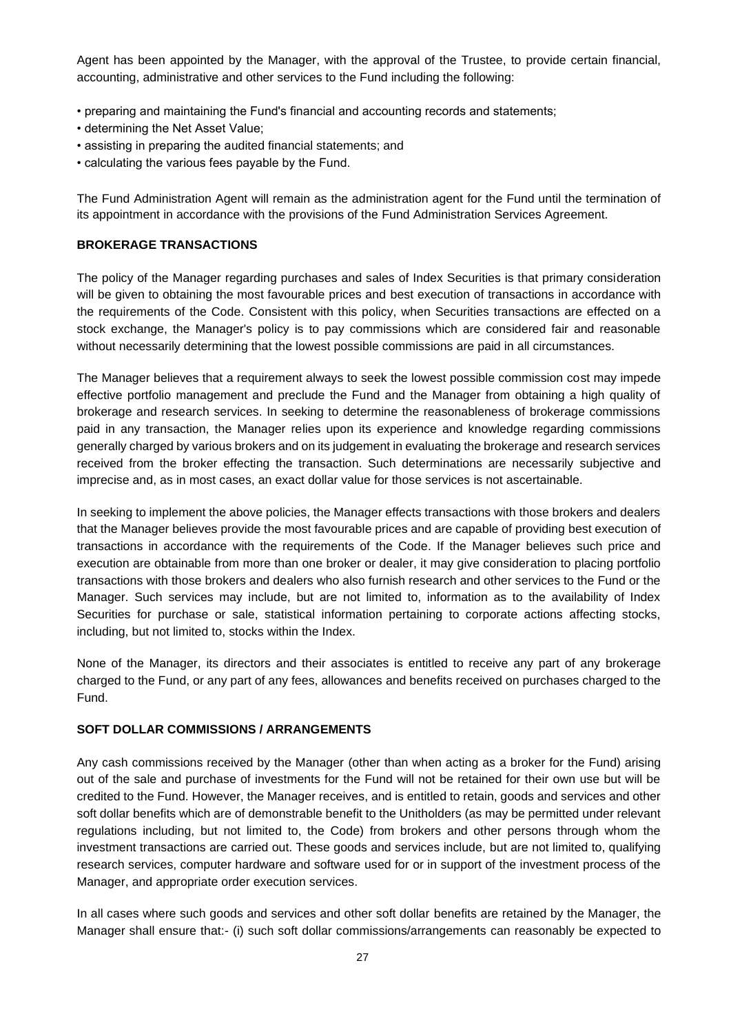Agent has been appointed by the Manager, with the approval of the Trustee, to provide certain financial, accounting, administrative and other services to the Fund including the following:

- preparing and maintaining the Fund's financial and accounting records and statements;
- determining the Net Asset Value;
- assisting in preparing the audited financial statements; and
- calculating the various fees payable by the Fund.

The Fund Administration Agent will remain as the administration agent for the Fund until the termination of its appointment in accordance with the provisions of the Fund Administration Services Agreement.

## BROKERAGE TRANSACTIONS

The policy of the Manager regarding purchases and sales of Index Securities is that primary consideration will be given to obtaining the most favourable prices and best execution of transactions in accordance with the requirements of the Code. Consistent with this policy, when Securities transactions are effected on a stock exchange, the Manager's policy is to pay commissions which are considered fair and reasonable without necessarily determining that the lowest possible commissions are paid in all circumstances.

The Manager believes that a requirement always to seek the lowest possible commission cost may impede effective portfolio management and preclude the Fund and the Manager from obtaining a high quality of brokerage and research services. In seeking to determine the reasonableness of brokerage commissions paid in any transaction, the Manager relies upon its experience and knowledge regarding commissions generally charged by various brokers and on its judgement in evaluating the brokerage and research services received from the broker effecting the transaction. Such determinations are necessarily subjective and imprecise and, as in most cases, an exact dollar value for those services is not ascertainable.

In seeking to implement the above policies, the Manager effects transactions with those brokers and dealers that the Manager believes provide the most favourable prices and are capable of providing best execution of transactions in accordance with the requirements of the Code. If the Manager believes such price and execution are obtainable from more than one broker or dealer, it may give consideration to placing portfolio transactions with those brokers and dealers who also furnish research and other services to the Fund or the Manager. Such services may include, but are not limited to, information as to the availability of Index Securities for purchase or sale, statistical information pertaining to corporate actions affecting stocks, including, but not limited to, stocks within the Index.

None of the Manager, its directors and their associates is entitled to receive any part of any brokerage charged to the Fund, or any part of any fees, allowances and benefits received on purchases charged to the Fund.

## SOFT DOLLAR COMMISSIONS / ARRANGEMENTS

Any cash commissions received by the Manager (other than when acting as a broker for the Fund) arising out of the sale and purchase of investments for the Fund will not be retained for their own use but will be credited to the Fund. However, the Manager receives, and is entitled to retain, goods and services and other soft dollar benefits which are of demonstrable benefit to the Unitholders (as may be permitted under relevant regulations including, but not limited to, the Code) from brokers and other persons through whom the investment transactions are carried out. These goods and services include, but are not limited to, qualifying research services, computer hardware and software used for or in support of the investment process of the Manager, and appropriate order execution services.

In all cases where such goods and services and other soft dollar benefits are retained by the Manager, the Manager shall ensure that:- (i) such soft dollar commissions/arrangements can reasonably be expected to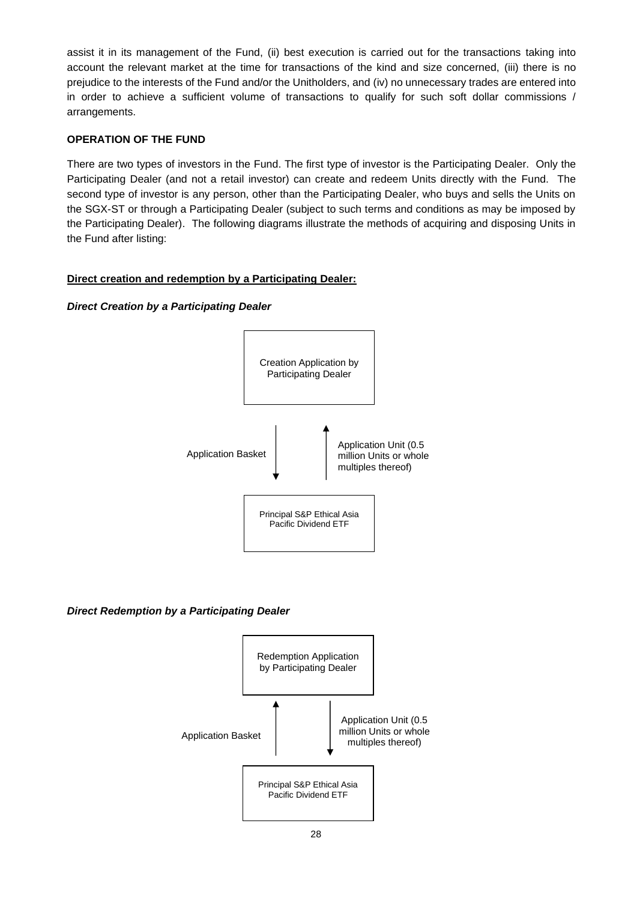assist it in its management of the Fund, (ii) best execution is carried out for the transactions taking into account the relevant market at the time for transactions of the kind and size concerned, (iii) there is no prejudice to the interests of the Fund and/or the Unitholders, and (iv) no unnecessary trades are entered into in order to achieve a sufficient volume of transactions to qualify for such soft dollar commissions / arrangements.

**OPERATION OF THE FUND**

There are two types of investors in the Fund. The first type of investor is the Participating Dealer. Only the Participating Dealer (and not a retail investor) can create and redeem Units directly with the Fund. The second type of investor is any person, other than the Participating Dealer, who buys and sells the Units on the SGX-ST or through a Participating Dealer (subject to such terms and conditions as may be imposed by the Participating Dealer). The following diagrams illustrate the methods of acquiring and disposing Units in the Fund after listing:

**Direct creation and redemption by a Participating Dealer:**

***Direct Creation by a Participating Dealer***

Creation Application by Participating Dealer

Application Basket ↓

↑ Application Unit (0.5 million Units or whole multiples thereof)

Principal S&P Ethical Asia Pacific Dividend ETF

***Direct Redemption by a Participating Dealer***

Redemption Application by Participating Dealer

Application Basket ↑

↓ Application Unit (0.5 million Units or whole multiples thereof)

Principal S&P Ethical Asia Pacific Dividend ETF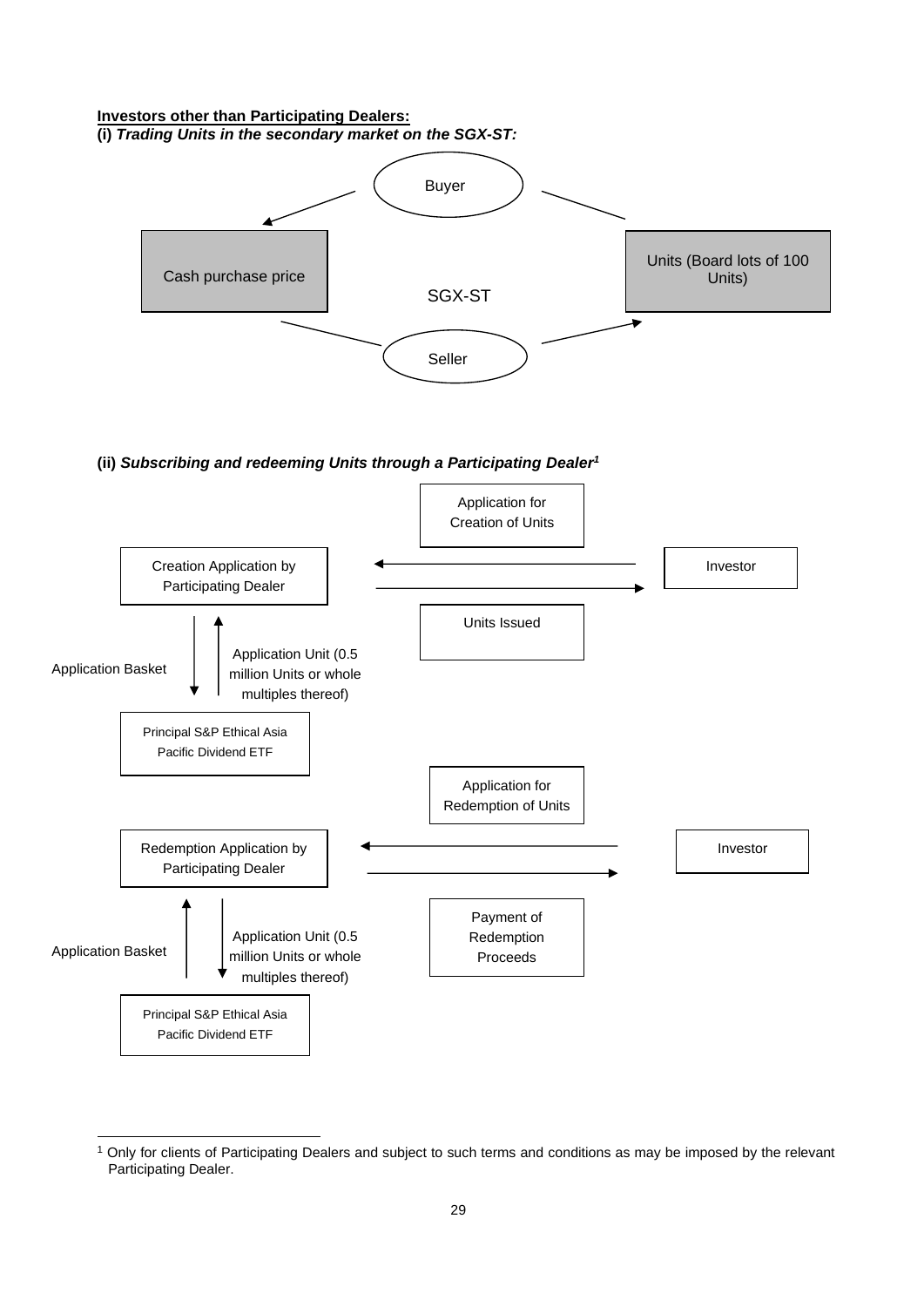**Investors other than Participating Dealers:**

**(i)** ***Trading Units in the secondary market on the SGX-ST:***

Buyer

Cash purchase price

SGX-ST

Units (Board lots of 100 Units)

Seller

**(ii)** ***Subscribing and redeeming Units through a Participating Dealer***[1]

Application for Creation of Units

Creation Application by Participating Dealer

Investor

Units Issued

Application Basket

Application Unit (0.5 million Units or whole multiples thereof)

Principal S&P Ethical Asia Pacific Dividend ETF

Application for Redemption of Units

Redemption Application by Participating Dealer

Investor

Payment of Redemption Proceeds

Application Basket

Application Unit (0.5 million Units or whole multiples thereof)

Principal S&P Ethical Asia Pacific Dividend ETF

---

[1] Only for clients of Participating Dealers and subject to such terms and conditions as may be imposed by the relevant Participating Dealer.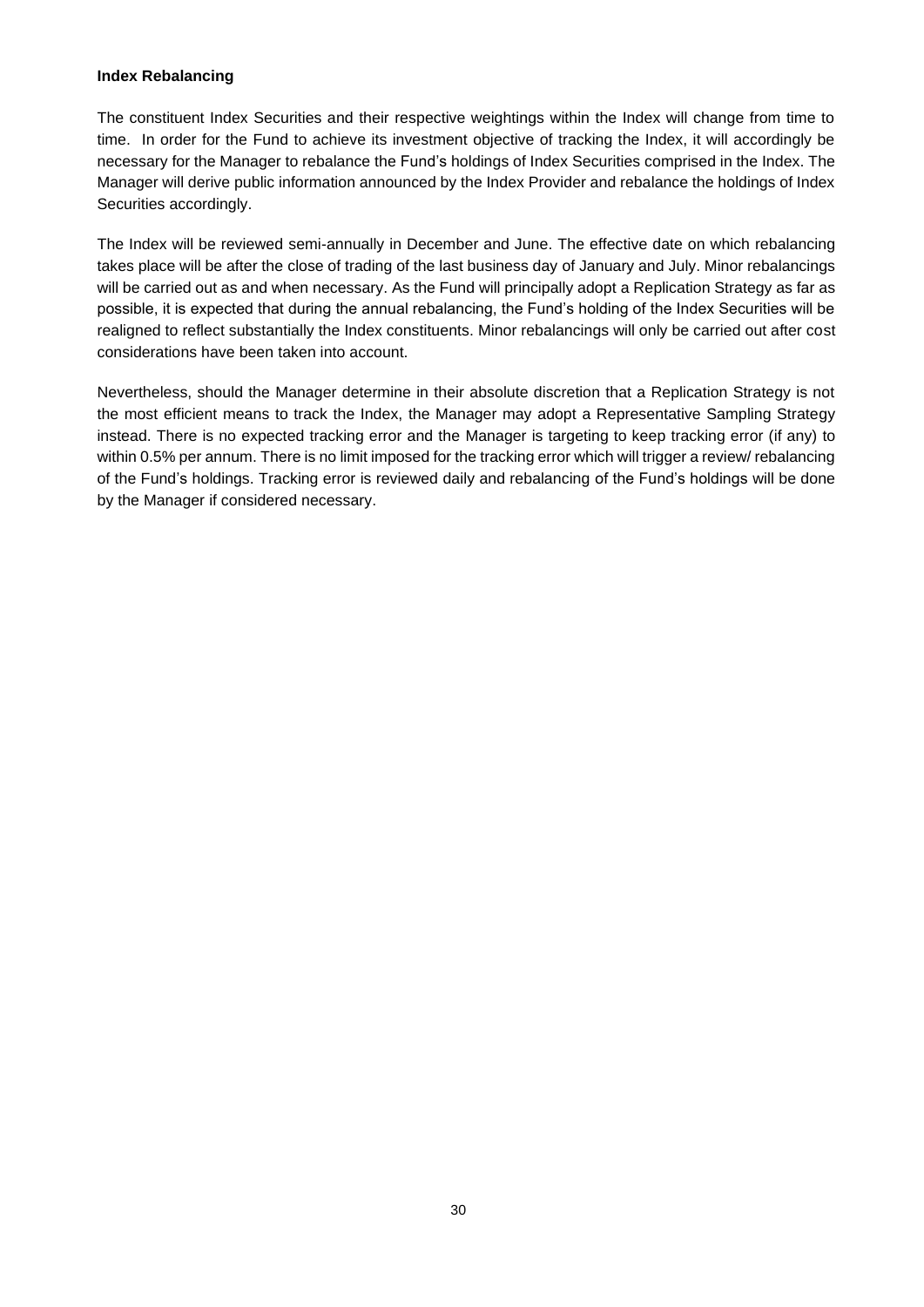**Index Rebalancing**

The constituent Index Securities and their respective weightings within the Index will change from time to time. In order for the Fund to achieve its investment objective of tracking the Index, it will accordingly be necessary for the Manager to rebalance the Fund's holdings of Index Securities comprised in the Index. The Manager will derive public information announced by the Index Provider and rebalance the holdings of Index Securities accordingly.

The Index will be reviewed semi-annually in December and June. The effective date on which rebalancing takes place will be after the close of trading of the last business day of January and July. Minor rebalancings will be carried out as and when necessary. As the Fund will principally adopt a Replication Strategy as far as possible, it is expected that during the annual rebalancing, the Fund's holding of the Index Securities will be realigned to reflect substantially the Index constituents. Minor rebalancings will only be carried out after cost considerations have been taken into account.

Nevertheless, should the Manager determine in their absolute discretion that a Replication Strategy is not the most efficient means to track the Index, the Manager may adopt a Representative Sampling Strategy instead. There is no expected tracking error and the Manager is targeting to keep tracking error (if any) to within 0.5% per annum. There is no limit imposed for the tracking error which will trigger a review/ rebalancing of the Fund's holdings. Tracking error is reviewed daily and rebalancing of the Fund's holdings will be done by the Manager if considered necessary.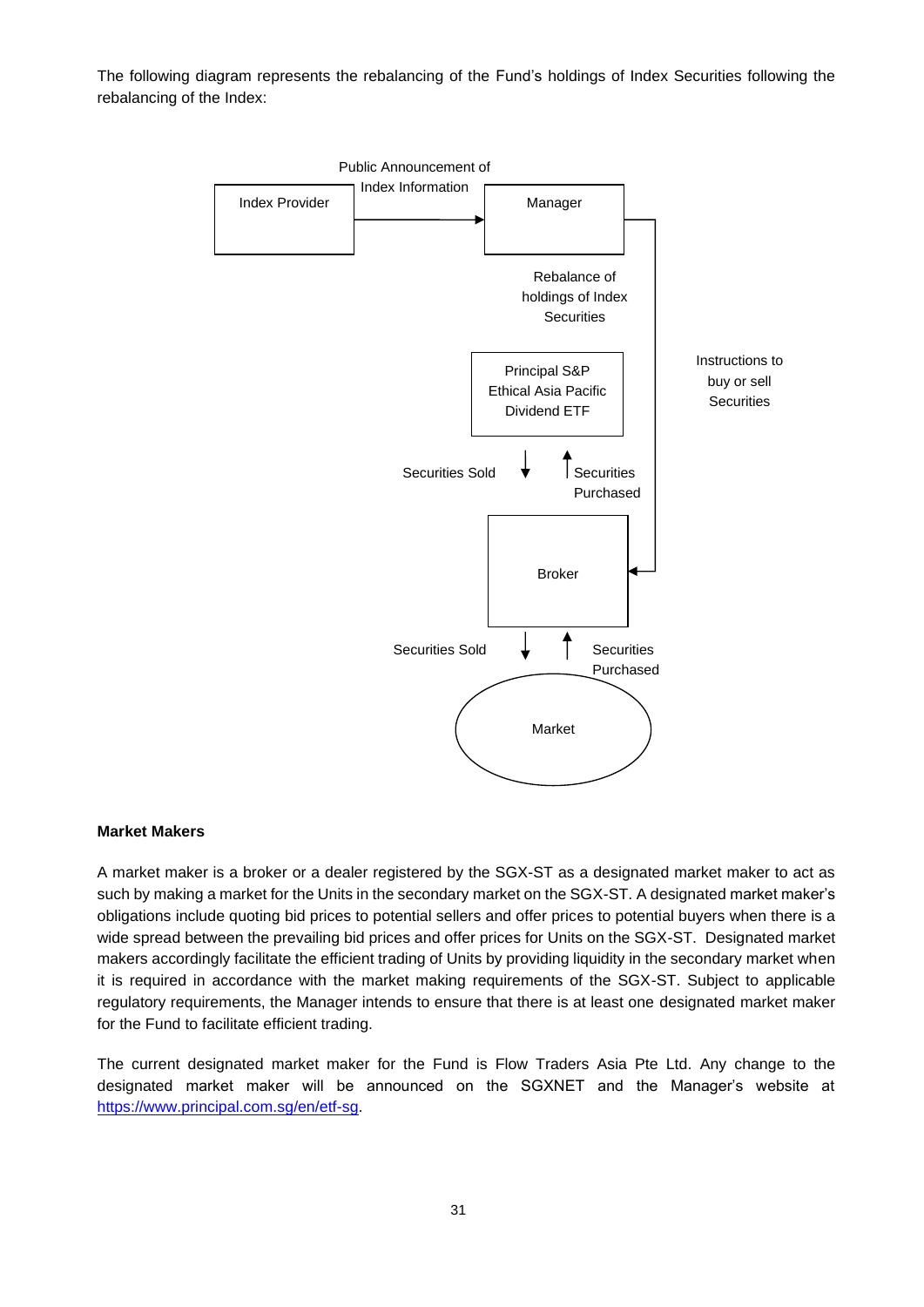The following diagram represents the rebalancing of the Fund's holdings of Index Securities following the rebalancing of the Index:

Index Provider → (Public Announcement of Index Information) → Manager

Manager → (Rebalance of holdings of Index Securities) → Principal S&P Ethical Asia Pacific Dividend ETF

Manager → (Instructions to buy or sell Securities) → Broker

Principal S&P Ethical Asia Pacific Dividend ETF → (Securities Sold) → Broker

Broker → (Securities Purchased) → Principal S&P Ethical Asia Pacific Dividend ETF

Broker → (Securities Sold) → Market

Market → (Securities Purchased) → Broker

**Market Makers**

A market maker is a broker or a dealer registered by the SGX-ST as a designated market maker to act as such by making a market for the Units in the secondary market on the SGX-ST. A designated market maker's obligations include quoting bid prices to potential sellers and offer prices to potential buyers when there is a wide spread between the prevailing bid prices and offer prices for Units on the SGX-ST. Designated market makers accordingly facilitate the efficient trading of Units by providing liquidity in the secondary market when it is required in accordance with the market making requirements of the SGX-ST. Subject to applicable regulatory requirements, the Manager intends to ensure that there is at least one designated market maker for the Fund to facilitate efficient trading.

The current designated market maker for the Fund is Flow Traders Asia Pte Ltd. Any change to the designated market maker will be announced on the SGXNET and the Manager's website at https://www.principal.com.sg/en/etf-sg.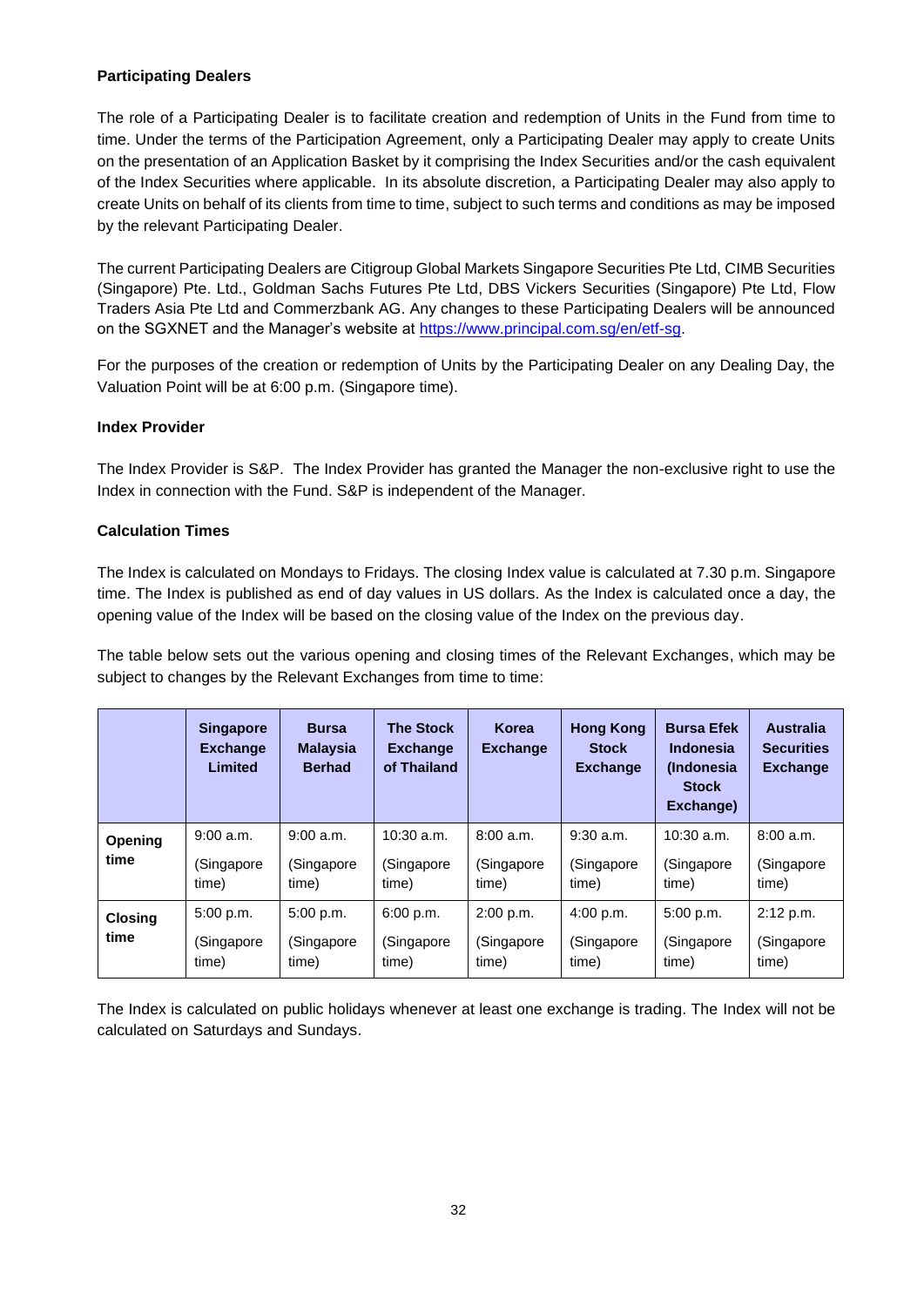**Participating Dealers**

The role of a Participating Dealer is to facilitate creation and redemption of Units in the Fund from time to time. Under the terms of the Participation Agreement, only a Participating Dealer may apply to create Units on the presentation of an Application Basket by it comprising the Index Securities and/or the cash equivalent of the Index Securities where applicable. In its absolute discretion, a Participating Dealer may also apply to create Units on behalf of its clients from time to time, subject to such terms and conditions as may be imposed by the relevant Participating Dealer.

The current Participating Dealers are Citigroup Global Markets Singapore Securities Pte Ltd, CIMB Securities (Singapore) Pte. Ltd., Goldman Sachs Futures Pte Ltd, DBS Vickers Securities (Singapore) Pte Ltd, Flow Traders Asia Pte Ltd and Commerzbank AG. Any changes to these Participating Dealers will be announced on the SGXNET and the Manager's website at https://www.principal.com.sg/en/etf-sg.

For the purposes of the creation or redemption of Units by the Participating Dealer on any Dealing Day, the Valuation Point will be at 6:00 p.m. (Singapore time).

**Index Provider**

The Index Provider is S&P. The Index Provider has granted the Manager the non-exclusive right to use the Index in connection with the Fund. S&P is independent of the Manager.

**Calculation Times**

The Index is calculated on Mondays to Fridays. The closing Index value is calculated at 7.30 p.m. Singapore time. The Index is published as end of day values in US dollars. As the Index is calculated once a day, the opening value of the Index will be based on the closing value of the Index on the previous day.

The table below sets out the various opening and closing times of the Relevant Exchanges, which may be subject to changes by the Relevant Exchanges from time to time:

| | Singapore Exchange Limited | Bursa Malaysia Berhad | The Stock Exchange of Thailand | Korea Exchange | Hong Kong Stock Exchange | Bursa Efek Indonesia (Indonesia Stock Exchange) | Australia Securities Exchange |
|---|---|---|---|---|---|---|---|
| **Opening time** | 9:00 a.m. (Singapore time) | 9:00 a.m. (Singapore time) | 10:30 a.m. (Singapore time) | 8:00 a.m. (Singapore time) | 9:30 a.m. (Singapore time) | 10:30 a.m. (Singapore time) | 8:00 a.m. (Singapore time) |
| **Closing time** | 5:00 p.m. (Singapore time) | 5:00 p.m. (Singapore time) | 6:00 p.m. (Singapore time) | 2:00 p.m. (Singapore time) | 4:00 p.m. (Singapore time) | 5:00 p.m. (Singapore time) | 2:12 p.m. (Singapore time) |

The Index is calculated on public holidays whenever at least one exchange is trading. The Index will not be calculated on Saturdays and Sundays.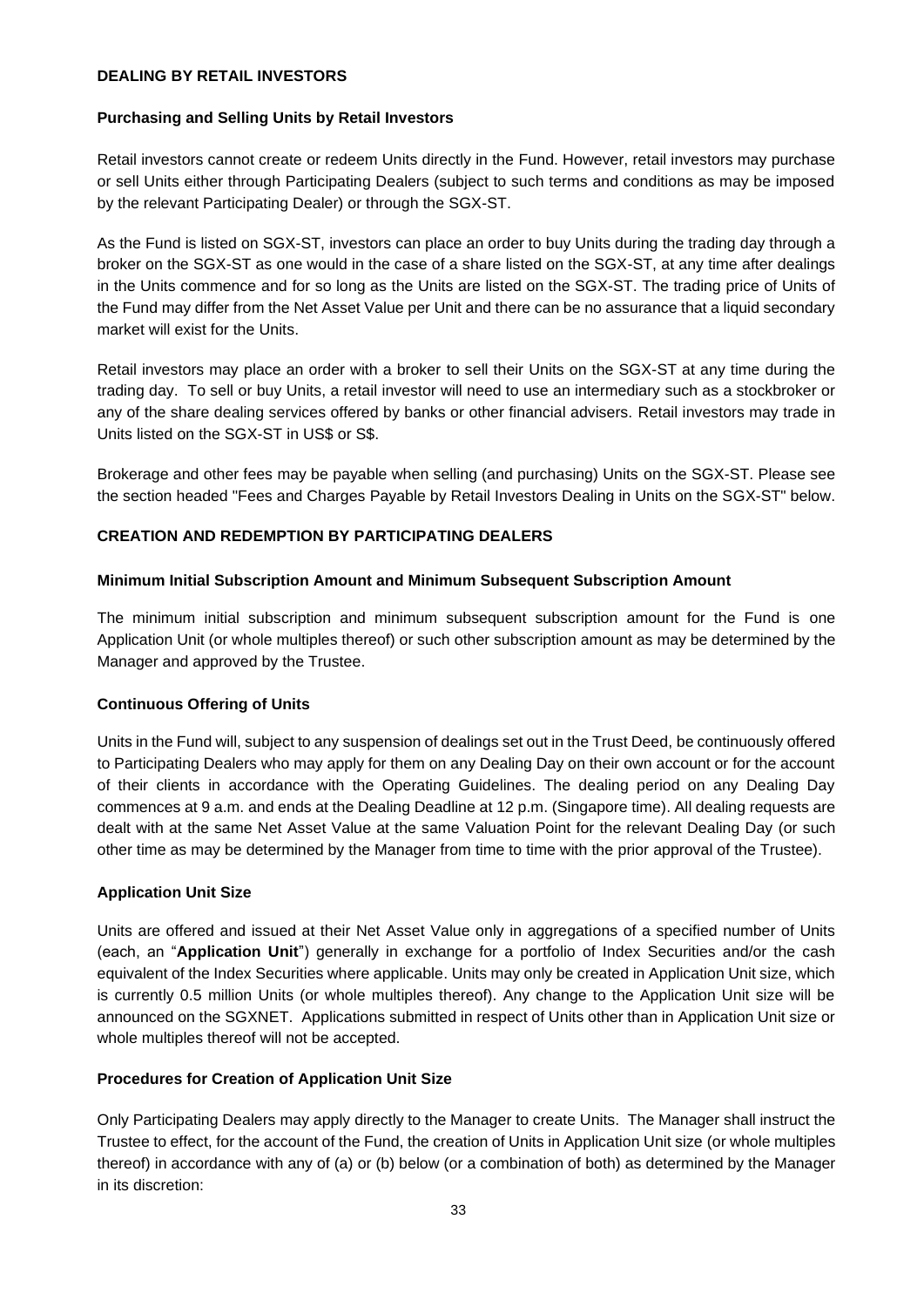## DEALING BY RETAIL INVESTORS

### Purchasing and Selling Units by Retail Investors

Retail investors cannot create or redeem Units directly in the Fund. However, retail investors may purchase or sell Units either through Participating Dealers (subject to such terms and conditions as may be imposed by the relevant Participating Dealer) or through the SGX-ST.

As the Fund is listed on SGX-ST, investors can place an order to buy Units during the trading day through a broker on the SGX-ST as one would in the case of a share listed on the SGX-ST, at any time after dealings in the Units commence and for so long as the Units are listed on the SGX-ST. The trading price of Units of the Fund may differ from the Net Asset Value per Unit and there can be no assurance that a liquid secondary market will exist for the Units.

Retail investors may place an order with a broker to sell their Units on the SGX-ST at any time during the trading day. To sell or buy Units, a retail investor will need to use an intermediary such as a stockbroker or any of the share dealing services offered by banks or other financial advisers. Retail investors may trade in Units listed on the SGX-ST in US$ or S$.

Brokerage and other fees may be payable when selling (and purchasing) Units on the SGX-ST. Please see the section headed "Fees and Charges Payable by Retail Investors Dealing in Units on the SGX-ST" below.

## CREATION AND REDEMPTION BY PARTICIPATING DEALERS

### Minimum Initial Subscription Amount and Minimum Subsequent Subscription Amount

The minimum initial subscription and minimum subsequent subscription amount for the Fund is one Application Unit (or whole multiples thereof) or such other subscription amount as may be determined by the Manager and approved by the Trustee.

### Continuous Offering of Units

Units in the Fund will, subject to any suspension of dealings set out in the Trust Deed, be continuously offered to Participating Dealers who may apply for them on any Dealing Day on their own account or for the account of their clients in accordance with the Operating Guidelines. The dealing period on any Dealing Day commences at 9 a.m. and ends at the Dealing Deadline at 12 p.m. (Singapore time). All dealing requests are dealt with at the same Net Asset Value at the same Valuation Point for the relevant Dealing Day (or such other time as may be determined by the Manager from time to time with the prior approval of the Trustee).

### Application Unit Size

Units are offered and issued at their Net Asset Value only in aggregations of a specified number of Units (each, an "**Application Unit**") generally in exchange for a portfolio of Index Securities and/or the cash equivalent of the Index Securities where applicable. Units may only be created in Application Unit size, which is currently 0.5 million Units (or whole multiples thereof). Any change to the Application Unit size will be announced on the SGXNET. Applications submitted in respect of Units other than in Application Unit size or whole multiples thereof will not be accepted.

### Procedures for Creation of Application Unit Size

Only Participating Dealers may apply directly to the Manager to create Units. The Manager shall instruct the Trustee to effect, for the account of the Fund, the creation of Units in Application Unit size (or whole multiples thereof) in accordance with any of (a) or (b) below (or a combination of both) as determined by the Manager in its discretion: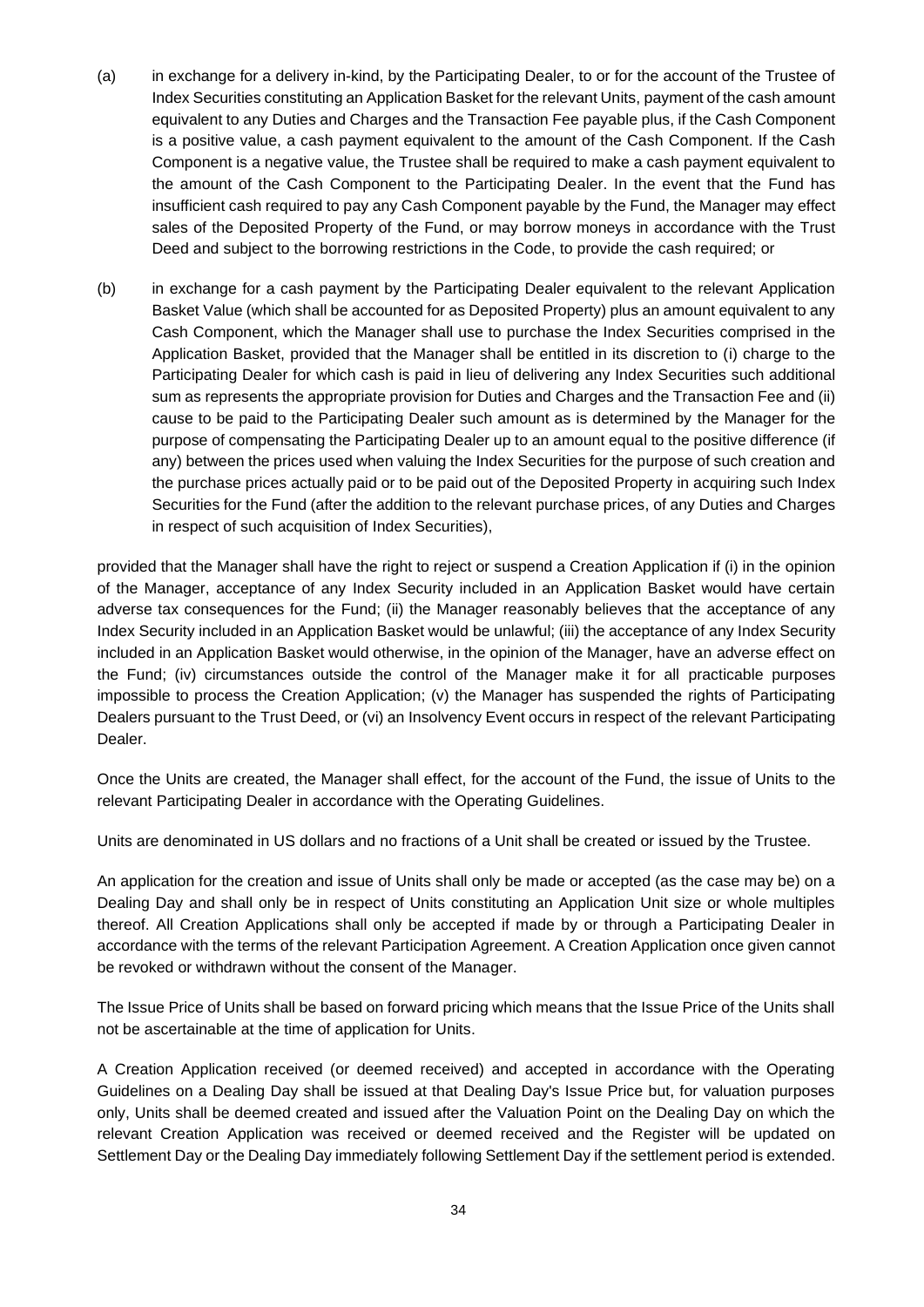(a) in exchange for a delivery in-kind, by the Participating Dealer, to or for the account of the Trustee of Index Securities constituting an Application Basket for the relevant Units, payment of the cash amount equivalent to any Duties and Charges and the Transaction Fee payable plus, if the Cash Component is a positive value, a cash payment equivalent to the amount of the Cash Component. If the Cash Component is a negative value, the Trustee shall be required to make a cash payment equivalent to the amount of the Cash Component to the Participating Dealer. In the event that the Fund has insufficient cash required to pay any Cash Component payable by the Fund, the Manager may effect sales of the Deposited Property of the Fund, or may borrow moneys in accordance with the Trust Deed and subject to the borrowing restrictions in the Code, to provide the cash required; or

(b) in exchange for a cash payment by the Participating Dealer equivalent to the relevant Application Basket Value (which shall be accounted for as Deposited Property) plus an amount equivalent to any Cash Component, which the Manager shall use to purchase the Index Securities comprised in the Application Basket, provided that the Manager shall be entitled in its discretion to (i) charge to the Participating Dealer for which cash is paid in lieu of delivering any Index Securities such additional sum as represents the appropriate provision for Duties and Charges and the Transaction Fee and (ii) cause to be paid to the Participating Dealer such amount as is determined by the Manager for the purpose of compensating the Participating Dealer up to an amount equal to the positive difference (if any) between the prices used when valuing the Index Securities for the purpose of such creation and the purchase prices actually paid or to be paid out of the Deposited Property in acquiring such Index Securities for the Fund (after the addition to the relevant purchase prices, of any Duties and Charges in respect of such acquisition of Index Securities),

provided that the Manager shall have the right to reject or suspend a Creation Application if (i) in the opinion of the Manager, acceptance of any Index Security included in an Application Basket would have certain adverse tax consequences for the Fund; (ii) the Manager reasonably believes that the acceptance of any Index Security included in an Application Basket would be unlawful; (iii) the acceptance of any Index Security included in an Application Basket would otherwise, in the opinion of the Manager, have an adverse effect on the Fund; (iv) circumstances outside the control of the Manager make it for all practicable purposes impossible to process the Creation Application; (v) the Manager has suspended the rights of Participating Dealers pursuant to the Trust Deed, or (vi) an Insolvency Event occurs in respect of the relevant Participating Dealer.

Once the Units are created, the Manager shall effect, for the account of the Fund, the issue of Units to the relevant Participating Dealer in accordance with the Operating Guidelines.

Units are denominated in US dollars and no fractions of a Unit shall be created or issued by the Trustee.

An application for the creation and issue of Units shall only be made or accepted (as the case may be) on a Dealing Day and shall only be in respect of Units constituting an Application Unit size or whole multiples thereof. All Creation Applications shall only be accepted if made by or through a Participating Dealer in accordance with the terms of the relevant Participation Agreement. A Creation Application once given cannot be revoked or withdrawn without the consent of the Manager.

The Issue Price of Units shall be based on forward pricing which means that the Issue Price of the Units shall not be ascertainable at the time of application for Units.

A Creation Application received (or deemed received) and accepted in accordance with the Operating Guidelines on a Dealing Day shall be issued at that Dealing Day's Issue Price but, for valuation purposes only, Units shall be deemed created and issued after the Valuation Point on the Dealing Day on which the relevant Creation Application was received or deemed received and the Register will be updated on Settlement Day or the Dealing Day immediately following Settlement Day if the settlement period is extended.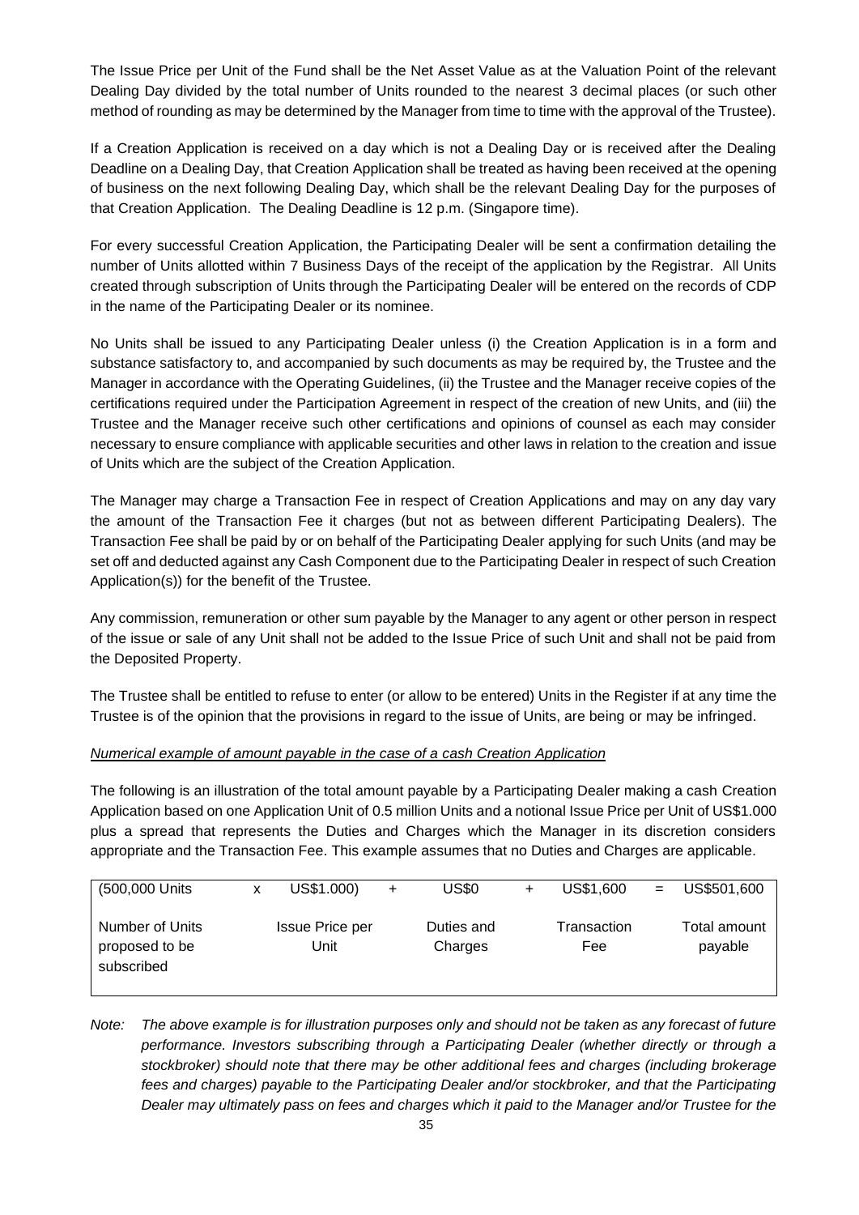The Issue Price per Unit of the Fund shall be the Net Asset Value as at the Valuation Point of the relevant Dealing Day divided by the total number of Units rounded to the nearest 3 decimal places (or such other method of rounding as may be determined by the Manager from time to time with the approval of the Trustee).

If a Creation Application is received on a day which is not a Dealing Day or is received after the Dealing Deadline on a Dealing Day, that Creation Application shall be treated as having been received at the opening of business on the next following Dealing Day, which shall be the relevant Dealing Day for the purposes of that Creation Application. The Dealing Deadline is 12 p.m. (Singapore time).

For every successful Creation Application, the Participating Dealer will be sent a confirmation detailing the number of Units allotted within 7 Business Days of the receipt of the application by the Registrar. All Units created through subscription of Units through the Participating Dealer will be entered on the records of CDP in the name of the Participating Dealer or its nominee.

No Units shall be issued to any Participating Dealer unless (i) the Creation Application is in a form and substance satisfactory to, and accompanied by such documents as may be required by, the Trustee and the Manager in accordance with the Operating Guidelines, (ii) the Trustee and the Manager receive copies of the certifications required under the Participation Agreement in respect of the creation of new Units, and (iii) the Trustee and the Manager receive such other certifications and opinions of counsel as each may consider necessary to ensure compliance with applicable securities and other laws in relation to the creation and issue of Units which are the subject of the Creation Application.

The Manager may charge a Transaction Fee in respect of Creation Applications and may on any day vary the amount of the Transaction Fee it charges (but not as between different Participating Dealers). The Transaction Fee shall be paid by or on behalf of the Participating Dealer applying for such Units (and may be set off and deducted against any Cash Component due to the Participating Dealer in respect of such Creation Application(s)) for the benefit of the Trustee.

Any commission, remuneration or other sum payable by the Manager to any agent or other person in respect of the issue or sale of any Unit shall not be added to the Issue Price of such Unit and shall not be paid from the Deposited Property.

The Trustee shall be entitled to refuse to enter (or allow to be entered) Units in the Register if at any time the Trustee is of the opinion that the provisions in regard to the issue of Units, are being or may be infringed.

*Numerical example of amount payable in the case of a cash Creation Application*

The following is an illustration of the total amount payable by a Participating Dealer making a cash Creation Application based on one Application Unit of 0.5 million Units and a notional Issue Price per Unit of US$1.000 plus a spread that represents the Duties and Charges which the Manager in its discretion considers appropriate and the Transaction Fee. This example assumes that no Duties and Charges are applicable.

| (500,000 Units | x | US$1.000) | + | US$0 | + | US$1,600 | = | US$501,600 |
|---|---|---|---|---|---|---|---|---|
| Number of Units proposed to be subscribed | | Issue Price per Unit | | Duties and Charges | | Transaction Fee | | Total amount payable |

*Note: The above example is for illustration purposes only and should not be taken as any forecast of future performance. Investors subscribing through a Participating Dealer (whether directly or through a stockbroker) should note that there may be other additional fees and charges (including brokerage fees and charges) payable to the Participating Dealer and/or stockbroker, and that the Participating Dealer may ultimately pass on fees and charges which it paid to the Manager and/or Trustee for the*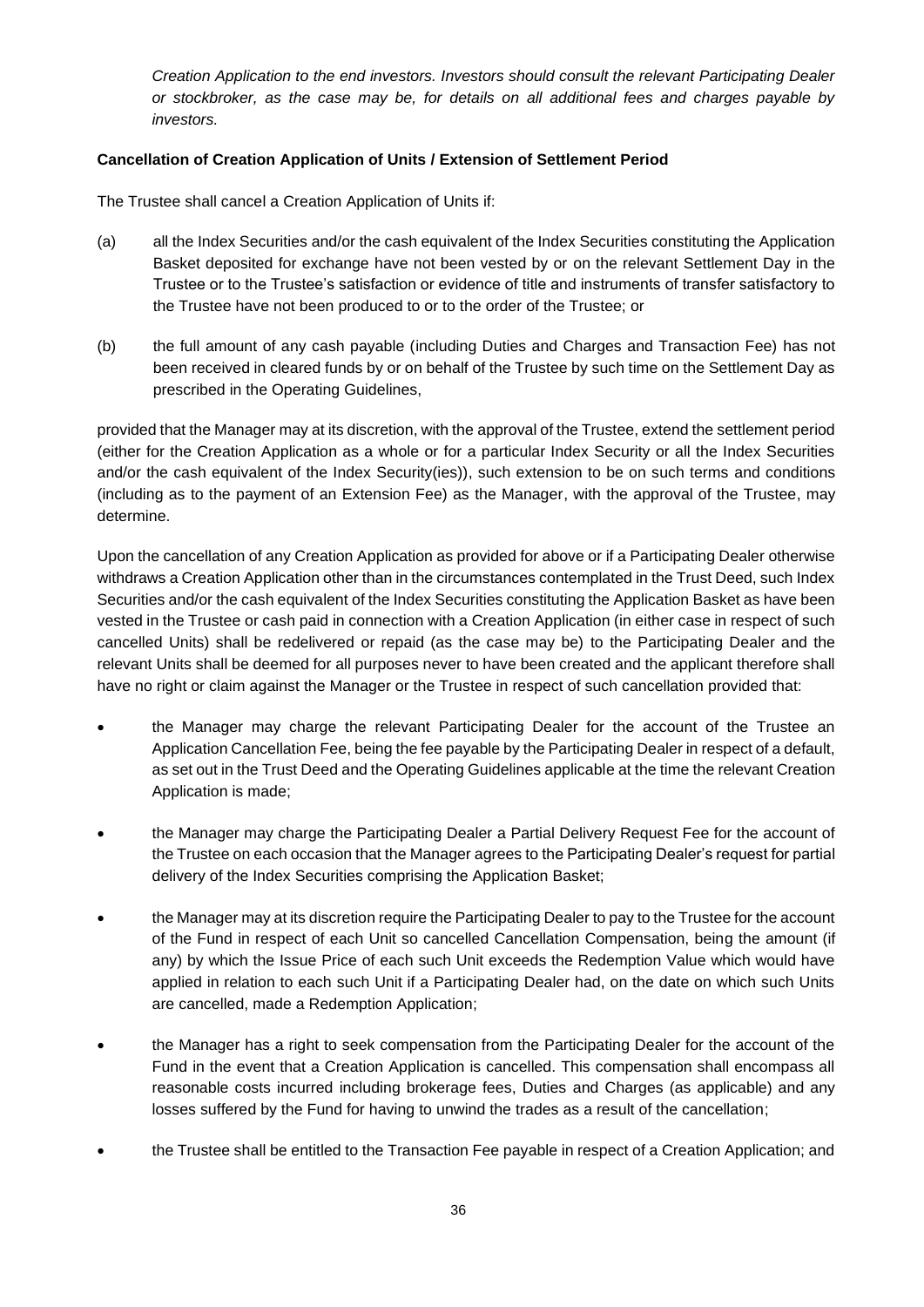*Creation Application to the end investors. Investors should consult the relevant Participating Dealer or stockbroker, as the case may be, for details on all additional fees and charges payable by investors.*

**Cancellation of Creation Application of Units / Extension of Settlement Period**

The Trustee shall cancel a Creation Application of Units if:

(a) all the Index Securities and/or the cash equivalent of the Index Securities constituting the Application Basket deposited for exchange have not been vested by or on the relevant Settlement Day in the Trustee or to the Trustee's satisfaction or evidence of title and instruments of transfer satisfactory to the Trustee have not been produced to or to the order of the Trustee; or

(b) the full amount of any cash payable (including Duties and Charges and Transaction Fee) has not been received in cleared funds by or on behalf of the Trustee by such time on the Settlement Day as prescribed in the Operating Guidelines,

provided that the Manager may at its discretion, with the approval of the Trustee, extend the settlement period (either for the Creation Application as a whole or for a particular Index Security or all the Index Securities and/or the cash equivalent of the Index Security(ies)), such extension to be on such terms and conditions (including as to the payment of an Extension Fee) as the Manager, with the approval of the Trustee, may determine.

Upon the cancellation of any Creation Application as provided for above or if a Participating Dealer otherwise withdraws a Creation Application other than in the circumstances contemplated in the Trust Deed, such Index Securities and/or the cash equivalent of the Index Securities constituting the Application Basket as have been vested in the Trustee or cash paid in connection with a Creation Application (in either case in respect of such cancelled Units) shall be redelivered or repaid (as the case may be) to the Participating Dealer and the relevant Units shall be deemed for all purposes never to have been created and the applicant therefore shall have no right or claim against the Manager or the Trustee in respect of such cancellation provided that:

- the Manager may charge the relevant Participating Dealer for the account of the Trustee an Application Cancellation Fee, being the fee payable by the Participating Dealer in respect of a default, as set out in the Trust Deed and the Operating Guidelines applicable at the time the relevant Creation Application is made;
- the Manager may charge the Participating Dealer a Partial Delivery Request Fee for the account of the Trustee on each occasion that the Manager agrees to the Participating Dealer's request for partial delivery of the Index Securities comprising the Application Basket;
- the Manager may at its discretion require the Participating Dealer to pay to the Trustee for the account of the Fund in respect of each Unit so cancelled Cancellation Compensation, being the amount (if any) by which the Issue Price of each such Unit exceeds the Redemption Value which would have applied in relation to each such Unit if a Participating Dealer had, on the date on which such Units are cancelled, made a Redemption Application;
- the Manager has a right to seek compensation from the Participating Dealer for the account of the Fund in the event that a Creation Application is cancelled. This compensation shall encompass all reasonable costs incurred including brokerage fees, Duties and Charges (as applicable) and any losses suffered by the Fund for having to unwind the trades as a result of the cancellation;
- the Trustee shall be entitled to the Transaction Fee payable in respect of a Creation Application; and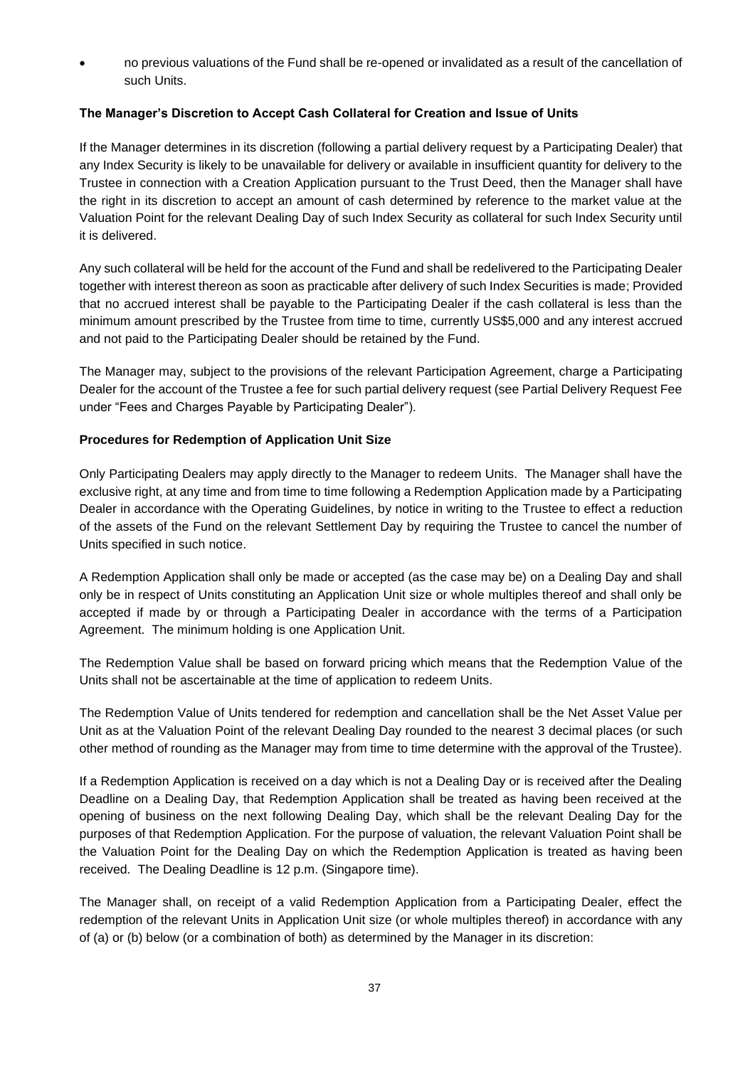- no previous valuations of the Fund shall be re-opened or invalidated as a result of the cancellation of such Units.

**The Manager's Discretion to Accept Cash Collateral for Creation and Issue of Units**

If the Manager determines in its discretion (following a partial delivery request by a Participating Dealer) that any Index Security is likely to be unavailable for delivery or available in insufficient quantity for delivery to the Trustee in connection with a Creation Application pursuant to the Trust Deed, then the Manager shall have the right in its discretion to accept an amount of cash determined by reference to the market value at the Valuation Point for the relevant Dealing Day of such Index Security as collateral for such Index Security until it is delivered.

Any such collateral will be held for the account of the Fund and shall be redelivered to the Participating Dealer together with interest thereon as soon as practicable after delivery of such Index Securities is made; Provided that no accrued interest shall be payable to the Participating Dealer if the cash collateral is less than the minimum amount prescribed by the Trustee from time to time, currently US$5,000 and any interest accrued and not paid to the Participating Dealer should be retained by the Fund.

The Manager may, subject to the provisions of the relevant Participation Agreement, charge a Participating Dealer for the account of the Trustee a fee for such partial delivery request (see Partial Delivery Request Fee under "Fees and Charges Payable by Participating Dealer").

**Procedures for Redemption of Application Unit Size**

Only Participating Dealers may apply directly to the Manager to redeem Units. The Manager shall have the exclusive right, at any time and from time to time following a Redemption Application made by a Participating Dealer in accordance with the Operating Guidelines, by notice in writing to the Trustee to effect a reduction of the assets of the Fund on the relevant Settlement Day by requiring the Trustee to cancel the number of Units specified in such notice.

A Redemption Application shall only be made or accepted (as the case may be) on a Dealing Day and shall only be in respect of Units constituting an Application Unit size or whole multiples thereof and shall only be accepted if made by or through a Participating Dealer in accordance with the terms of a Participation Agreement. The minimum holding is one Application Unit.

The Redemption Value shall be based on forward pricing which means that the Redemption Value of the Units shall not be ascertainable at the time of application to redeem Units.

The Redemption Value of Units tendered for redemption and cancellation shall be the Net Asset Value per Unit as at the Valuation Point of the relevant Dealing Day rounded to the nearest 3 decimal places (or such other method of rounding as the Manager may from time to time determine with the approval of the Trustee).

If a Redemption Application is received on a day which is not a Dealing Day or is received after the Dealing Deadline on a Dealing Day, that Redemption Application shall be treated as having been received at the opening of business on the next following Dealing Day, which shall be the relevant Dealing Day for the purposes of that Redemption Application. For the purpose of valuation, the relevant Valuation Point shall be the Valuation Point for the Dealing Day on which the Redemption Application is treated as having been received. The Dealing Deadline is 12 p.m. (Singapore time).

The Manager shall, on receipt of a valid Redemption Application from a Participating Dealer, effect the redemption of the relevant Units in Application Unit size (or whole multiples thereof) in accordance with any of (a) or (b) below (or a combination of both) as determined by the Manager in its discretion: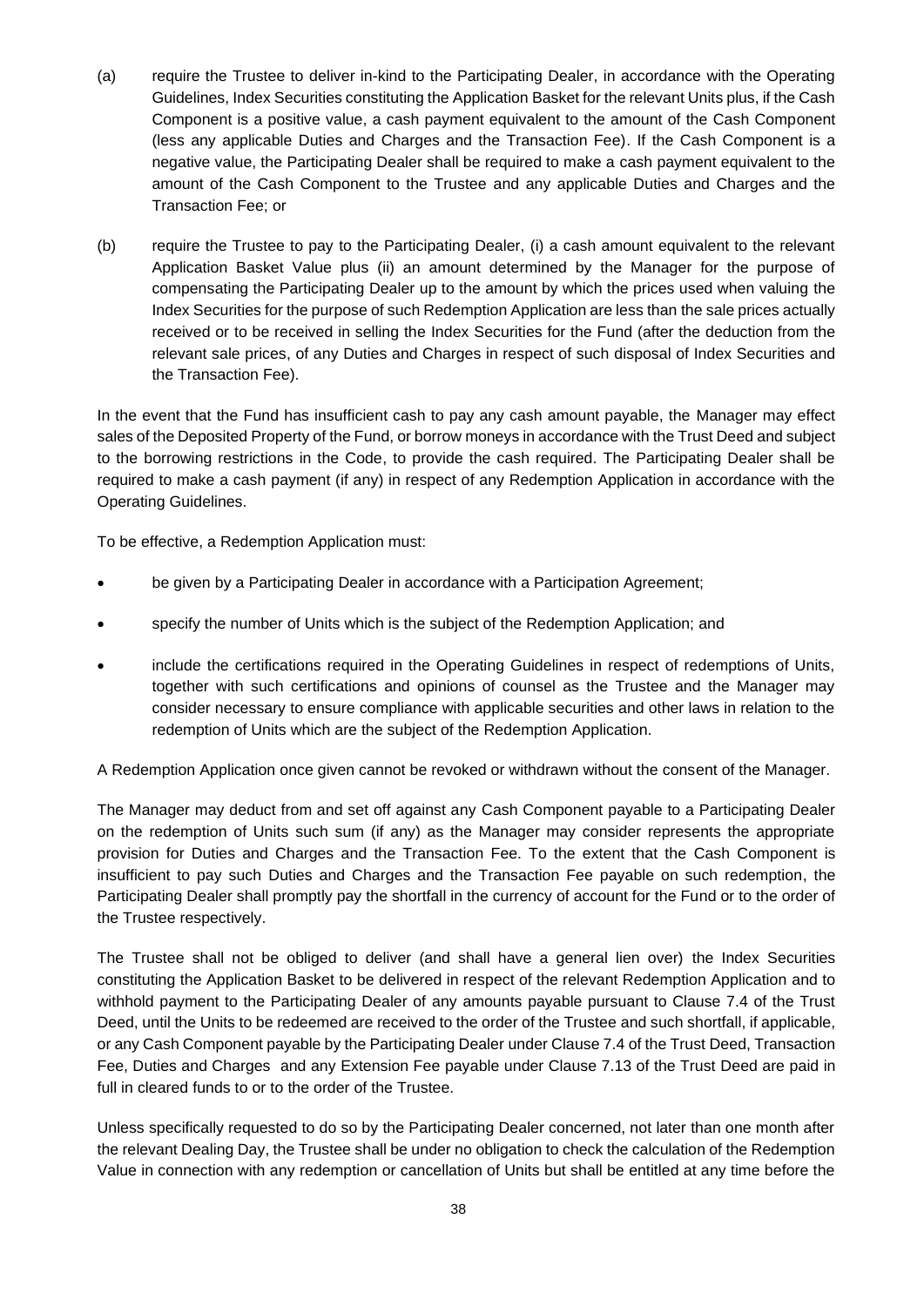(a) require the Trustee to deliver in-kind to the Participating Dealer, in accordance with the Operating Guidelines, Index Securities constituting the Application Basket for the relevant Units plus, if the Cash Component is a positive value, a cash payment equivalent to the amount of the Cash Component (less any applicable Duties and Charges and the Transaction Fee). If the Cash Component is a negative value, the Participating Dealer shall be required to make a cash payment equivalent to the amount of the Cash Component to the Trustee and any applicable Duties and Charges and the Transaction Fee; or

(b) require the Trustee to pay to the Participating Dealer, (i) a cash amount equivalent to the relevant Application Basket Value plus (ii) an amount determined by the Manager for the purpose of compensating the Participating Dealer up to the amount by which the prices used when valuing the Index Securities for the purpose of such Redemption Application are less than the sale prices actually received or to be received in selling the Index Securities for the Fund (after the deduction from the relevant sale prices, of any Duties and Charges in respect of such disposal of Index Securities and the Transaction Fee).

In the event that the Fund has insufficient cash to pay any cash amount payable, the Manager may effect sales of the Deposited Property of the Fund, or borrow moneys in accordance with the Trust Deed and subject to the borrowing restrictions in the Code, to provide the cash required. The Participating Dealer shall be required to make a cash payment (if any) in respect of any Redemption Application in accordance with the Operating Guidelines.

To be effective, a Redemption Application must:

- be given by a Participating Dealer in accordance with a Participation Agreement;
- specify the number of Units which is the subject of the Redemption Application; and
- include the certifications required in the Operating Guidelines in respect of redemptions of Units, together with such certifications and opinions of counsel as the Trustee and the Manager may consider necessary to ensure compliance with applicable securities and other laws in relation to the redemption of Units which are the subject of the Redemption Application.

A Redemption Application once given cannot be revoked or withdrawn without the consent of the Manager.

The Manager may deduct from and set off against any Cash Component payable to a Participating Dealer on the redemption of Units such sum (if any) as the Manager may consider represents the appropriate provision for Duties and Charges and the Transaction Fee. To the extent that the Cash Component is insufficient to pay such Duties and Charges and the Transaction Fee payable on such redemption, the Participating Dealer shall promptly pay the shortfall in the currency of account for the Fund or to the order of the Trustee respectively.

The Trustee shall not be obliged to deliver (and shall have a general lien over) the Index Securities constituting the Application Basket to be delivered in respect of the relevant Redemption Application and to withhold payment to the Participating Dealer of any amounts payable pursuant to Clause 7.4 of the Trust Deed, until the Units to be redeemed are received to the order of the Trustee and such shortfall, if applicable, or any Cash Component payable by the Participating Dealer under Clause 7.4 of the Trust Deed, Transaction Fee, Duties and Charges and any Extension Fee payable under Clause 7.13 of the Trust Deed are paid in full in cleared funds to or to the order of the Trustee.

Unless specifically requested to do so by the Participating Dealer concerned, not later than one month after the relevant Dealing Day, the Trustee shall be under no obligation to check the calculation of the Redemption Value in connection with any redemption or cancellation of Units but shall be entitled at any time before the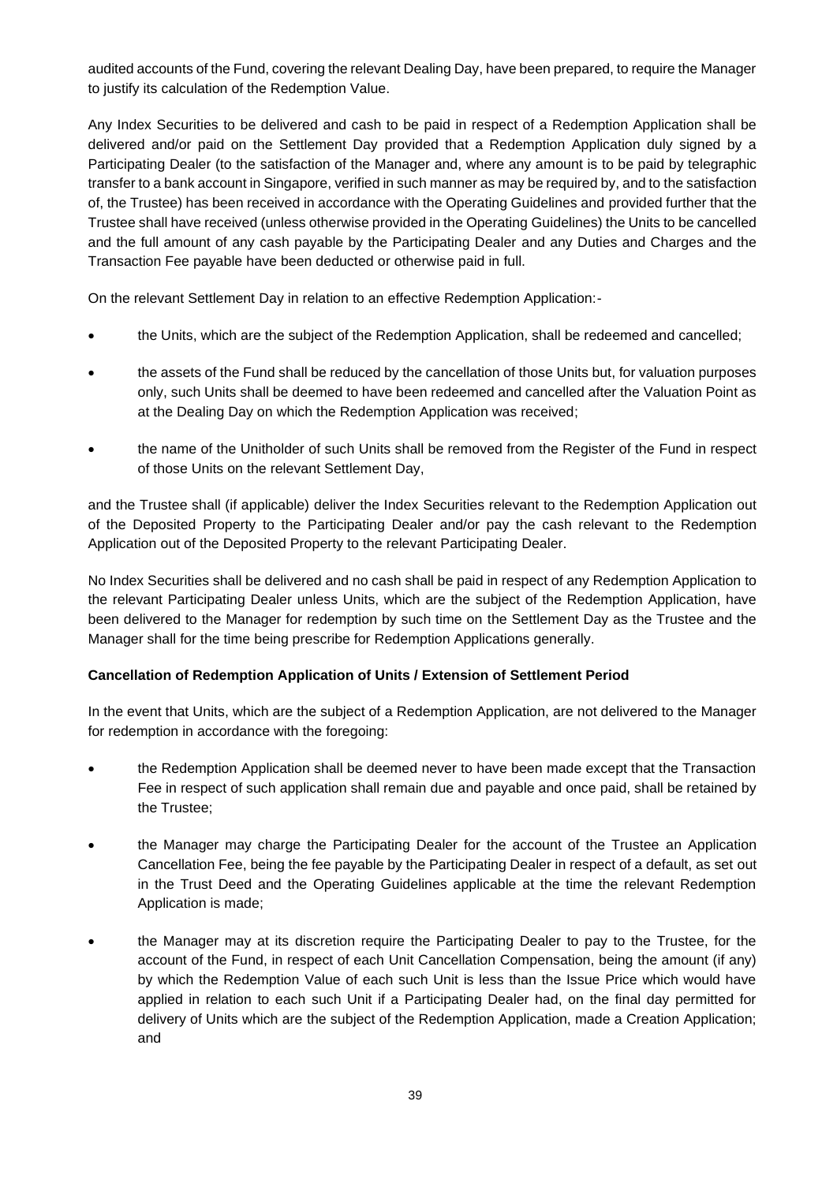audited accounts of the Fund, covering the relevant Dealing Day, have been prepared, to require the Manager to justify its calculation of the Redemption Value.

Any Index Securities to be delivered and cash to be paid in respect of a Redemption Application shall be delivered and/or paid on the Settlement Day provided that a Redemption Application duly signed by a Participating Dealer (to the satisfaction of the Manager and, where any amount is to be paid by telegraphic transfer to a bank account in Singapore, verified in such manner as may be required by, and to the satisfaction of, the Trustee) has been received in accordance with the Operating Guidelines and provided further that the Trustee shall have received (unless otherwise provided in the Operating Guidelines) the Units to be cancelled and the full amount of any cash payable by the Participating Dealer and any Duties and Charges and the Transaction Fee payable have been deducted or otherwise paid in full.

On the relevant Settlement Day in relation to an effective Redemption Application:-

- the Units, which are the subject of the Redemption Application, shall be redeemed and cancelled;
- the assets of the Fund shall be reduced by the cancellation of those Units but, for valuation purposes only, such Units shall be deemed to have been redeemed and cancelled after the Valuation Point as at the Dealing Day on which the Redemption Application was received;
- the name of the Unitholder of such Units shall be removed from the Register of the Fund in respect of those Units on the relevant Settlement Day,

and the Trustee shall (if applicable) deliver the Index Securities relevant to the Redemption Application out of the Deposited Property to the Participating Dealer and/or pay the cash relevant to the Redemption Application out of the Deposited Property to the relevant Participating Dealer.

No Index Securities shall be delivered and no cash shall be paid in respect of any Redemption Application to the relevant Participating Dealer unless Units, which are the subject of the Redemption Application, have been delivered to the Manager for redemption by such time on the Settlement Day as the Trustee and the Manager shall for the time being prescribe for Redemption Applications generally.

**Cancellation of Redemption Application of Units / Extension of Settlement Period**

In the event that Units, which are the subject of a Redemption Application, are not delivered to the Manager for redemption in accordance with the foregoing:

- the Redemption Application shall be deemed never to have been made except that the Transaction Fee in respect of such application shall remain due and payable and once paid, shall be retained by the Trustee;
- the Manager may charge the Participating Dealer for the account of the Trustee an Application Cancellation Fee, being the fee payable by the Participating Dealer in respect of a default, as set out in the Trust Deed and the Operating Guidelines applicable at the time the relevant Redemption Application is made;
- the Manager may at its discretion require the Participating Dealer to pay to the Trustee, for the account of the Fund, in respect of each Unit Cancellation Compensation, being the amount (if any) by which the Redemption Value of each such Unit is less than the Issue Price which would have applied in relation to each such Unit if a Participating Dealer had, on the final day permitted for delivery of Units which are the subject of the Redemption Application, made a Creation Application; and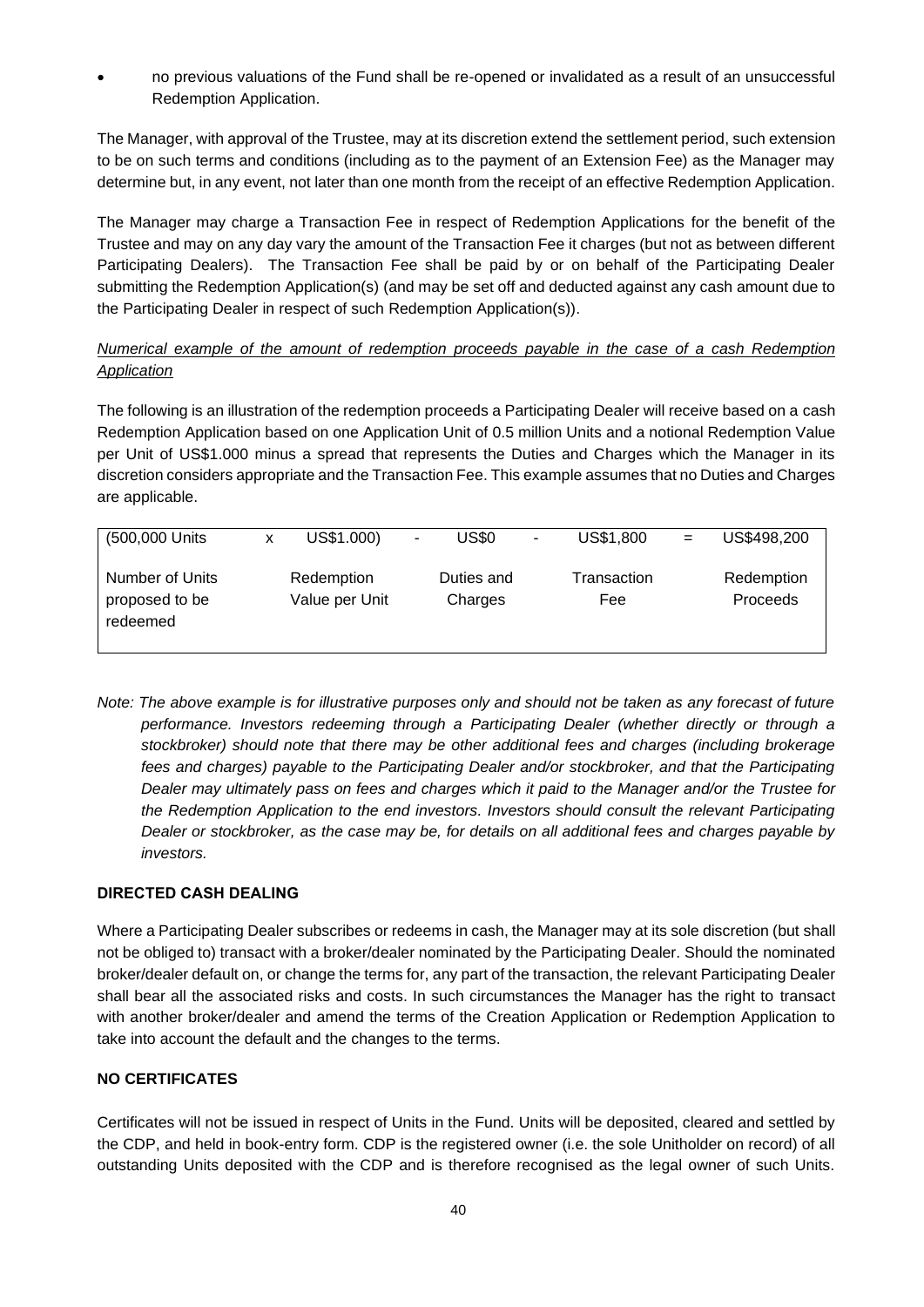- no previous valuations of the Fund shall be re-opened or invalidated as a result of an unsuccessful Redemption Application.

The Manager, with approval of the Trustee, may at its discretion extend the settlement period, such extension to be on such terms and conditions (including as to the payment of an Extension Fee) as the Manager may determine but, in any event, not later than one month from the receipt of an effective Redemption Application.

The Manager may charge a Transaction Fee in respect of Redemption Applications for the benefit of the Trustee and may on any day vary the amount of the Transaction Fee it charges (but not as between different Participating Dealers). The Transaction Fee shall be paid by or on behalf of the Participating Dealer submitting the Redemption Application(s) (and may be set off and deducted against any cash amount due to the Participating Dealer in respect of such Redemption Application(s)).

*Numerical example of the amount of redemption proceeds payable in the case of a cash Redemption Application*

The following is an illustration of the redemption proceeds a Participating Dealer will receive based on a cash Redemption Application based on one Application Unit of 0.5 million Units and a notional Redemption Value per Unit of US$1.000 minus a spread that represents the Duties and Charges which the Manager in its discretion considers appropriate and the Transaction Fee. This example assumes that no Duties and Charges are applicable.

| (500,000 Units | x | US$1.000) | - | US$0 | - | US$1,800 | = | US$498,200 |
|---|---|---|---|---|---|---|---|---|
| Number of Units proposed to be redeemed | | Redemption Value per Unit | | Duties and Charges | | Transaction Fee | | Redemption Proceeds |

*Note: The above example is for illustrative purposes only and should not be taken as any forecast of future performance. Investors redeeming through a Participating Dealer (whether directly or through a stockbroker) should note that there may be other additional fees and charges (including brokerage fees and charges) payable to the Participating Dealer and/or stockbroker, and that the Participating Dealer may ultimately pass on fees and charges which it paid to the Manager and/or the Trustee for the Redemption Application to the end investors. Investors should consult the relevant Participating Dealer or stockbroker, as the case may be, for details on all additional fees and charges payable by investors.*

## DIRECTED CASH DEALING

Where a Participating Dealer subscribes or redeems in cash, the Manager may at its sole discretion (but shall not be obliged to) transact with a broker/dealer nominated by the Participating Dealer. Should the nominated broker/dealer default on, or change the terms for, any part of the transaction, the relevant Participating Dealer shall bear all the associated risks and costs. In such circumstances the Manager has the right to transact with another broker/dealer and amend the terms of the Creation Application or Redemption Application to take into account the default and the changes to the terms.

## NO CERTIFICATES

Certificates will not be issued in respect of Units in the Fund. Units will be deposited, cleared and settled by the CDP, and held in book-entry form. CDP is the registered owner (i.e. the sole Unitholder on record) of all outstanding Units deposited with the CDP and is therefore recognised as the legal owner of such Units.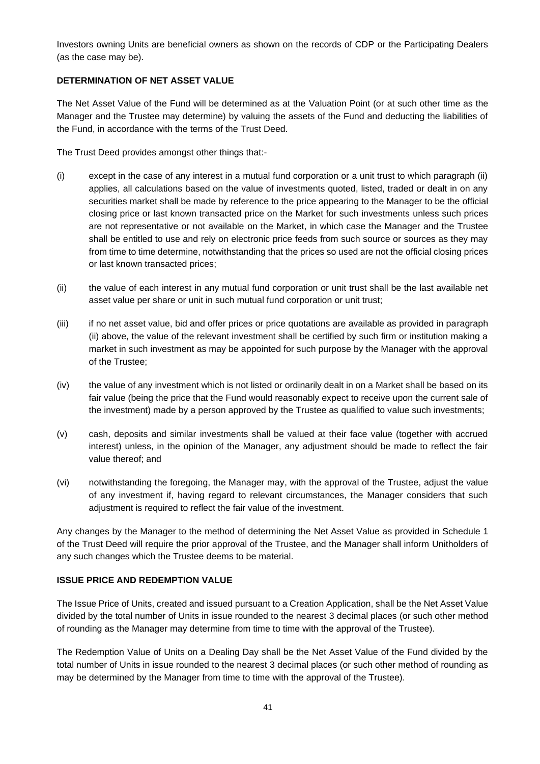Investors owning Units are beneficial owners as shown on the records of CDP or the Participating Dealers (as the case may be).

**DETERMINATION OF NET ASSET VALUE**

The Net Asset Value of the Fund will be determined as at the Valuation Point (or at such other time as the Manager and the Trustee may determine) by valuing the assets of the Fund and deducting the liabilities of the Fund, in accordance with the terms of the Trust Deed.

The Trust Deed provides amongst other things that:-

(i) except in the case of any interest in a mutual fund corporation or a unit trust to which paragraph (ii) applies, all calculations based on the value of investments quoted, listed, traded or dealt in on any securities market shall be made by reference to the price appearing to the Manager to be the official closing price or last known transacted price on the Market for such investments unless such prices are not representative or not available on the Market, in which case the Manager and the Trustee shall be entitled to use and rely on electronic price feeds from such source or sources as they may from time to time determine, notwithstanding that the prices so used are not the official closing prices or last known transacted prices;

(ii) the value of each interest in any mutual fund corporation or unit trust shall be the last available net asset value per share or unit in such mutual fund corporation or unit trust;

(iii) if no net asset value, bid and offer prices or price quotations are available as provided in paragraph (ii) above, the value of the relevant investment shall be certified by such firm or institution making a market in such investment as may be appointed for such purpose by the Manager with the approval of the Trustee;

(iv) the value of any investment which is not listed or ordinarily dealt in on a Market shall be based on its fair value (being the price that the Fund would reasonably expect to receive upon the current sale of the investment) made by a person approved by the Trustee as qualified to value such investments;

(v) cash, deposits and similar investments shall be valued at their face value (together with accrued interest) unless, in the opinion of the Manager, any adjustment should be made to reflect the fair value thereof; and

(vi) notwithstanding the foregoing, the Manager may, with the approval of the Trustee, adjust the value of any investment if, having regard to relevant circumstances, the Manager considers that such adjustment is required to reflect the fair value of the investment.

Any changes by the Manager to the method of determining the Net Asset Value as provided in Schedule 1 of the Trust Deed will require the prior approval of the Trustee, and the Manager shall inform Unitholders of any such changes which the Trustee deems to be material.

**ISSUE PRICE AND REDEMPTION VALUE**

The Issue Price of Units, created and issued pursuant to a Creation Application, shall be the Net Asset Value divided by the total number of Units in issue rounded to the nearest 3 decimal places (or such other method of rounding as the Manager may determine from time to time with the approval of the Trustee).

The Redemption Value of Units on a Dealing Day shall be the Net Asset Value of the Fund divided by the total number of Units in issue rounded to the nearest 3 decimal places (or such other method of rounding as may be determined by the Manager from time to time with the approval of the Trustee).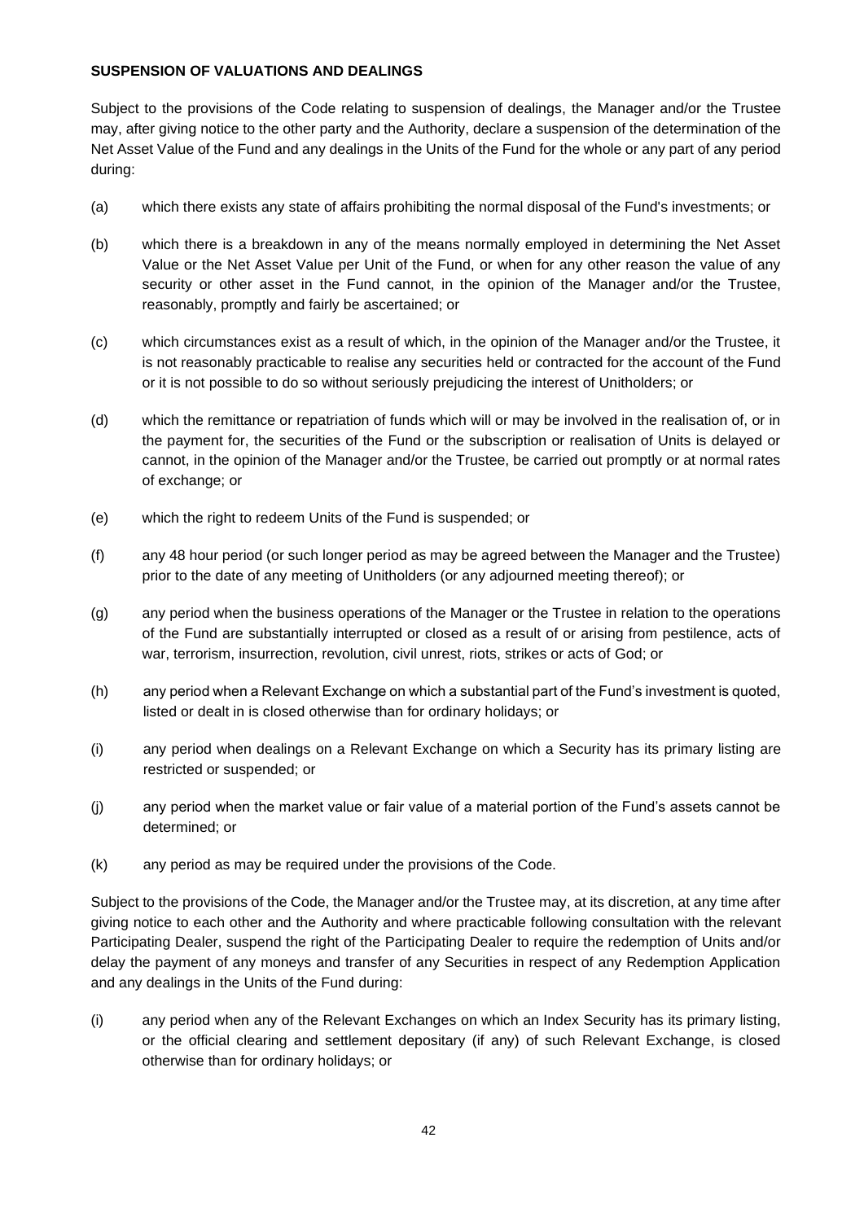**SUSPENSION OF VALUATIONS AND DEALINGS**

Subject to the provisions of the Code relating to suspension of dealings, the Manager and/or the Trustee may, after giving notice to the other party and the Authority, declare a suspension of the determination of the Net Asset Value of the Fund and any dealings in the Units of the Fund for the whole or any part of any period during:

(a) which there exists any state of affairs prohibiting the normal disposal of the Fund's investments; or

(b) which there is a breakdown in any of the means normally employed in determining the Net Asset Value or the Net Asset Value per Unit of the Fund, or when for any other reason the value of any security or other asset in the Fund cannot, in the opinion of the Manager and/or the Trustee, reasonably, promptly and fairly be ascertained; or

(c) which circumstances exist as a result of which, in the opinion of the Manager and/or the Trustee, it is not reasonably practicable to realise any securities held or contracted for the account of the Fund or it is not possible to do so without seriously prejudicing the interest of Unitholders; or

(d) which the remittance or repatriation of funds which will or may be involved in the realisation of, or in the payment for, the securities of the Fund or the subscription or realisation of Units is delayed or cannot, in the opinion of the Manager and/or the Trustee, be carried out promptly or at normal rates of exchange; or

(e) which the right to redeem Units of the Fund is suspended; or

(f) any 48 hour period (or such longer period as may be agreed between the Manager and the Trustee) prior to the date of any meeting of Unitholders (or any adjourned meeting thereof); or

(g) any period when the business operations of the Manager or the Trustee in relation to the operations of the Fund are substantially interrupted or closed as a result of or arising from pestilence, acts of war, terrorism, insurrection, revolution, civil unrest, riots, strikes or acts of God; or

(h) any period when a Relevant Exchange on which a substantial part of the Fund's investment is quoted, listed or dealt in is closed otherwise than for ordinary holidays; or

(i) any period when dealings on a Relevant Exchange on which a Security has its primary listing are restricted or suspended; or

(j) any period when the market value or fair value of a material portion of the Fund's assets cannot be determined; or

(k) any period as may be required under the provisions of the Code.

Subject to the provisions of the Code, the Manager and/or the Trustee may, at its discretion, at any time after giving notice to each other and the Authority and where practicable following consultation with the relevant Participating Dealer, suspend the right of the Participating Dealer to require the redemption of Units and/or delay the payment of any moneys and transfer of any Securities in respect of any Redemption Application and any dealings in the Units of the Fund during:

(i) any period when any of the Relevant Exchanges on which an Index Security has its primary listing, or the official clearing and settlement depositary (if any) of such Relevant Exchange, is closed otherwise than for ordinary holidays; or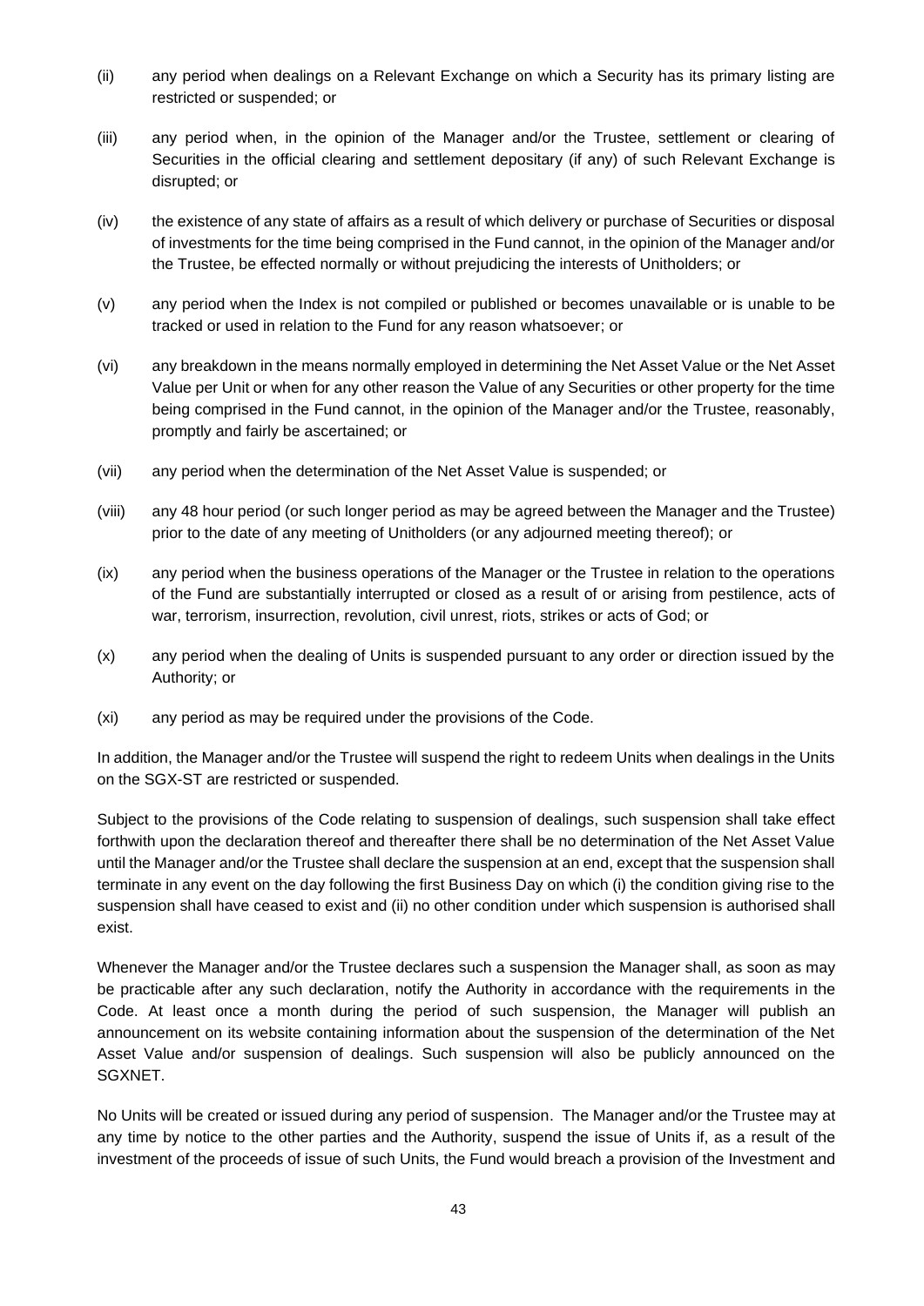(ii) any period when dealings on a Relevant Exchange on which a Security has its primary listing are restricted or suspended; or

(iii) any period when, in the opinion of the Manager and/or the Trustee, settlement or clearing of Securities in the official clearing and settlement depositary (if any) of such Relevant Exchange is disrupted; or

(iv) the existence of any state of affairs as a result of which delivery or purchase of Securities or disposal of investments for the time being comprised in the Fund cannot, in the opinion of the Manager and/or the Trustee, be effected normally or without prejudicing the interests of Unitholders; or

(v) any period when the Index is not compiled or published or becomes unavailable or is unable to be tracked or used in relation to the Fund for any reason whatsoever; or

(vi) any breakdown in the means normally employed in determining the Net Asset Value or the Net Asset Value per Unit or when for any other reason the Value of any Securities or other property for the time being comprised in the Fund cannot, in the opinion of the Manager and/or the Trustee, reasonably, promptly and fairly be ascertained; or

(vii) any period when the determination of the Net Asset Value is suspended; or

(viii) any 48 hour period (or such longer period as may be agreed between the Manager and the Trustee) prior to the date of any meeting of Unitholders (or any adjourned meeting thereof); or

(ix) any period when the business operations of the Manager or the Trustee in relation to the operations of the Fund are substantially interrupted or closed as a result of or arising from pestilence, acts of war, terrorism, insurrection, revolution, civil unrest, riots, strikes or acts of God; or

(x) any period when the dealing of Units is suspended pursuant to any order or direction issued by the Authority; or

(xi) any period as may be required under the provisions of the Code.

In addition, the Manager and/or the Trustee will suspend the right to redeem Units when dealings in the Units on the SGX-ST are restricted or suspended.

Subject to the provisions of the Code relating to suspension of dealings, such suspension shall take effect forthwith upon the declaration thereof and thereafter there shall be no determination of the Net Asset Value until the Manager and/or the Trustee shall declare the suspension at an end, except that the suspension shall terminate in any event on the day following the first Business Day on which (i) the condition giving rise to the suspension shall have ceased to exist and (ii) no other condition under which suspension is authorised shall exist.

Whenever the Manager and/or the Trustee declares such a suspension the Manager shall, as soon as may be practicable after any such declaration, notify the Authority in accordance with the requirements in the Code. At least once a month during the period of such suspension, the Manager will publish an announcement on its website containing information about the suspension of the determination of the Net Asset Value and/or suspension of dealings. Such suspension will also be publicly announced on the SGXNET.

No Units will be created or issued during any period of suspension. The Manager and/or the Trustee may at any time by notice to the other parties and the Authority, suspend the issue of Units if, as a result of the investment of the proceeds of issue of such Units, the Fund would breach a provision of the Investment and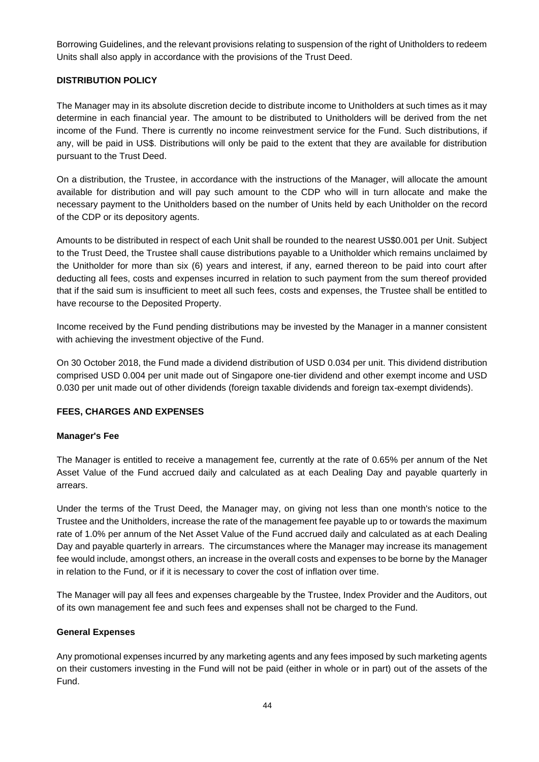Borrowing Guidelines, and the relevant provisions relating to suspension of the right of Unitholders to redeem Units shall also apply in accordance with the provisions of the Trust Deed.

## DISTRIBUTION POLICY

The Manager may in its absolute discretion decide to distribute income to Unitholders at such times as it may determine in each financial year. The amount to be distributed to Unitholders will be derived from the net income of the Fund. There is currently no income reinvestment service for the Fund. Such distributions, if any, will be paid in US$. Distributions will only be paid to the extent that they are available for distribution pursuant to the Trust Deed.

On a distribution, the Trustee, in accordance with the instructions of the Manager, will allocate the amount available for distribution and will pay such amount to the CDP who will in turn allocate and make the necessary payment to the Unitholders based on the number of Units held by each Unitholder on the record of the CDP or its depository agents.

Amounts to be distributed in respect of each Unit shall be rounded to the nearest US$0.001 per Unit. Subject to the Trust Deed, the Trustee shall cause distributions payable to a Unitholder which remains unclaimed by the Unitholder for more than six (6) years and interest, if any, earned thereon to be paid into court after deducting all fees, costs and expenses incurred in relation to such payment from the sum thereof provided that if the said sum is insufficient to meet all such fees, costs and expenses, the Trustee shall be entitled to have recourse to the Deposited Property.

Income received by the Fund pending distributions may be invested by the Manager in a manner consistent with achieving the investment objective of the Fund.

On 30 October 2018, the Fund made a dividend distribution of USD 0.034 per unit. This dividend distribution comprised USD 0.004 per unit made out of Singapore one-tier dividend and other exempt income and USD 0.030 per unit made out of other dividends (foreign taxable dividends and foreign tax-exempt dividends).

## FEES, CHARGES AND EXPENSES

### Manager's Fee

The Manager is entitled to receive a management fee, currently at the rate of 0.65% per annum of the Net Asset Value of the Fund accrued daily and calculated as at each Dealing Day and payable quarterly in arrears.

Under the terms of the Trust Deed, the Manager may, on giving not less than one month's notice to the Trustee and the Unitholders, increase the rate of the management fee payable up to or towards the maximum rate of 1.0% per annum of the Net Asset Value of the Fund accrued daily and calculated as at each Dealing Day and payable quarterly in arrears. The circumstances where the Manager may increase its management fee would include, amongst others, an increase in the overall costs and expenses to be borne by the Manager in relation to the Fund, or if it is necessary to cover the cost of inflation over time.

The Manager will pay all fees and expenses chargeable by the Trustee, Index Provider and the Auditors, out of its own management fee and such fees and expenses shall not be charged to the Fund.

### General Expenses

Any promotional expenses incurred by any marketing agents and any fees imposed by such marketing agents on their customers investing in the Fund will not be paid (either in whole or in part) out of the assets of the Fund.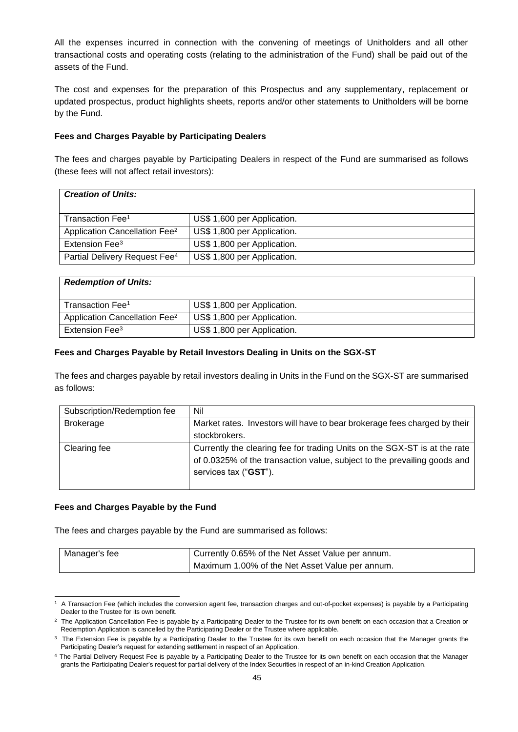All the expenses incurred in connection with the convening of meetings of Unitholders and all other transactional costs and operating costs (relating to the administration of the Fund) shall be paid out of the assets of the Fund.

The cost and expenses for the preparation of this Prospectus and any supplementary, replacement or updated prospectus, product highlights sheets, reports and/or other statements to Unitholders will be borne by the Fund.

**Fees and Charges Payable by Participating Dealers**

The fees and charges payable by Participating Dealers in respect of the Fund are summarised as follows (these fees will not affect retail investors):

| ***Creation of Units:*** | |
|---|---|
| Transaction Fee[1] | US$ 1,600 per Application. |
| Application Cancellation Fee[2] | US$ 1,800 per Application. |
| Extension Fee[3] | US$ 1,800 per Application. |
| Partial Delivery Request Fee[4] | US$ 1,800 per Application. |

| ***Redemption of Units:*** | |
|---|---|
| Transaction Fee[1] | US$ 1,800 per Application. |
| Application Cancellation Fee[2] | US$ 1,800 per Application. |
| Extension Fee[3] | US$ 1,800 per Application. |

**Fees and Charges Payable by Retail Investors Dealing in Units on the SGX-ST**

The fees and charges payable by retail investors dealing in Units in the Fund on the SGX-ST are summarised as follows:

| Subscription/Redemption fee | Nil |
|---|---|
| Brokerage | Market rates. Investors will have to bear brokerage fees charged by their stockbrokers. |
| Clearing fee | Currently the clearing fee for trading Units on the SGX-ST is at the rate of 0.0325% of the transaction value, subject to the prevailing goods and services tax ("**GST**"). |

**Fees and Charges Payable by the Fund**

The fees and charges payable by the Fund are summarised as follows:

| Manager's fee | Currently 0.65% of the Net Asset Value per annum.<br>Maximum 1.00% of the Net Asset Value per annum. |
|---|---|

[1] A Transaction Fee (which includes the conversion agent fee, transaction charges and out-of-pocket expenses) is payable by a Participating Dealer to the Trustee for its own benefit.

[2] The Application Cancellation Fee is payable by a Participating Dealer to the Trustee for its own benefit on each occasion that a Creation or Redemption Application is cancelled by the Participating Dealer or the Trustee where applicable.

[3] The Extension Fee is payable by a Participating Dealer to the Trustee for its own benefit on each occasion that the Manager grants the Participating Dealer's request for extending settlement in respect of an Application.

[4] The Partial Delivery Request Fee is payable by a Participating Dealer to the Trustee for its own benefit on each occasion that the Manager grants the Participating Dealer's request for partial delivery of the Index Securities in respect of an in-kind Creation Application.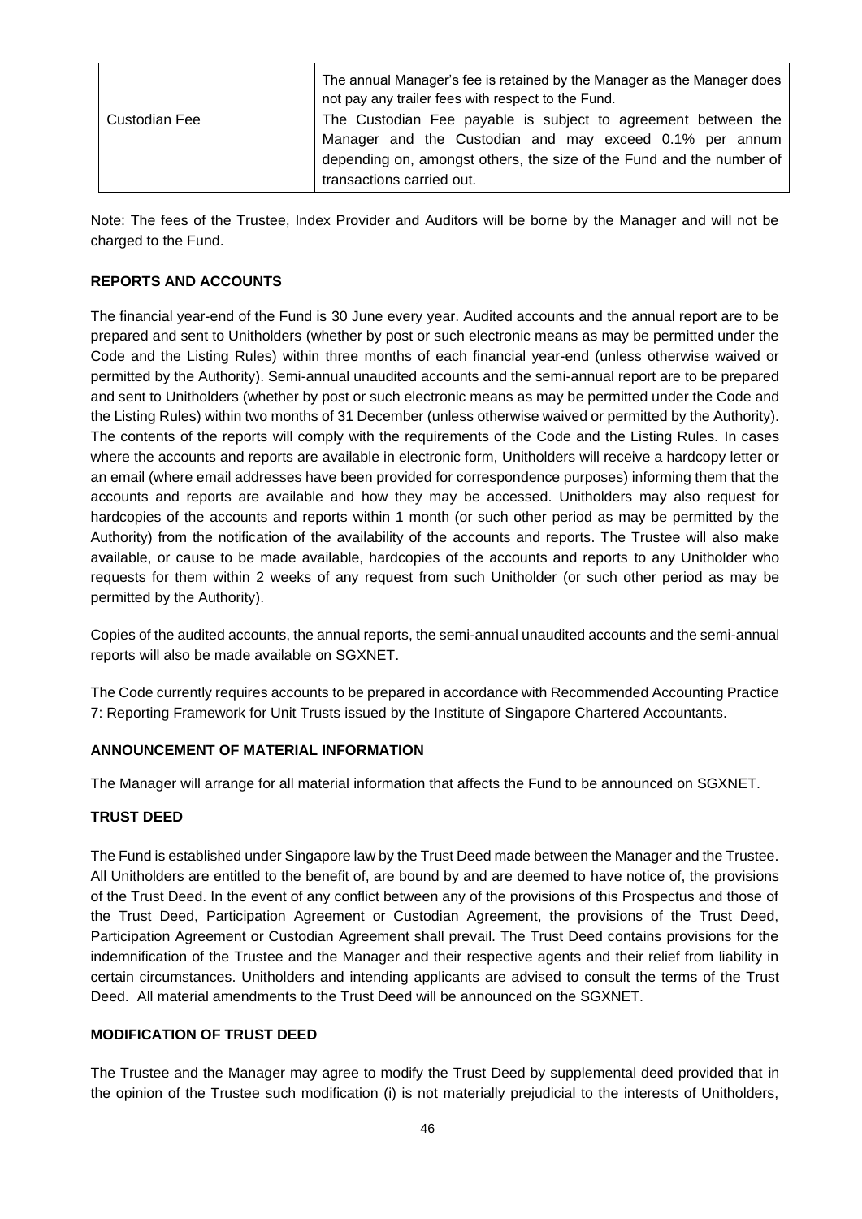| | |
|---|---|
| | The annual Manager's fee is retained by the Manager as the Manager does not pay any trailer fees with respect to the Fund. |
| Custodian Fee | The Custodian Fee payable is subject to agreement between the Manager and the Custodian and may exceed 0.1% per annum depending on, amongst others, the size of the Fund and the number of transactions carried out. |

Note: The fees of the Trustee, Index Provider and Auditors will be borne by the Manager and will not be charged to the Fund.

## REPORTS AND ACCOUNTS

The financial year-end of the Fund is 30 June every year. Audited accounts and the annual report are to be prepared and sent to Unitholders (whether by post or such electronic means as may be permitted under the Code and the Listing Rules) within three months of each financial year-end (unless otherwise waived or permitted by the Authority). Semi-annual unaudited accounts and the semi-annual report are to be prepared and sent to Unitholders (whether by post or such electronic means as may be permitted under the Code and the Listing Rules) within two months of 31 December (unless otherwise waived or permitted by the Authority). The contents of the reports will comply with the requirements of the Code and the Listing Rules. In cases where the accounts and reports are available in electronic form, Unitholders will receive a hardcopy letter or an email (where email addresses have been provided for correspondence purposes) informing them that the accounts and reports are available and how they may be accessed. Unitholders may also request for hardcopies of the accounts and reports within 1 month (or such other period as may be permitted by the Authority) from the notification of the availability of the accounts and reports. The Trustee will also make available, or cause to be made available, hardcopies of the accounts and reports to any Unitholder who requests for them within 2 weeks of any request from such Unitholder (or such other period as may be permitted by the Authority).

Copies of the audited accounts, the annual reports, the semi-annual unaudited accounts and the semi-annual reports will also be made available on SGXNET.

The Code currently requires accounts to be prepared in accordance with Recommended Accounting Practice 7: Reporting Framework for Unit Trusts issued by the Institute of Singapore Chartered Accountants.

## ANNOUNCEMENT OF MATERIAL INFORMATION

The Manager will arrange for all material information that affects the Fund to be announced on SGXNET.

## TRUST DEED

The Fund is established under Singapore law by the Trust Deed made between the Manager and the Trustee. All Unitholders are entitled to the benefit of, are bound by and are deemed to have notice of, the provisions of the Trust Deed. In the event of any conflict between any of the provisions of this Prospectus and those of the Trust Deed, Participation Agreement or Custodian Agreement, the provisions of the Trust Deed, Participation Agreement or Custodian Agreement shall prevail. The Trust Deed contains provisions for the indemnification of the Trustee and the Manager and their respective agents and their relief from liability in certain circumstances. Unitholders and intending applicants are advised to consult the terms of the Trust Deed. All material amendments to the Trust Deed will be announced on the SGXNET.

## MODIFICATION OF TRUST DEED

The Trustee and the Manager may agree to modify the Trust Deed by supplemental deed provided that in the opinion of the Trustee such modification (i) is not materially prejudicial to the interests of Unitholders,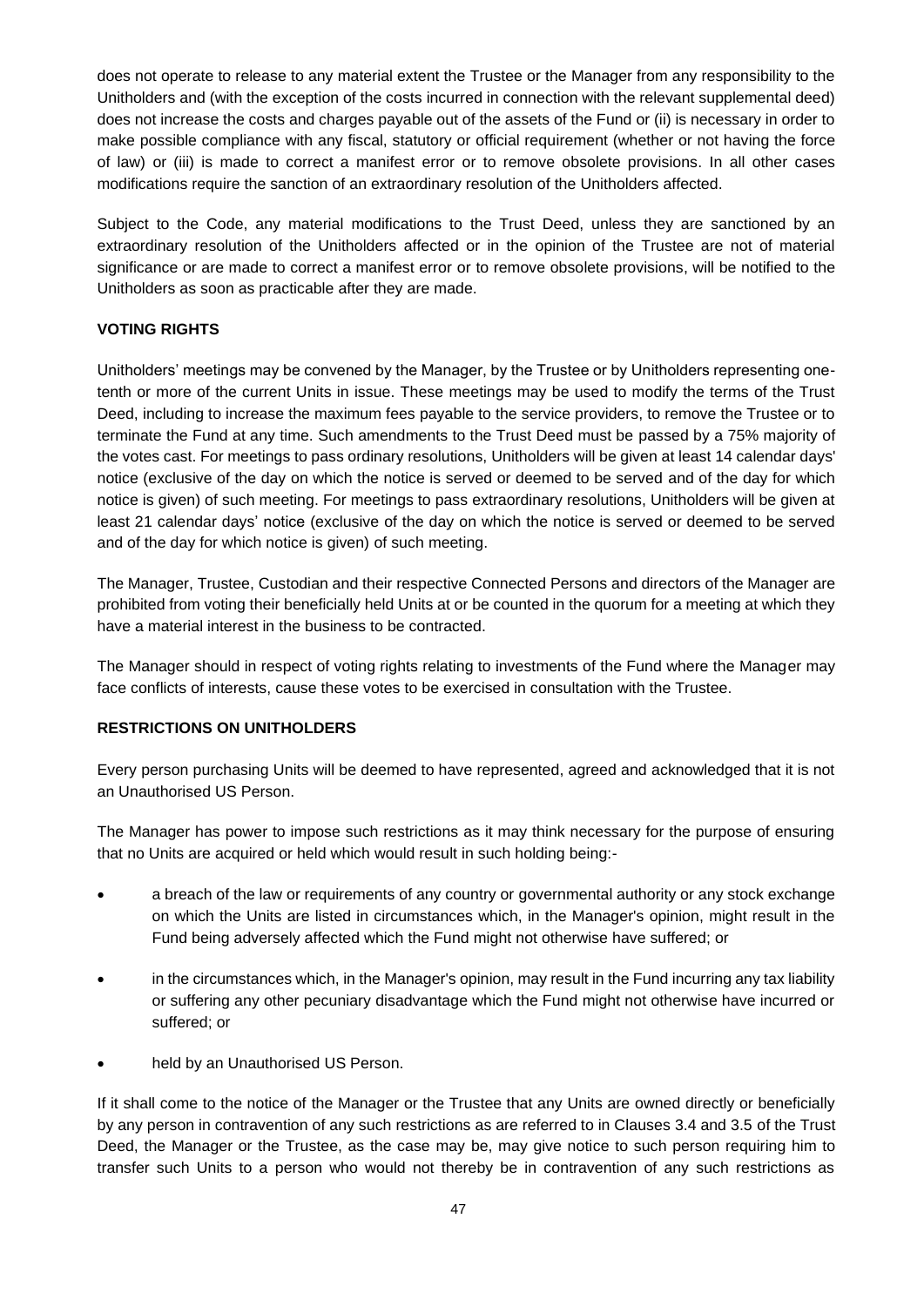does not operate to release to any material extent the Trustee or the Manager from any responsibility to the Unitholders and (with the exception of the costs incurred in connection with the relevant supplemental deed) does not increase the costs and charges payable out of the assets of the Fund or (ii) is necessary in order to make possible compliance with any fiscal, statutory or official requirement (whether or not having the force of law) or (iii) is made to correct a manifest error or to remove obsolete provisions. In all other cases modifications require the sanction of an extraordinary resolution of the Unitholders affected.

Subject to the Code, any material modifications to the Trust Deed, unless they are sanctioned by an extraordinary resolution of the Unitholders affected or in the opinion of the Trustee are not of material significance or are made to correct a manifest error or to remove obsolete provisions, will be notified to the Unitholders as soon as practicable after they are made.

**VOTING RIGHTS**

Unitholders' meetings may be convened by the Manager, by the Trustee or by Unitholders representing one-tenth or more of the current Units in issue. These meetings may be used to modify the terms of the Trust Deed, including to increase the maximum fees payable to the service providers, to remove the Trustee or to terminate the Fund at any time. Such amendments to the Trust Deed must be passed by a 75% majority of the votes cast. For meetings to pass ordinary resolutions, Unitholders will be given at least 14 calendar days' notice (exclusive of the day on which the notice is served or deemed to be served and of the day for which notice is given) of such meeting. For meetings to pass extraordinary resolutions, Unitholders will be given at least 21 calendar days' notice (exclusive of the day on which the notice is served or deemed to be served and of the day for which notice is given) of such meeting.

The Manager, Trustee, Custodian and their respective Connected Persons and directors of the Manager are prohibited from voting their beneficially held Units at or be counted in the quorum for a meeting at which they have a material interest in the business to be contracted.

The Manager should in respect of voting rights relating to investments of the Fund where the Manager may face conflicts of interests, cause these votes to be exercised in consultation with the Trustee.

**RESTRICTIONS ON UNITHOLDERS**

Every person purchasing Units will be deemed to have represented, agreed and acknowledged that it is not an Unauthorised US Person.

The Manager has power to impose such restrictions as it may think necessary for the purpose of ensuring that no Units are acquired or held which would result in such holding being:-

- a breach of the law or requirements of any country or governmental authority or any stock exchange on which the Units are listed in circumstances which, in the Manager's opinion, might result in the Fund being adversely affected which the Fund might not otherwise have suffered; or
- in the circumstances which, in the Manager's opinion, may result in the Fund incurring any tax liability or suffering any other pecuniary disadvantage which the Fund might not otherwise have incurred or suffered; or
- held by an Unauthorised US Person.

If it shall come to the notice of the Manager or the Trustee that any Units are owned directly or beneficially by any person in contravention of any such restrictions as are referred to in Clauses 3.4 and 3.5 of the Trust Deed, the Manager or the Trustee, as the case may be, may give notice to such person requiring him to transfer such Units to a person who would not thereby be in contravention of any such restrictions as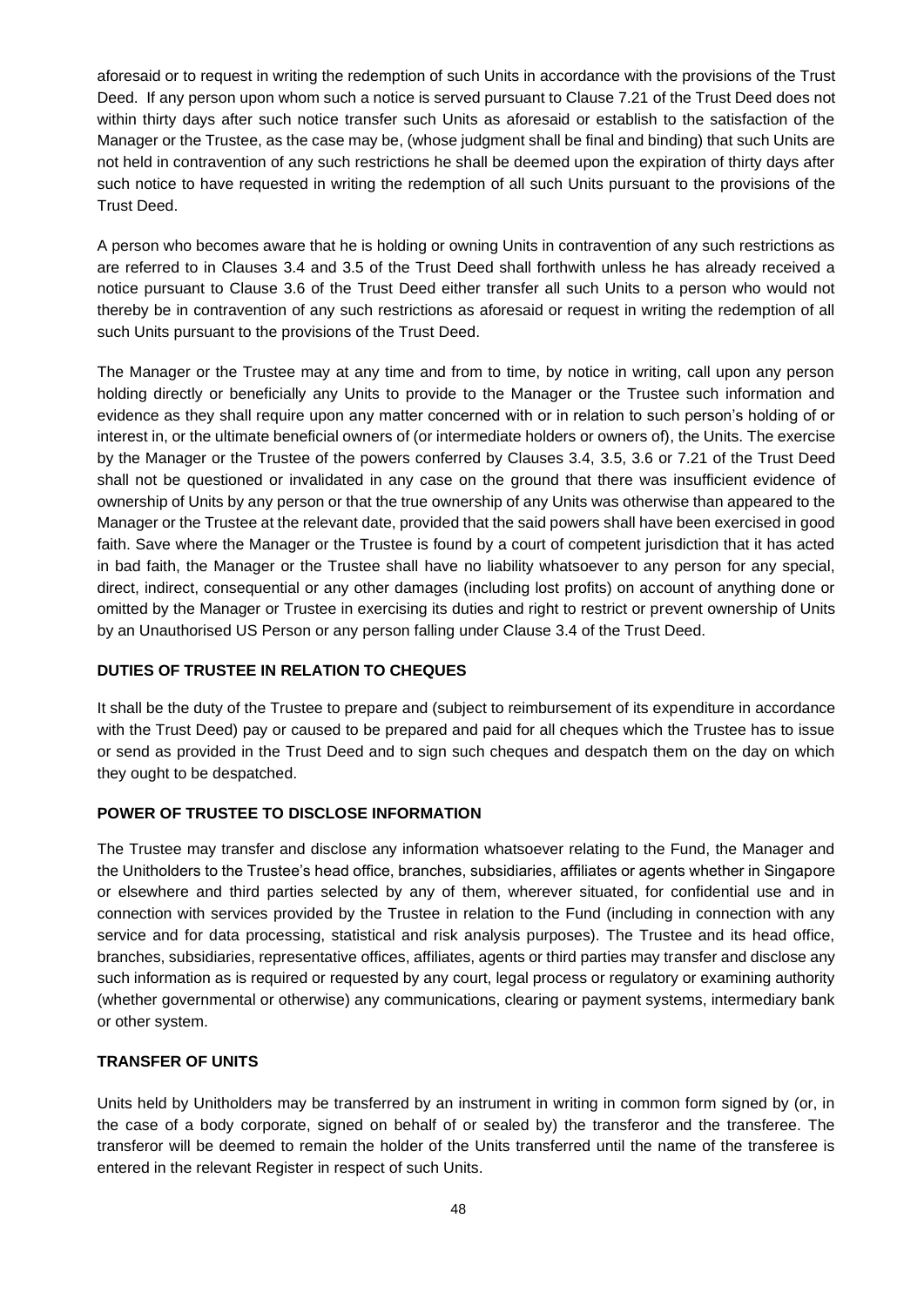aforesaid or to request in writing the redemption of such Units in accordance with the provisions of the Trust Deed. If any person upon whom such a notice is served pursuant to Clause 7.21 of the Trust Deed does not within thirty days after such notice transfer such Units as aforesaid or establish to the satisfaction of the Manager or the Trustee, as the case may be, (whose judgment shall be final and binding) that such Units are not held in contravention of any such restrictions he shall be deemed upon the expiration of thirty days after such notice to have requested in writing the redemption of all such Units pursuant to the provisions of the Trust Deed.

A person who becomes aware that he is holding or owning Units in contravention of any such restrictions as are referred to in Clauses 3.4 and 3.5 of the Trust Deed shall forthwith unless he has already received a notice pursuant to Clause 3.6 of the Trust Deed either transfer all such Units to a person who would not thereby be in contravention of any such restrictions as aforesaid or request in writing the redemption of all such Units pursuant to the provisions of the Trust Deed.

The Manager or the Trustee may at any time and from to time, by notice in writing, call upon any person holding directly or beneficially any Units to provide to the Manager or the Trustee such information and evidence as they shall require upon any matter concerned with or in relation to such person's holding of or interest in, or the ultimate beneficial owners of (or intermediate holders or owners of), the Units. The exercise by the Manager or the Trustee of the powers conferred by Clauses 3.4, 3.5, 3.6 or 7.21 of the Trust Deed shall not be questioned or invalidated in any case on the ground that there was insufficient evidence of ownership of Units by any person or that the true ownership of any Units was otherwise than appeared to the Manager or the Trustee at the relevant date, provided that the said powers shall have been exercised in good faith. Save where the Manager or the Trustee is found by a court of competent jurisdiction that it has acted in bad faith, the Manager or the Trustee shall have no liability whatsoever to any person for any special, direct, indirect, consequential or any other damages (including lost profits) on account of anything done or omitted by the Manager or Trustee in exercising its duties and right to restrict or prevent ownership of Units by an Unauthorised US Person or any person falling under Clause 3.4 of the Trust Deed.

## DUTIES OF TRUSTEE IN RELATION TO CHEQUES

It shall be the duty of the Trustee to prepare and (subject to reimbursement of its expenditure in accordance with the Trust Deed) pay or caused to be prepared and paid for all cheques which the Trustee has to issue or send as provided in the Trust Deed and to sign such cheques and despatch them on the day on which they ought to be despatched.

## POWER OF TRUSTEE TO DISCLOSE INFORMATION

The Trustee may transfer and disclose any information whatsoever relating to the Fund, the Manager and the Unitholders to the Trustee's head office, branches, subsidiaries, affiliates or agents whether in Singapore or elsewhere and third parties selected by any of them, wherever situated, for confidential use and in connection with services provided by the Trustee in relation to the Fund (including in connection with any service and for data processing, statistical and risk analysis purposes). The Trustee and its head office, branches, subsidiaries, representative offices, affiliates, agents or third parties may transfer and disclose any such information as is required or requested by any court, legal process or regulatory or examining authority (whether governmental or otherwise) any communications, clearing or payment systems, intermediary bank or other system.

## TRANSFER OF UNITS

Units held by Unitholders may be transferred by an instrument in writing in common form signed by (or, in the case of a body corporate, signed on behalf of or sealed by) the transferor and the transferee. The transferor will be deemed to remain the holder of the Units transferred until the name of the transferee is entered in the relevant Register in respect of such Units.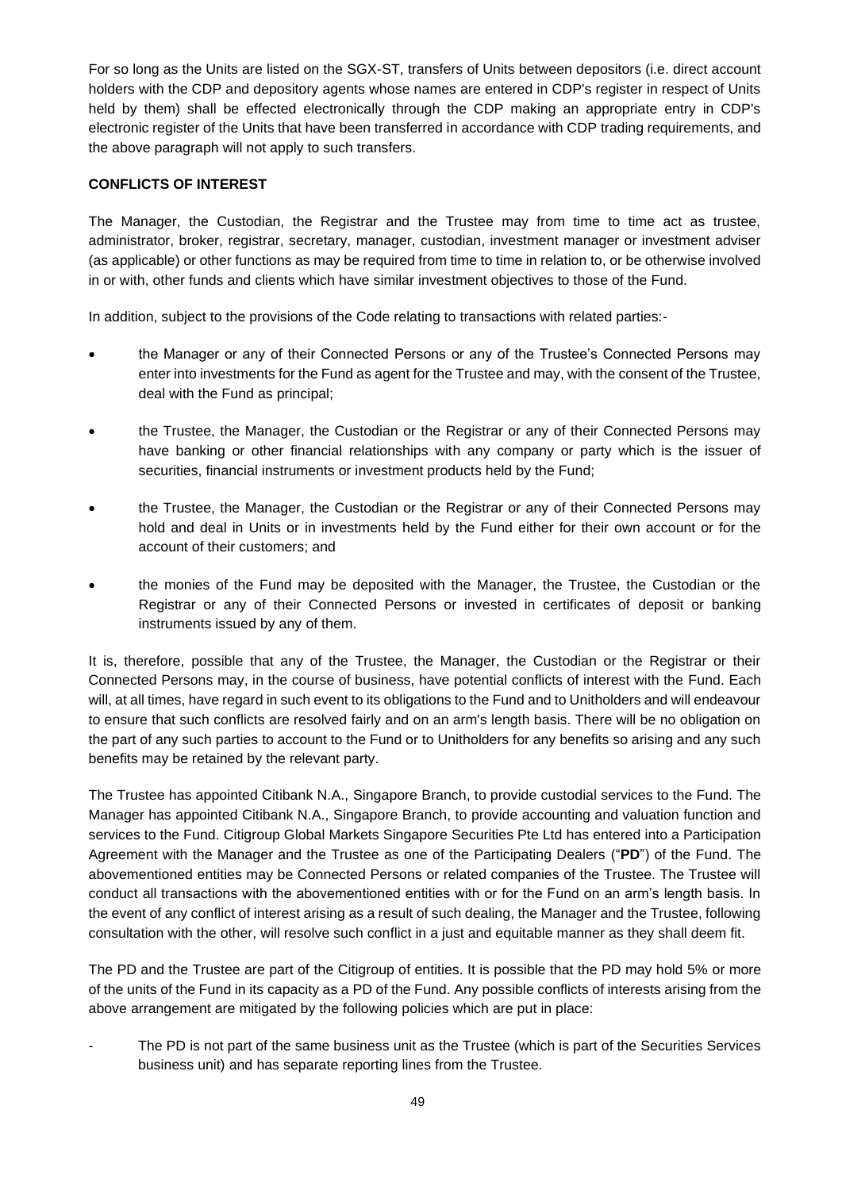For so long as the Units are listed on the SGX-ST, transfers of Units between depositors (i.e. direct account holders with the CDP and depository agents whose names are entered in CDP's register in respect of Units held by them) shall be effected electronically through the CDP making an appropriate entry in CDP's electronic register of the Units that have been transferred in accordance with CDP trading requirements, and the above paragraph will not apply to such transfers.

**CONFLICTS OF INTEREST**

The Manager, the Custodian, the Registrar and the Trustee may from time to time act as trustee, administrator, broker, registrar, secretary, manager, custodian, investment manager or investment adviser (as applicable) or other functions as may be required from time to time in relation to, or be otherwise involved in or with, other funds and clients which have similar investment objectives to those of the Fund.

In addition, subject to the provisions of the Code relating to transactions with related parties:-

- the Manager or any of their Connected Persons or any of the Trustee's Connected Persons may enter into investments for the Fund as agent for the Trustee and may, with the consent of the Trustee, deal with the Fund as principal;
- the Trustee, the Manager, the Custodian or the Registrar or any of their Connected Persons may have banking or other financial relationships with any company or party which is the issuer of securities, financial instruments or investment products held by the Fund;
- the Trustee, the Manager, the Custodian or the Registrar or any of their Connected Persons may hold and deal in Units or in investments held by the Fund either for their own account or for the account of their customers; and
- the monies of the Fund may be deposited with the Manager, the Trustee, the Custodian or the Registrar or any of their Connected Persons or invested in certificates of deposit or banking instruments issued by any of them.

It is, therefore, possible that any of the Trustee, the Manager, the Custodian or the Registrar or their Connected Persons may, in the course of business, have potential conflicts of interest with the Fund. Each will, at all times, have regard in such event to its obligations to the Fund and to Unitholders and will endeavour to ensure that such conflicts are resolved fairly and on an arm's length basis. There will be no obligation on the part of any such parties to account to the Fund or to Unitholders for any benefits so arising and any such benefits may be retained by the relevant party.

The Trustee has appointed Citibank N.A., Singapore Branch, to provide custodial services to the Fund. The Manager has appointed Citibank N.A., Singapore Branch, to provide accounting and valuation function and services to the Fund. Citigroup Global Markets Singapore Securities Pte Ltd has entered into a Participation Agreement with the Manager and the Trustee as one of the Participating Dealers ("**PD**") of the Fund. The abovementioned entities may be Connected Persons or related companies of the Trustee. The Trustee will conduct all transactions with the abovementioned entities with or for the Fund on an arm's length basis. In the event of any conflict of interest arising as a result of such dealing, the Manager and the Trustee, following consultation with the other, will resolve such conflict in a just and equitable manner as they shall deem fit.

The PD and the Trustee are part of the Citigroup of entities. It is possible that the PD may hold 5% or more of the units of the Fund in its capacity as a PD of the Fund. Any possible conflicts of interests arising from the above arrangement are mitigated by the following policies which are put in place:

- The PD is not part of the same business unit as the Trustee (which is part of the Securities Services business unit) and has separate reporting lines from the Trustee.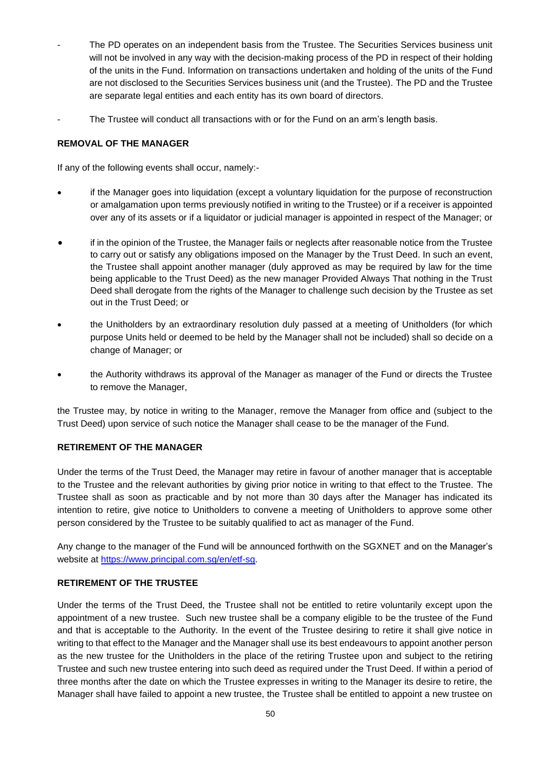- The PD operates on an independent basis from the Trustee. The Securities Services business unit will not be involved in any way with the decision-making process of the PD in respect of their holding of the units in the Fund. Information on transactions undertaken and holding of the units of the Fund are not disclosed to the Securities Services business unit (and the Trustee). The PD and the Trustee are separate legal entities and each entity has its own board of directors.

- The Trustee will conduct all transactions with or for the Fund on an arm's length basis.

**REMOVAL OF THE MANAGER**

If any of the following events shall occur, namely:-

- if the Manager goes into liquidation (except a voluntary liquidation for the purpose of reconstruction or amalgamation upon terms previously notified in writing to the Trustee) or if a receiver is appointed over any of its assets or if a liquidator or judicial manager is appointed in respect of the Manager; or
- if in the opinion of the Trustee, the Manager fails or neglects after reasonable notice from the Trustee to carry out or satisfy any obligations imposed on the Manager by the Trust Deed. In such an event, the Trustee shall appoint another manager (duly approved as may be required by law for the time being applicable to the Trust Deed) as the new manager Provided Always That nothing in the Trust Deed shall derogate from the rights of the Manager to challenge such decision by the Trustee as set out in the Trust Deed; or
- the Unitholders by an extraordinary resolution duly passed at a meeting of Unitholders (for which purpose Units held or deemed to be held by the Manager shall not be included) shall so decide on a change of Manager; or
- the Authority withdraws its approval of the Manager as manager of the Fund or directs the Trustee to remove the Manager,

the Trustee may, by notice in writing to the Manager, remove the Manager from office and (subject to the Trust Deed) upon service of such notice the Manager shall cease to be the manager of the Fund.

**RETIREMENT OF THE MANAGER**

Under the terms of the Trust Deed, the Manager may retire in favour of another manager that is acceptable to the Trustee and the relevant authorities by giving prior notice in writing to that effect to the Trustee. The Trustee shall as soon as practicable and by not more than 30 days after the Manager has indicated its intention to retire, give notice to Unitholders to convene a meeting of Unitholders to approve some other person considered by the Trustee to be suitably qualified to act as manager of the Fund.

Any change to the manager of the Fund will be announced forthwith on the SGXNET and on the Manager's website at https://www.principal.com.sg/en/etf-sg.

**RETIREMENT OF THE TRUSTEE**

Under the terms of the Trust Deed, the Trustee shall not be entitled to retire voluntarily except upon the appointment of a new trustee. Such new trustee shall be a company eligible to be the trustee of the Fund and that is acceptable to the Authority. In the event of the Trustee desiring to retire it shall give notice in writing to that effect to the Manager and the Manager shall use its best endeavours to appoint another person as the new trustee for the Unitholders in the place of the retiring Trustee upon and subject to the retiring Trustee and such new trustee entering into such deed as required under the Trust Deed. If within a period of three months after the date on which the Trustee expresses in writing to the Manager its desire to retire, the Manager shall have failed to appoint a new trustee, the Trustee shall be entitled to appoint a new trustee on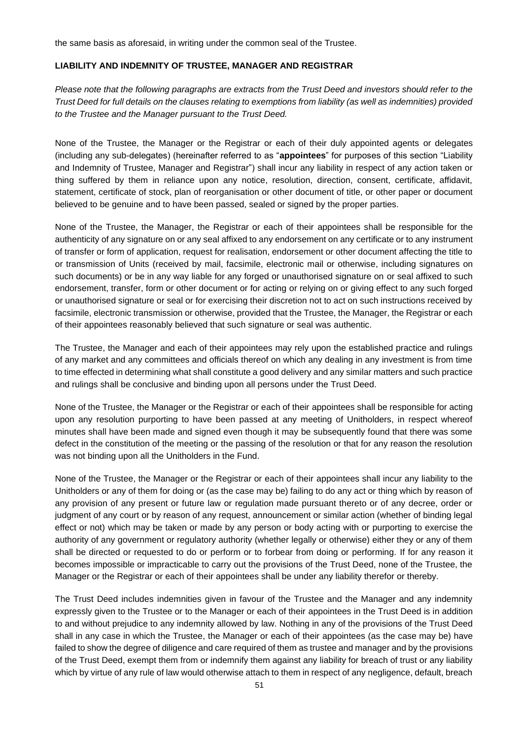the same basis as aforesaid, in writing under the common seal of the Trustee.

## LIABILITY AND INDEMNITY OF TRUSTEE, MANAGER AND REGISTRAR

*Please note that the following paragraphs are extracts from the Trust Deed and investors should refer to the Trust Deed for full details on the clauses relating to exemptions from liability (as well as indemnities) provided to the Trustee and the Manager pursuant to the Trust Deed.*

None of the Trustee, the Manager or the Registrar or each of their duly appointed agents or delegates (including any sub-delegates) (hereinafter referred to as "**appointees**" for purposes of this section "Liability and Indemnity of Trustee, Manager and Registrar") shall incur any liability in respect of any action taken or thing suffered by them in reliance upon any notice, resolution, direction, consent, certificate, affidavit, statement, certificate of stock, plan of reorganisation or other document of title, or other paper or document believed to be genuine and to have been passed, sealed or signed by the proper parties.

None of the Trustee, the Manager, the Registrar or each of their appointees shall be responsible for the authenticity of any signature on or any seal affixed to any endorsement on any certificate or to any instrument of transfer or form of application, request for realisation, endorsement or other document affecting the title to or transmission of Units (received by mail, facsimile, electronic mail or otherwise, including signatures on such documents) or be in any way liable for any forged or unauthorised signature on or seal affixed to such endorsement, transfer, form or other document or for acting or relying on or giving effect to any such forged or unauthorised signature or seal or for exercising their discretion not to act on such instructions received by facsimile, electronic transmission or otherwise, provided that the Trustee, the Manager, the Registrar or each of their appointees reasonably believed that such signature or seal was authentic.

The Trustee, the Manager and each of their appointees may rely upon the established practice and rulings of any market and any committees and officials thereof on which any dealing in any investment is from time to time effected in determining what shall constitute a good delivery and any similar matters and such practice and rulings shall be conclusive and binding upon all persons under the Trust Deed.

None of the Trustee, the Manager or the Registrar or each of their appointees shall be responsible for acting upon any resolution purporting to have been passed at any meeting of Unitholders, in respect whereof minutes shall have been made and signed even though it may be subsequently found that there was some defect in the constitution of the meeting or the passing of the resolution or that for any reason the resolution was not binding upon all the Unitholders in the Fund.

None of the Trustee, the Manager or the Registrar or each of their appointees shall incur any liability to the Unitholders or any of them for doing or (as the case may be) failing to do any act or thing which by reason of any provision of any present or future law or regulation made pursuant thereto or of any decree, order or judgment of any court or by reason of any request, announcement or similar action (whether of binding legal effect or not) which may be taken or made by any person or body acting with or purporting to exercise the authority of any government or regulatory authority (whether legally or otherwise) either they or any of them shall be directed or requested to do or perform or to forbear from doing or performing. If for any reason it becomes impossible or impracticable to carry out the provisions of the Trust Deed, none of the Trustee, the Manager or the Registrar or each of their appointees shall be under any liability therefor or thereby.

The Trust Deed includes indemnities given in favour of the Trustee and the Manager and any indemnity expressly given to the Trustee or to the Manager or each of their appointees in the Trust Deed is in addition to and without prejudice to any indemnity allowed by law. Nothing in any of the provisions of the Trust Deed shall in any case in which the Trustee, the Manager or each of their appointees (as the case may be) have failed to show the degree of diligence and care required of them as trustee and manager and by the provisions of the Trust Deed, exempt them from or indemnify them against any liability for breach of trust or any liability which by virtue of any rule of law would otherwise attach to them in respect of any negligence, default, breach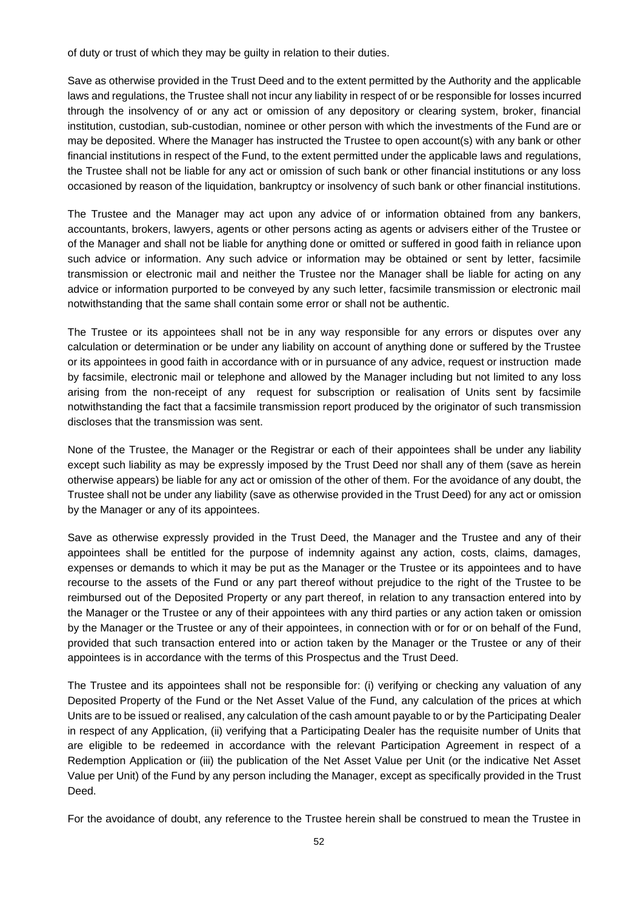of duty or trust of which they may be guilty in relation to their duties.

Save as otherwise provided in the Trust Deed and to the extent permitted by the Authority and the applicable laws and regulations, the Trustee shall not incur any liability in respect of or be responsible for losses incurred through the insolvency of or any act or omission of any depository or clearing system, broker, financial institution, custodian, sub-custodian, nominee or other person with which the investments of the Fund are or may be deposited. Where the Manager has instructed the Trustee to open account(s) with any bank or other financial institutions in respect of the Fund, to the extent permitted under the applicable laws and regulations, the Trustee shall not be liable for any act or omission of such bank or other financial institutions or any loss occasioned by reason of the liquidation, bankruptcy or insolvency of such bank or other financial institutions.

The Trustee and the Manager may act upon any advice of or information obtained from any bankers, accountants, brokers, lawyers, agents or other persons acting as agents or advisers either of the Trustee or of the Manager and shall not be liable for anything done or omitted or suffered in good faith in reliance upon such advice or information. Any such advice or information may be obtained or sent by letter, facsimile transmission or electronic mail and neither the Trustee nor the Manager shall be liable for acting on any advice or information purported to be conveyed by any such letter, facsimile transmission or electronic mail notwithstanding that the same shall contain some error or shall not be authentic.

The Trustee or its appointees shall not be in any way responsible for any errors or disputes over any calculation or determination or be under any liability on account of anything done or suffered by the Trustee or its appointees in good faith in accordance with or in pursuance of any advice, request or instruction made by facsimile, electronic mail or telephone and allowed by the Manager including but not limited to any loss arising from the non-receipt of any request for subscription or realisation of Units sent by facsimile notwithstanding the fact that a facsimile transmission report produced by the originator of such transmission discloses that the transmission was sent.

None of the Trustee, the Manager or the Registrar or each of their appointees shall be under any liability except such liability as may be expressly imposed by the Trust Deed nor shall any of them (save as herein otherwise appears) be liable for any act or omission of the other of them. For the avoidance of any doubt, the Trustee shall not be under any liability (save as otherwise provided in the Trust Deed) for any act or omission by the Manager or any of its appointees.

Save as otherwise expressly provided in the Trust Deed, the Manager and the Trustee and any of their appointees shall be entitled for the purpose of indemnity against any action, costs, claims, damages, expenses or demands to which it may be put as the Manager or the Trustee or its appointees and to have recourse to the assets of the Fund or any part thereof without prejudice to the right of the Trustee to be reimbursed out of the Deposited Property or any part thereof, in relation to any transaction entered into by the Manager or the Trustee or any of their appointees with any third parties or any action taken or omission by the Manager or the Trustee or any of their appointees, in connection with or for or on behalf of the Fund, provided that such transaction entered into or action taken by the Manager or the Trustee or any of their appointees is in accordance with the terms of this Prospectus and the Trust Deed.

The Trustee and its appointees shall not be responsible for: (i) verifying or checking any valuation of any Deposited Property of the Fund or the Net Asset Value of the Fund, any calculation of the prices at which Units are to be issued or realised, any calculation of the cash amount payable to or by the Participating Dealer in respect of any Application, (ii) verifying that a Participating Dealer has the requisite number of Units that are eligible to be redeemed in accordance with the relevant Participation Agreement in respect of a Redemption Application or (iii) the publication of the Net Asset Value per Unit (or the indicative Net Asset Value per Unit) of the Fund by any person including the Manager, except as specifically provided in the Trust Deed.

For the avoidance of doubt, any reference to the Trustee herein shall be construed to mean the Trustee in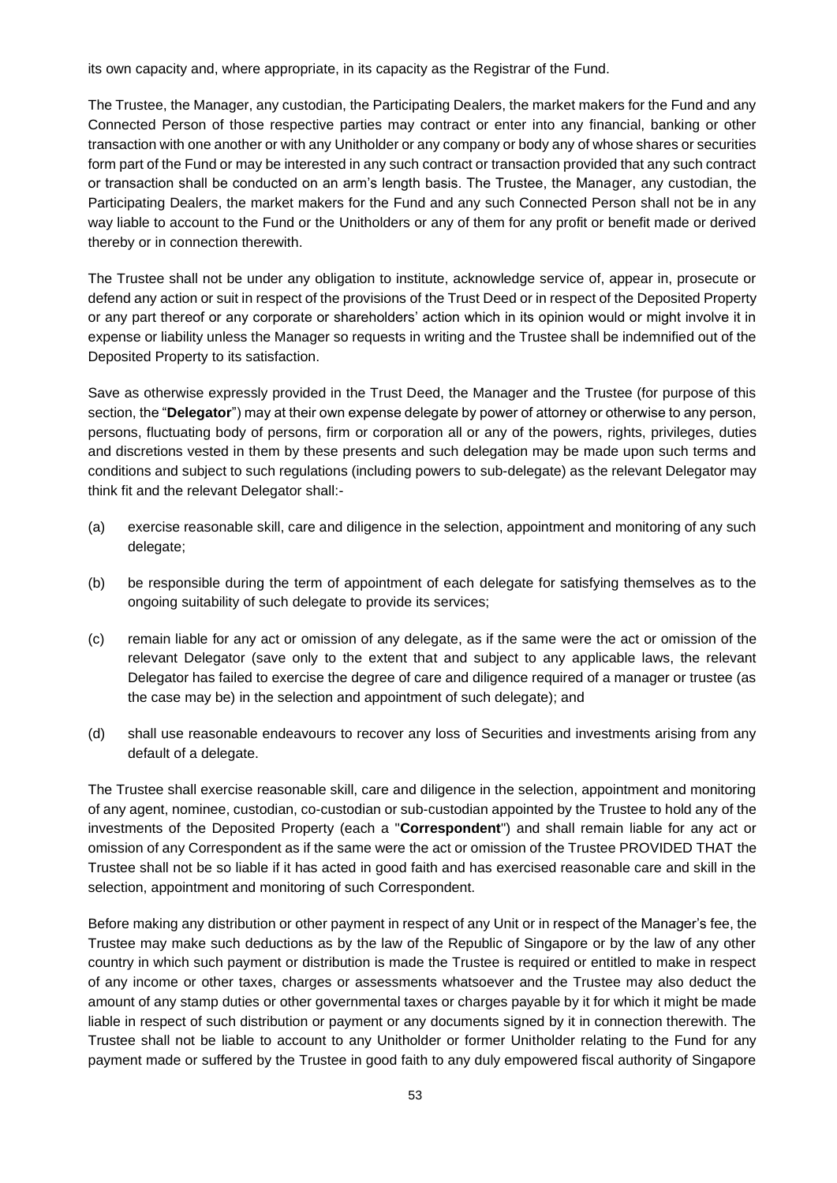its own capacity and, where appropriate, in its capacity as the Registrar of the Fund.

The Trustee, the Manager, any custodian, the Participating Dealers, the market makers for the Fund and any Connected Person of those respective parties may contract or enter into any financial, banking or other transaction with one another or with any Unitholder or any company or body any of whose shares or securities form part of the Fund or may be interested in any such contract or transaction provided that any such contract or transaction shall be conducted on an arm's length basis. The Trustee, the Manager, any custodian, the Participating Dealers, the market makers for the Fund and any such Connected Person shall not be in any way liable to account to the Fund or the Unitholders or any of them for any profit or benefit made or derived thereby or in connection therewith.

The Trustee shall not be under any obligation to institute, acknowledge service of, appear in, prosecute or defend any action or suit in respect of the provisions of the Trust Deed or in respect of the Deposited Property or any part thereof or any corporate or shareholders' action which in its opinion would or might involve it in expense or liability unless the Manager so requests in writing and the Trustee shall be indemnified out of the Deposited Property to its satisfaction.

Save as otherwise expressly provided in the Trust Deed, the Manager and the Trustee (for purpose of this section, the "**Delegator**") may at their own expense delegate by power of attorney or otherwise to any person, persons, fluctuating body of persons, firm or corporation all or any of the powers, rights, privileges, duties and discretions vested in them by these presents and such delegation may be made upon such terms and conditions and subject to such regulations (including powers to sub-delegate) as the relevant Delegator may think fit and the relevant Delegator shall:-

(a) exercise reasonable skill, care and diligence in the selection, appointment and monitoring of any such delegate;

(b) be responsible during the term of appointment of each delegate for satisfying themselves as to the ongoing suitability of such delegate to provide its services;

(c) remain liable for any act or omission of any delegate, as if the same were the act or omission of the relevant Delegator (save only to the extent that and subject to any applicable laws, the relevant Delegator has failed to exercise the degree of care and diligence required of a manager or trustee (as the case may be) in the selection and appointment of such delegate); and

(d) shall use reasonable endeavours to recover any loss of Securities and investments arising from any default of a delegate.

The Trustee shall exercise reasonable skill, care and diligence in the selection, appointment and monitoring of any agent, nominee, custodian, co-custodian or sub-custodian appointed by the Trustee to hold any of the investments of the Deposited Property (each a "**Correspondent**") and shall remain liable for any act or omission of any Correspondent as if the same were the act or omission of the Trustee PROVIDED THAT the Trustee shall not be so liable if it has acted in good faith and has exercised reasonable care and skill in the selection, appointment and monitoring of such Correspondent.

Before making any distribution or other payment in respect of any Unit or in respect of the Manager's fee, the Trustee may make such deductions as by the law of the Republic of Singapore or by the law of any other country in which such payment or distribution is made the Trustee is required or entitled to make in respect of any income or other taxes, charges or assessments whatsoever and the Trustee may also deduct the amount of any stamp duties or other governmental taxes or charges payable by it for which it might be made liable in respect of such distribution or payment or any documents signed by it in connection therewith. The Trustee shall not be liable to account to any Unitholder or former Unitholder relating to the Fund for any payment made or suffered by the Trustee in good faith to any duly empowered fiscal authority of Singapore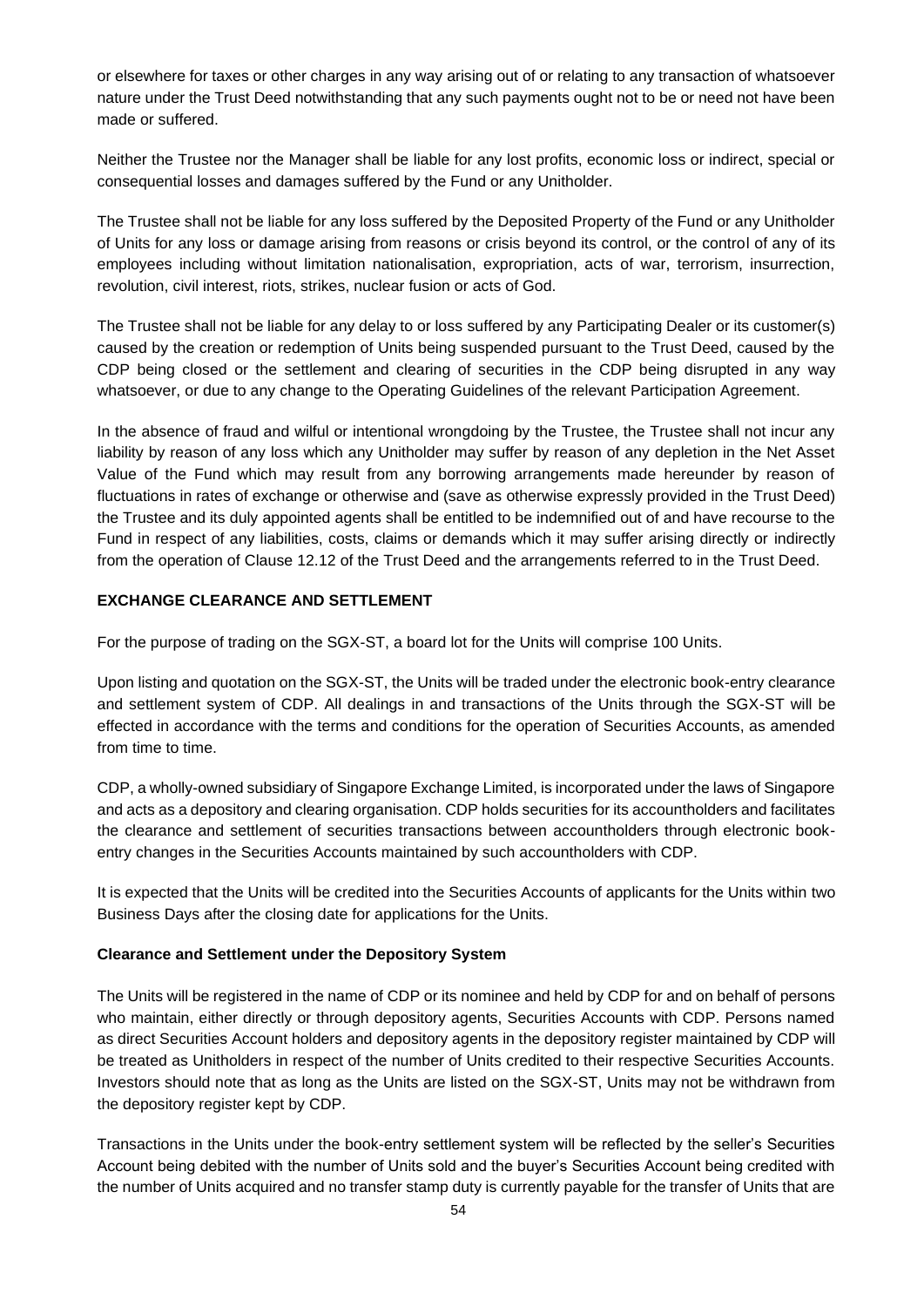or elsewhere for taxes or other charges in any way arising out of or relating to any transaction of whatsoever nature under the Trust Deed notwithstanding that any such payments ought not to be or need not have been made or suffered.

Neither the Trustee nor the Manager shall be liable for any lost profits, economic loss or indirect, special or consequential losses and damages suffered by the Fund or any Unitholder.

The Trustee shall not be liable for any loss suffered by the Deposited Property of the Fund or any Unitholder of Units for any loss or damage arising from reasons or crisis beyond its control, or the control of any of its employees including without limitation nationalisation, expropriation, acts of war, terrorism, insurrection, revolution, civil interest, riots, strikes, nuclear fusion or acts of God.

The Trustee shall not be liable for any delay to or loss suffered by any Participating Dealer or its customer(s) caused by the creation or redemption of Units being suspended pursuant to the Trust Deed, caused by the CDP being closed or the settlement and clearing of securities in the CDP being disrupted in any way whatsoever, or due to any change to the Operating Guidelines of the relevant Participation Agreement.

In the absence of fraud and wilful or intentional wrongdoing by the Trustee, the Trustee shall not incur any liability by reason of any loss which any Unitholder may suffer by reason of any depletion in the Net Asset Value of the Fund which may result from any borrowing arrangements made hereunder by reason of fluctuations in rates of exchange or otherwise and (save as otherwise expressly provided in the Trust Deed) the Trustee and its duly appointed agents shall be entitled to be indemnified out of and have recourse to the Fund in respect of any liabilities, costs, claims or demands which it may suffer arising directly or indirectly from the operation of Clause 12.12 of the Trust Deed and the arrangements referred to in the Trust Deed.

## EXCHANGE CLEARANCE AND SETTLEMENT

For the purpose of trading on the SGX-ST, a board lot for the Units will comprise 100 Units.

Upon listing and quotation on the SGX-ST, the Units will be traded under the electronic book-entry clearance and settlement system of CDP. All dealings in and transactions of the Units through the SGX-ST will be effected in accordance with the terms and conditions for the operation of Securities Accounts, as amended from time to time.

CDP, a wholly-owned subsidiary of Singapore Exchange Limited, is incorporated under the laws of Singapore and acts as a depository and clearing organisation. CDP holds securities for its accountholders and facilitates the clearance and settlement of securities transactions between accountholders through electronic book-entry changes in the Securities Accounts maintained by such accountholders with CDP.

It is expected that the Units will be credited into the Securities Accounts of applicants for the Units within two Business Days after the closing date for applications for the Units.

### Clearance and Settlement under the Depository System

The Units will be registered in the name of CDP or its nominee and held by CDP for and on behalf of persons who maintain, either directly or through depository agents, Securities Accounts with CDP. Persons named as direct Securities Account holders and depository agents in the depository register maintained by CDP will be treated as Unitholders in respect of the number of Units credited to their respective Securities Accounts. Investors should note that as long as the Units are listed on the SGX-ST, Units may not be withdrawn from the depository register kept by CDP.

Transactions in the Units under the book-entry settlement system will be reflected by the seller's Securities Account being debited with the number of Units sold and the buyer's Securities Account being credited with the number of Units acquired and no transfer stamp duty is currently payable for the transfer of Units that are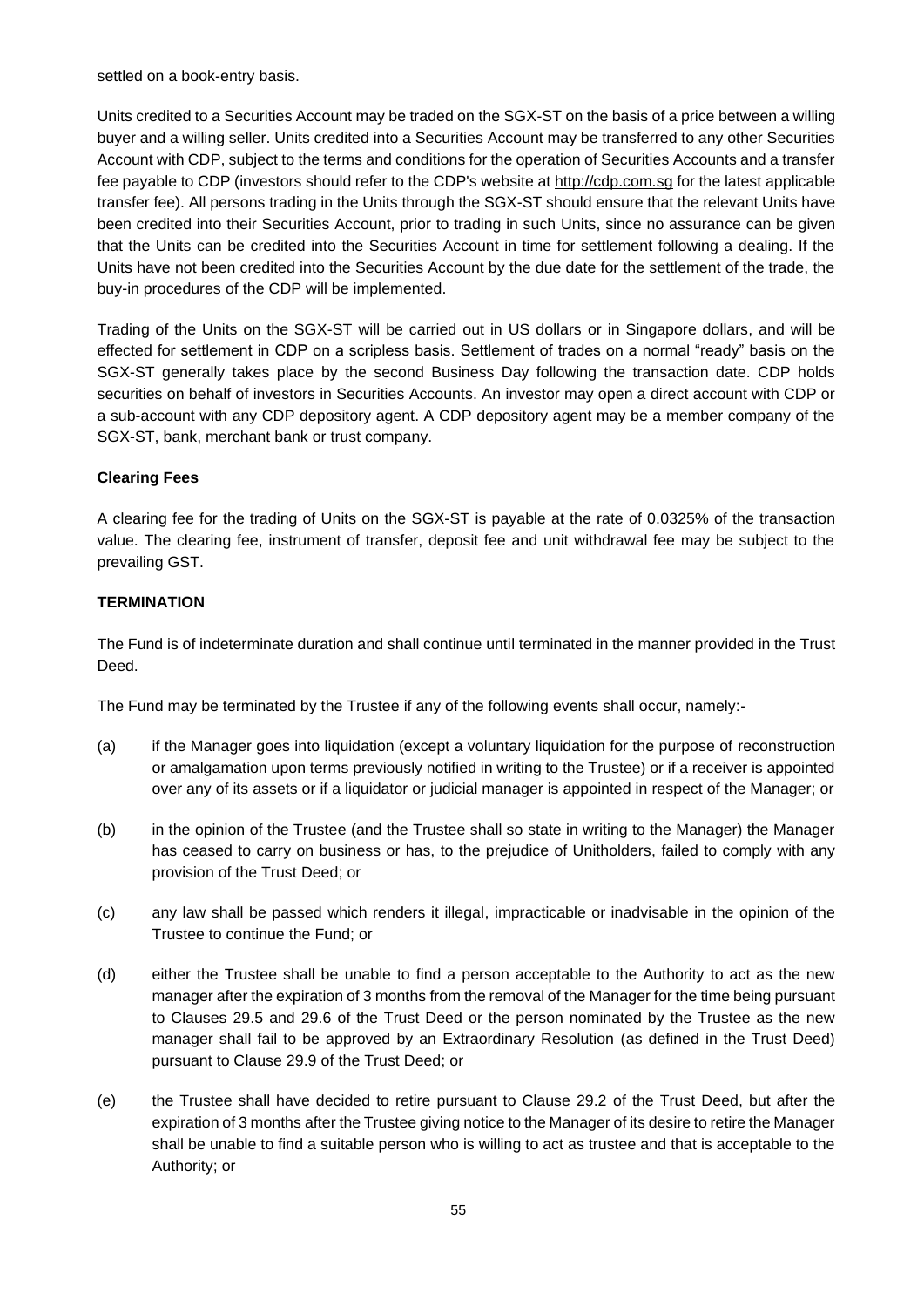settled on a book-entry basis.

Units credited to a Securities Account may be traded on the SGX-ST on the basis of a price between a willing buyer and a willing seller. Units credited into a Securities Account may be transferred to any other Securities Account with CDP, subject to the terms and conditions for the operation of Securities Accounts and a transfer fee payable to CDP (investors should refer to the CDP's website at http://cdp.com.sg for the latest applicable transfer fee). All persons trading in the Units through the SGX-ST should ensure that the relevant Units have been credited into their Securities Account, prior to trading in such Units, since no assurance can be given that the Units can be credited into the Securities Account in time for settlement following a dealing. If the Units have not been credited into the Securities Account by the due date for the settlement of the trade, the buy-in procedures of the CDP will be implemented.

Trading of the Units on the SGX-ST will be carried out in US dollars or in Singapore dollars, and will be effected for settlement in CDP on a scripless basis. Settlement of trades on a normal "ready" basis on the SGX-ST generally takes place by the second Business Day following the transaction date. CDP holds securities on behalf of investors in Securities Accounts. An investor may open a direct account with CDP or a sub-account with any CDP depository agent. A CDP depository agent may be a member company of the SGX-ST, bank, merchant bank or trust company.

**Clearing Fees**

A clearing fee for the trading of Units on the SGX-ST is payable at the rate of 0.0325% of the transaction value. The clearing fee, instrument of transfer, deposit fee and unit withdrawal fee may be subject to the prevailing GST.

**TERMINATION**

The Fund is of indeterminate duration and shall continue until terminated in the manner provided in the Trust Deed.

The Fund may be terminated by the Trustee if any of the following events shall occur, namely:-

(a) if the Manager goes into liquidation (except a voluntary liquidation for the purpose of reconstruction or amalgamation upon terms previously notified in writing to the Trustee) or if a receiver is appointed over any of its assets or if a liquidator or judicial manager is appointed in respect of the Manager; or

(b) in the opinion of the Trustee (and the Trustee shall so state in writing to the Manager) the Manager has ceased to carry on business or has, to the prejudice of Unitholders, failed to comply with any provision of the Trust Deed; or

(c) any law shall be passed which renders it illegal, impracticable or inadvisable in the opinion of the Trustee to continue the Fund; or

(d) either the Trustee shall be unable to find a person acceptable to the Authority to act as the new manager after the expiration of 3 months from the removal of the Manager for the time being pursuant to Clauses 29.5 and 29.6 of the Trust Deed or the person nominated by the Trustee as the new manager shall fail to be approved by an Extraordinary Resolution (as defined in the Trust Deed) pursuant to Clause 29.9 of the Trust Deed; or

(e) the Trustee shall have decided to retire pursuant to Clause 29.2 of the Trust Deed, but after the expiration of 3 months after the Trustee giving notice to the Manager of its desire to retire the Manager shall be unable to find a suitable person who is willing to act as trustee and that is acceptable to the Authority; or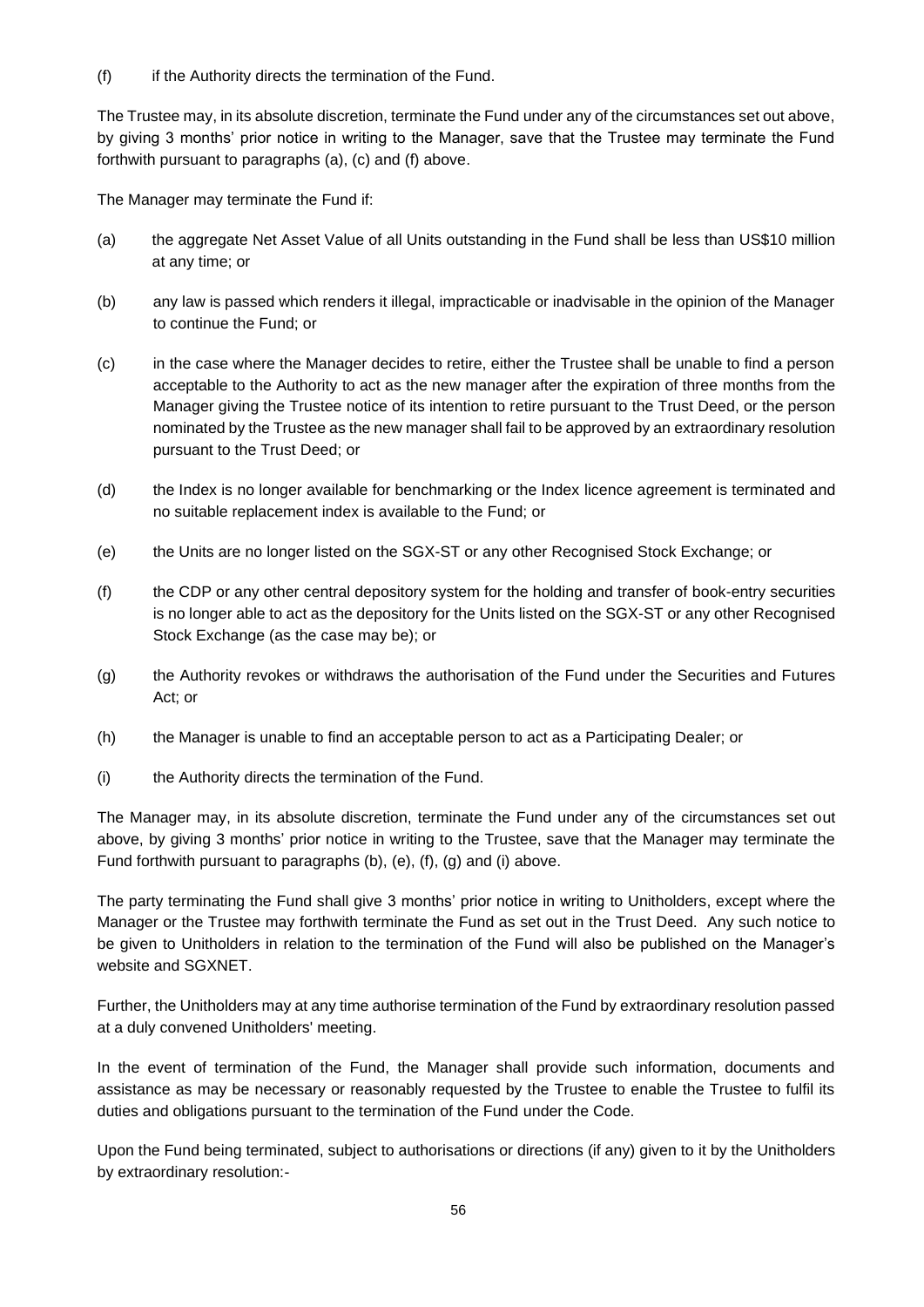(f) if the Authority directs the termination of the Fund.

The Trustee may, in its absolute discretion, terminate the Fund under any of the circumstances set out above, by giving 3 months' prior notice in writing to the Manager, save that the Trustee may terminate the Fund forthwith pursuant to paragraphs (a), (c) and (f) above.

The Manager may terminate the Fund if:

(a) the aggregate Net Asset Value of all Units outstanding in the Fund shall be less than US$10 million at any time; or

(b) any law is passed which renders it illegal, impracticable or inadvisable in the opinion of the Manager to continue the Fund; or

(c) in the case where the Manager decides to retire, either the Trustee shall be unable to find a person acceptable to the Authority to act as the new manager after the expiration of three months from the Manager giving the Trustee notice of its intention to retire pursuant to the Trust Deed, or the person nominated by the Trustee as the new manager shall fail to be approved by an extraordinary resolution pursuant to the Trust Deed; or

(d) the Index is no longer available for benchmarking or the Index licence agreement is terminated and no suitable replacement index is available to the Fund; or

(e) the Units are no longer listed on the SGX-ST or any other Recognised Stock Exchange; or

(f) the CDP or any other central depository system for the holding and transfer of book-entry securities is no longer able to act as the depository for the Units listed on the SGX-ST or any other Recognised Stock Exchange (as the case may be); or

(g) the Authority revokes or withdraws the authorisation of the Fund under the Securities and Futures Act; or

(h) the Manager is unable to find an acceptable person to act as a Participating Dealer; or

(i) the Authority directs the termination of the Fund.

The Manager may, in its absolute discretion, terminate the Fund under any of the circumstances set out above, by giving 3 months' prior notice in writing to the Trustee, save that the Manager may terminate the Fund forthwith pursuant to paragraphs (b), (e), (f), (g) and (i) above.

The party terminating the Fund shall give 3 months' prior notice in writing to Unitholders, except where the Manager or the Trustee may forthwith terminate the Fund as set out in the Trust Deed. Any such notice to be given to Unitholders in relation to the termination of the Fund will also be published on the Manager's website and SGXNET.

Further, the Unitholders may at any time authorise termination of the Fund by extraordinary resolution passed at a duly convened Unitholders' meeting.

In the event of termination of the Fund, the Manager shall provide such information, documents and assistance as may be necessary or reasonably requested by the Trustee to enable the Trustee to fulfil its duties and obligations pursuant to the termination of the Fund under the Code.

Upon the Fund being terminated, subject to authorisations or directions (if any) given to it by the Unitholders by extraordinary resolution:-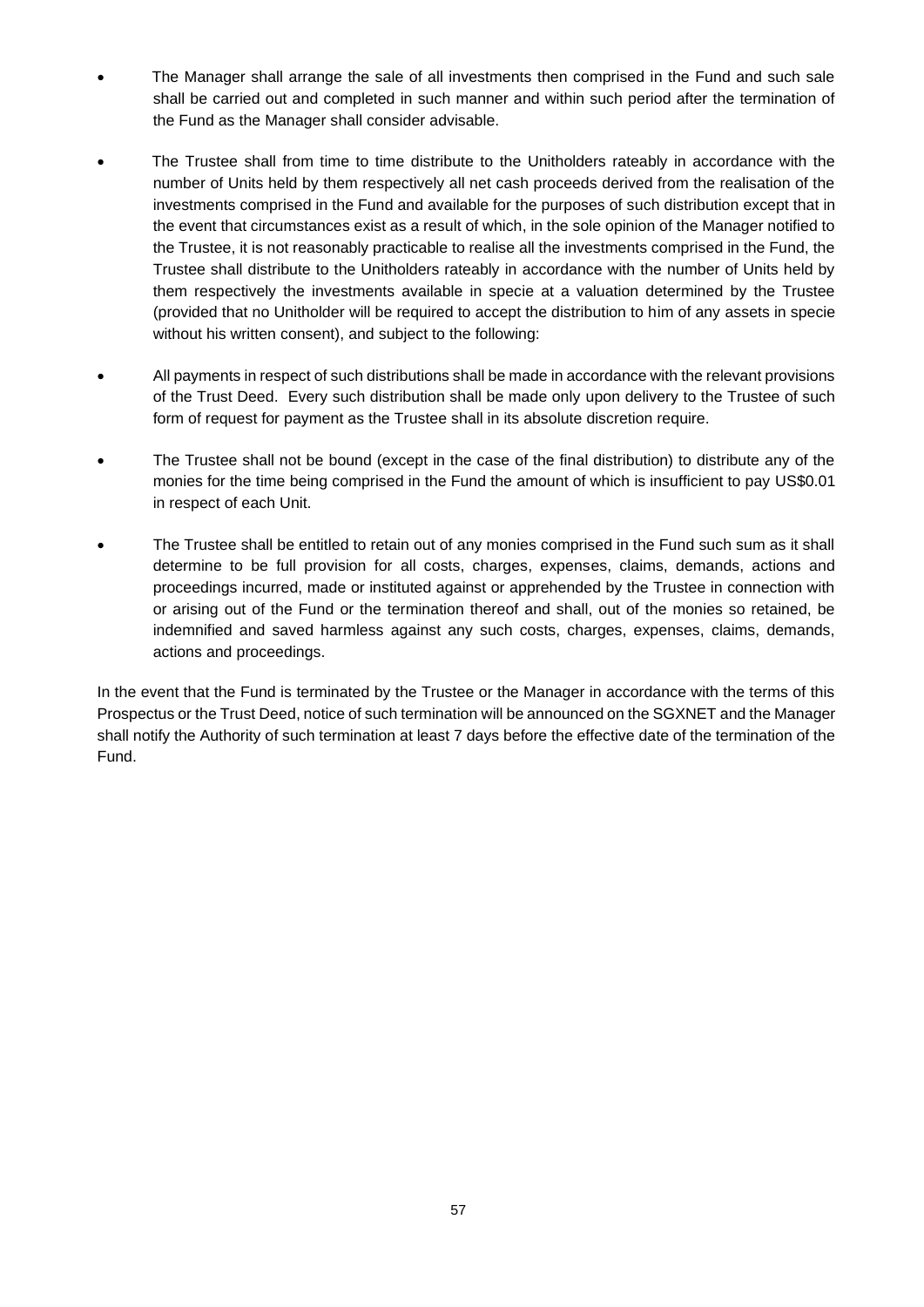- The Manager shall arrange the sale of all investments then comprised in the Fund and such sale shall be carried out and completed in such manner and within such period after the termination of the Fund as the Manager shall consider advisable.

- The Trustee shall from time to time distribute to the Unitholders rateably in accordance with the number of Units held by them respectively all net cash proceeds derived from the realisation of the investments comprised in the Fund and available for the purposes of such distribution except that in the event that circumstances exist as a result of which, in the sole opinion of the Manager notified to the Trustee, it is not reasonably practicable to realise all the investments comprised in the Fund, the Trustee shall distribute to the Unitholders rateably in accordance with the number of Units held by them respectively the investments available in specie at a valuation determined by the Trustee (provided that no Unitholder will be required to accept the distribution to him of any assets in specie without his written consent), and subject to the following:

- All payments in respect of such distributions shall be made in accordance with the relevant provisions of the Trust Deed. Every such distribution shall be made only upon delivery to the Trustee of such form of request for payment as the Trustee shall in its absolute discretion require.

- The Trustee shall not be bound (except in the case of the final distribution) to distribute any of the monies for the time being comprised in the Fund the amount of which is insufficient to pay US$0.01 in respect of each Unit.

- The Trustee shall be entitled to retain out of any monies comprised in the Fund such sum as it shall determine to be full provision for all costs, charges, expenses, claims, demands, actions and proceedings incurred, made or instituted against or apprehended by the Trustee in connection with or arising out of the Fund or the termination thereof and shall, out of the monies so retained, be indemnified and saved harmless against any such costs, charges, expenses, claims, demands, actions and proceedings.

In the event that the Fund is terminated by the Trustee or the Manager in accordance with the terms of this Prospectus or the Trust Deed, notice of such termination will be announced on the SGXNET and the Manager shall notify the Authority of such termination at least 7 days before the effective date of the termination of the Fund.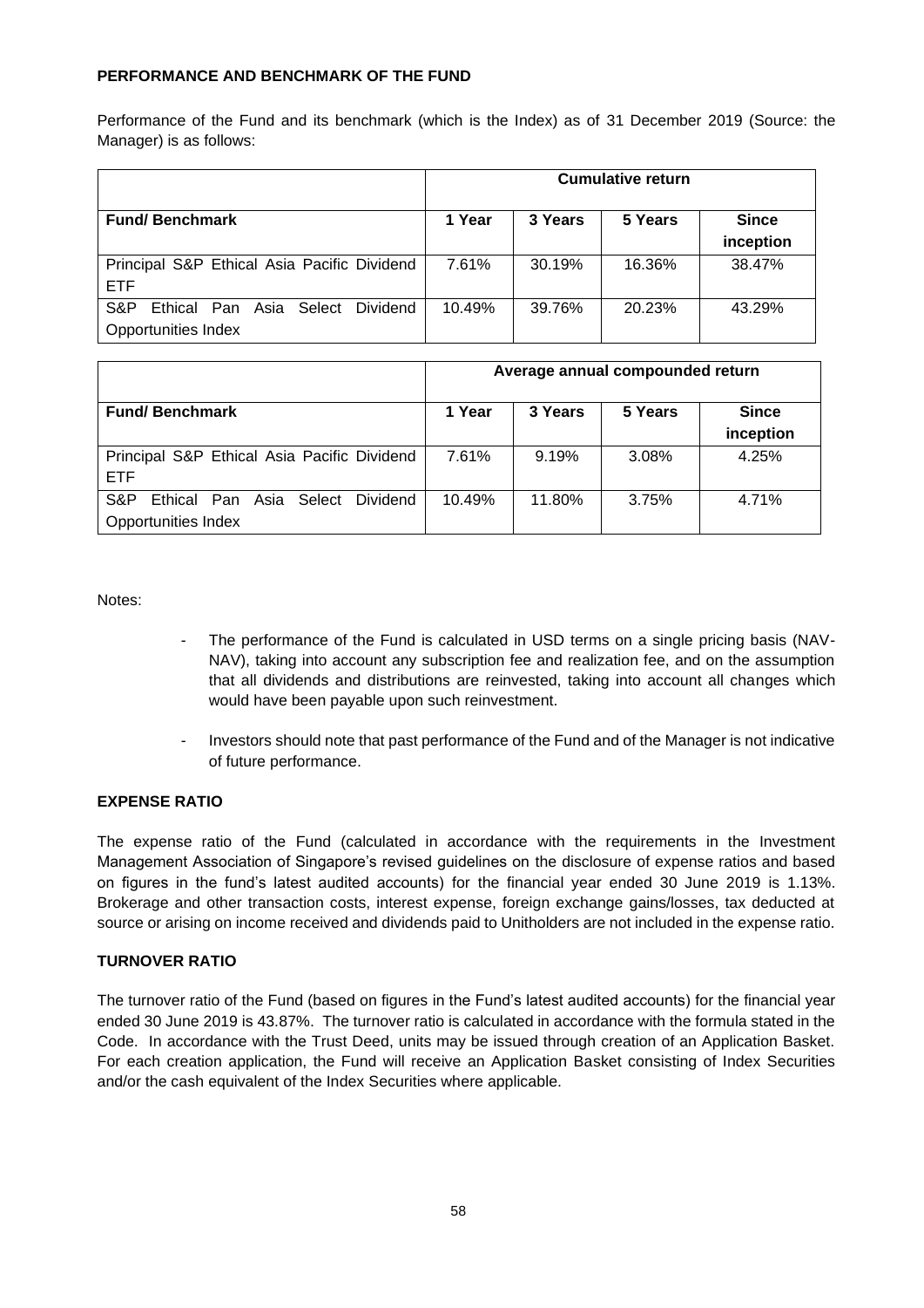**PERFORMANCE AND BENCHMARK OF THE FUND**

Performance of the Fund and its benchmark (which is the Index) as of 31 December 2019 (Source: the Manager) is as follows:

| | Cumulative return | | | |
|---|---|---|---|---|
| **Fund/ Benchmark** | **1 Year** | **3 Years** | **5 Years** | **Since inception** |
| Principal S&P Ethical Asia Pacific Dividend ETF | 7.61% | 30.19% | 16.36% | 38.47% |
| S&P Ethical Pan Asia Select Dividend Opportunities Index | 10.49% | 39.76% | 20.23% | 43.29% |

| | Average annual compounded return | | | |
|---|---|---|---|---|
| **Fund/ Benchmark** | **1 Year** | **3 Years** | **5 Years** | **Since inception** |
| Principal S&P Ethical Asia Pacific Dividend ETF | 7.61% | 9.19% | 3.08% | 4.25% |
| S&P Ethical Pan Asia Select Dividend Opportunities Index | 10.49% | 11.80% | 3.75% | 4.71% |

Notes:

- The performance of the Fund is calculated in USD terms on a single pricing basis (NAV-NAV), taking into account any subscription fee and realization fee, and on the assumption that all dividends and distributions are reinvested, taking into account all changes which would have been payable upon such reinvestment.
- Investors should note that past performance of the Fund and of the Manager is not indicative of future performance.

**EXPENSE RATIO**

The expense ratio of the Fund (calculated in accordance with the requirements in the Investment Management Association of Singapore's revised guidelines on the disclosure of expense ratios and based on figures in the fund's latest audited accounts) for the financial year ended 30 June 2019 is 1.13%. Brokerage and other transaction costs, interest expense, foreign exchange gains/losses, tax deducted at source or arising on income received and dividends paid to Unitholders are not included in the expense ratio.

**TURNOVER RATIO**

The turnover ratio of the Fund (based on figures in the Fund's latest audited accounts) for the financial year ended 30 June 2019 is 43.87%. The turnover ratio is calculated in accordance with the formula stated in the Code. In accordance with the Trust Deed, units may be issued through creation of an Application Basket. For each creation application, the Fund will receive an Application Basket consisting of Index Securities and/or the cash equivalent of the Index Securities where applicable.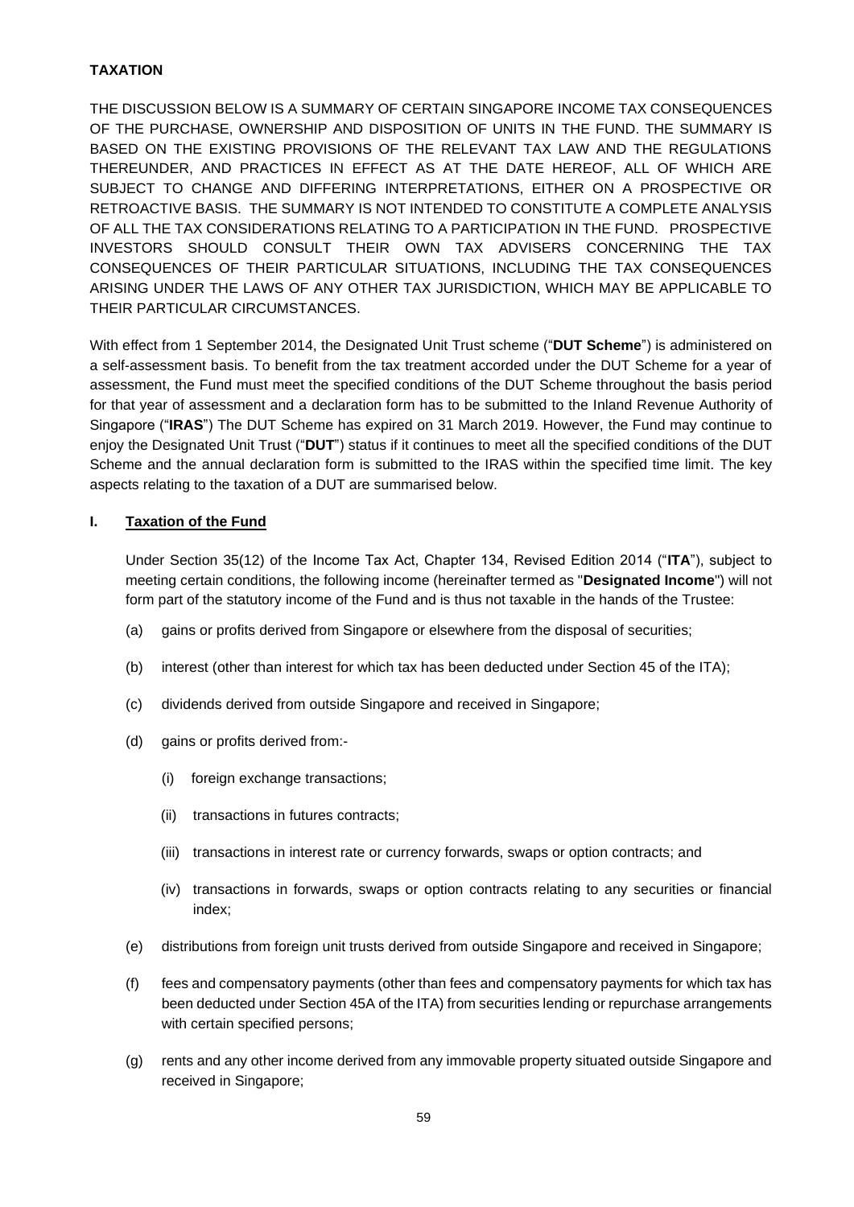## TAXATION

THE DISCUSSION BELOW IS A SUMMARY OF CERTAIN SINGAPORE INCOME TAX CONSEQUENCES OF THE PURCHASE, OWNERSHIP AND DISPOSITION OF UNITS IN THE FUND. THE SUMMARY IS BASED ON THE EXISTING PROVISIONS OF THE RELEVANT TAX LAW AND THE REGULATIONS THEREUNDER, AND PRACTICES IN EFFECT AS AT THE DATE HEREOF, ALL OF WHICH ARE SUBJECT TO CHANGE AND DIFFERING INTERPRETATIONS, EITHER ON A PROSPECTIVE OR RETROACTIVE BASIS. THE SUMMARY IS NOT INTENDED TO CONSTITUTE A COMPLETE ANALYSIS OF ALL THE TAX CONSIDERATIONS RELATING TO A PARTICIPATION IN THE FUND. PROSPECTIVE INVESTORS SHOULD CONSULT THEIR OWN TAX ADVISERS CONCERNING THE TAX CONSEQUENCES OF THEIR PARTICULAR SITUATIONS, INCLUDING THE TAX CONSEQUENCES ARISING UNDER THE LAWS OF ANY OTHER TAX JURISDICTION, WHICH MAY BE APPLICABLE TO THEIR PARTICULAR CIRCUMSTANCES.

With effect from 1 September 2014, the Designated Unit Trust scheme ("**DUT Scheme**") is administered on a self-assessment basis. To benefit from the tax treatment accorded under the DUT Scheme for a year of assessment, the Fund must meet the specified conditions of the DUT Scheme throughout the basis period for that year of assessment and a declaration form has to be submitted to the Inland Revenue Authority of Singapore ("**IRAS**") The DUT Scheme has expired on 31 March 2019. However, the Fund may continue to enjoy the Designated Unit Trust ("**DUT**") status if it continues to meet all the specified conditions of the DUT Scheme and the annual declaration form is submitted to the IRAS within the specified time limit. The key aspects relating to the taxation of a DUT are summarised below.

### I. Taxation of the Fund

Under Section 35(12) of the Income Tax Act, Chapter 134, Revised Edition 2014 ("**ITA**"), subject to meeting certain conditions, the following income (hereinafter termed as "**Designated Income**") will not form part of the statutory income of the Fund and is thus not taxable in the hands of the Trustee:

(a) gains or profits derived from Singapore or elsewhere from the disposal of securities;

(b) interest (other than interest for which tax has been deducted under Section 45 of the ITA);

(c) dividends derived from outside Singapore and received in Singapore;

(d) gains or profits derived from:-

(i) foreign exchange transactions;

(ii) transactions in futures contracts;

(iii) transactions in interest rate or currency forwards, swaps or option contracts; and

(iv) transactions in forwards, swaps or option contracts relating to any securities or financial index;

(e) distributions from foreign unit trusts derived from outside Singapore and received in Singapore;

(f) fees and compensatory payments (other than fees and compensatory payments for which tax has been deducted under Section 45A of the ITA) from securities lending or repurchase arrangements with certain specified persons;

(g) rents and any other income derived from any immovable property situated outside Singapore and received in Singapore;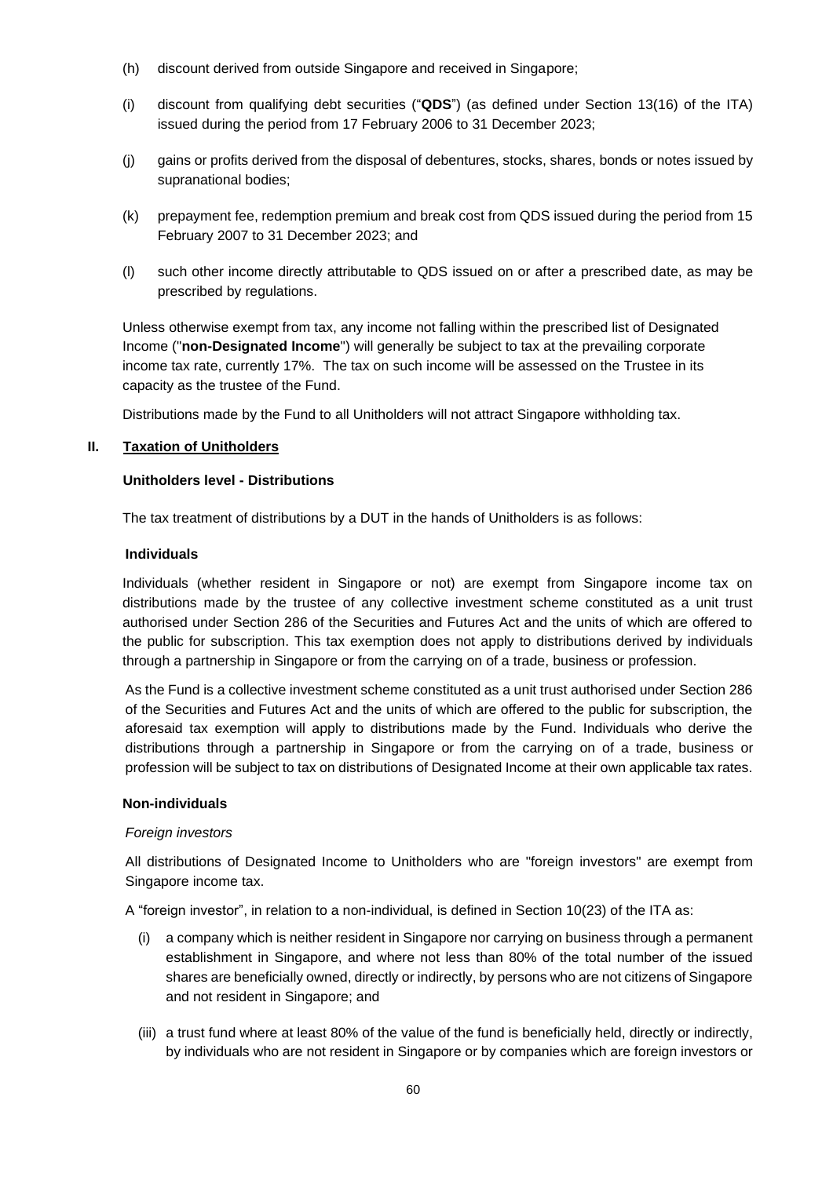(h) discount derived from outside Singapore and received in Singapore;

(i) discount from qualifying debt securities ("**QDS**") (as defined under Section 13(16) of the ITA) issued during the period from 17 February 2006 to 31 December 2023;

(j) gains or profits derived from the disposal of debentures, stocks, shares, bonds or notes issued by supranational bodies;

(k) prepayment fee, redemption premium and break cost from QDS issued during the period from 15 February 2007 to 31 December 2023; and

(l) such other income directly attributable to QDS issued on or after a prescribed date, as may be prescribed by regulations.

Unless otherwise exempt from tax, any income not falling within the prescribed list of Designated Income ("**non-Designated Income**") will generally be subject to tax at the prevailing corporate income tax rate, currently 17%. The tax on such income will be assessed on the Trustee in its capacity as the trustee of the Fund.

Distributions made by the Fund to all Unitholders will not attract Singapore withholding tax.

## II. Taxation of Unitholders

### Unitholders level - Distributions

The tax treatment of distributions by a DUT in the hands of Unitholders is as follows:

#### Individuals

Individuals (whether resident in Singapore or not) are exempt from Singapore income tax on distributions made by the trustee of any collective investment scheme constituted as a unit trust authorised under Section 286 of the Securities and Futures Act and the units of which are offered to the public for subscription. This tax exemption does not apply to distributions derived by individuals through a partnership in Singapore or from the carrying on of a trade, business or profession.

As the Fund is a collective investment scheme constituted as a unit trust authorised under Section 286 of the Securities and Futures Act and the units of which are offered to the public for subscription, the aforesaid tax exemption will apply to distributions made by the Fund. Individuals who derive the distributions through a partnership in Singapore or from the carrying on of a trade, business or profession will be subject to tax on distributions of Designated Income at their own applicable tax rates.

#### Non-individuals

*Foreign investors*

All distributions of Designated Income to Unitholders who are "foreign investors" are exempt from Singapore income tax.

A "foreign investor", in relation to a non-individual, is defined in Section 10(23) of the ITA as:

(i) a company which is neither resident in Singapore nor carrying on business through a permanent establishment in Singapore, and where not less than 80% of the total number of the issued shares are beneficially owned, directly or indirectly, by persons who are not citizens of Singapore and not resident in Singapore; and

(iii) a trust fund where at least 80% of the value of the fund is beneficially held, directly or indirectly, by individuals who are not resident in Singapore or by companies which are foreign investors or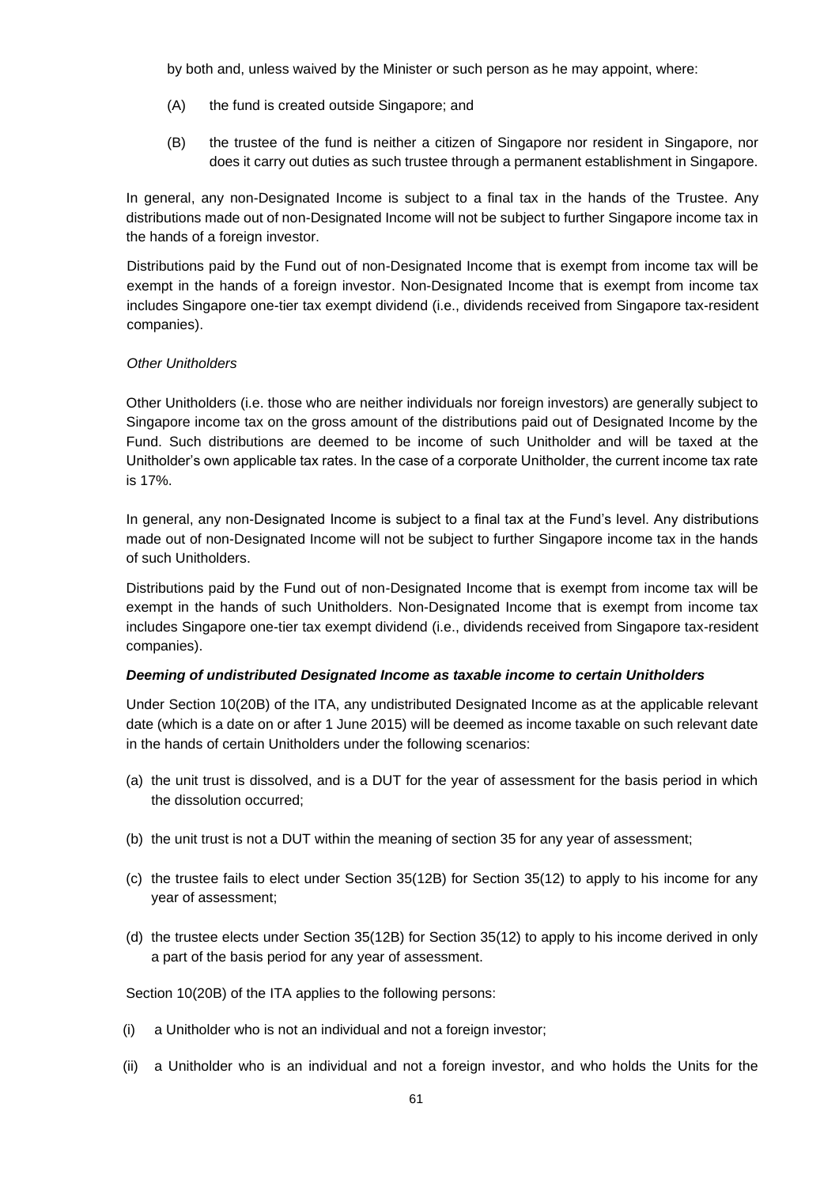by both and, unless waived by the Minister or such person as he may appoint, where:

(A) the fund is created outside Singapore; and

(B) the trustee of the fund is neither a citizen of Singapore nor resident in Singapore, nor does it carry out duties as such trustee through a permanent establishment in Singapore.

In general, any non-Designated Income is subject to a final tax in the hands of the Trustee. Any distributions made out of non-Designated Income will not be subject to further Singapore income tax in the hands of a foreign investor.

Distributions paid by the Fund out of non-Designated Income that is exempt from income tax will be exempt in the hands of a foreign investor. Non-Designated Income that is exempt from income tax includes Singapore one-tier tax exempt dividend (i.e., dividends received from Singapore tax-resident companies).

*Other Unitholders*

Other Unitholders (i.e. those who are neither individuals nor foreign investors) are generally subject to Singapore income tax on the gross amount of the distributions paid out of Designated Income by the Fund. Such distributions are deemed to be income of such Unitholder and will be taxed at the Unitholder's own applicable tax rates. In the case of a corporate Unitholder, the current income tax rate is 17%.

In general, any non-Designated Income is subject to a final tax at the Fund's level. Any distributions made out of non-Designated Income will not be subject to further Singapore income tax in the hands of such Unitholders.

Distributions paid by the Fund out of non-Designated Income that is exempt from income tax will be exempt in the hands of such Unitholders. Non-Designated Income that is exempt from income tax includes Singapore one-tier tax exempt dividend (i.e., dividends received from Singapore tax-resident companies).

***Deeming of undistributed Designated Income as taxable income to certain Unitholders***

Under Section 10(20B) of the ITA, any undistributed Designated Income as at the applicable relevant date (which is a date on or after 1 June 2015) will be deemed as income taxable on such relevant date in the hands of certain Unitholders under the following scenarios:

(a) the unit trust is dissolved, and is a DUT for the year of assessment for the basis period in which the dissolution occurred;

(b) the unit trust is not a DUT within the meaning of section 35 for any year of assessment;

(c) the trustee fails to elect under Section 35(12B) for Section 35(12) to apply to his income for any year of assessment;

(d) the trustee elects under Section 35(12B) for Section 35(12) to apply to his income derived in only a part of the basis period for any year of assessment.

Section 10(20B) of the ITA applies to the following persons:

(i) a Unitholder who is not an individual and not a foreign investor;

(ii) a Unitholder who is an individual and not a foreign investor, and who holds the Units for the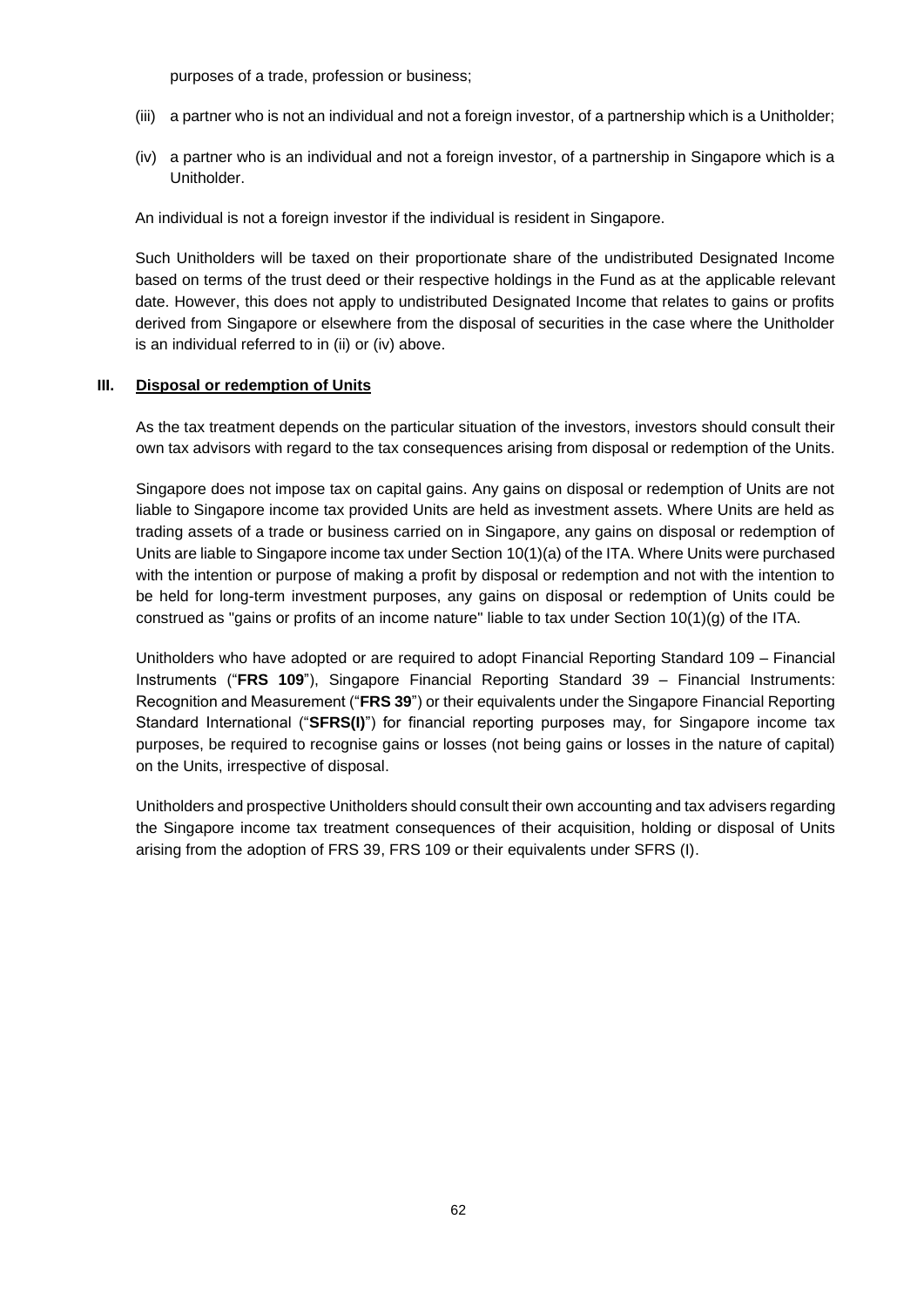purposes of a trade, profession or business;

(iii) a partner who is not an individual and not a foreign investor, of a partnership which is a Unitholder;

(iv) a partner who is an individual and not a foreign investor, of a partnership in Singapore which is a Unitholder.

An individual is not a foreign investor if the individual is resident in Singapore.

Such Unitholders will be taxed on their proportionate share of the undistributed Designated Income based on terms of the trust deed or their respective holdings in the Fund as at the applicable relevant date. However, this does not apply to undistributed Designated Income that relates to gains or profits derived from Singapore or elsewhere from the disposal of securities in the case where the Unitholder is an individual referred to in (ii) or (iv) above.

## III. Disposal or redemption of Units

As the tax treatment depends on the particular situation of the investors, investors should consult their own tax advisors with regard to the tax consequences arising from disposal or redemption of the Units.

Singapore does not impose tax on capital gains. Any gains on disposal or redemption of Units are not liable to Singapore income tax provided Units are held as investment assets. Where Units are held as trading assets of a trade or business carried on in Singapore, any gains on disposal or redemption of Units are liable to Singapore income tax under Section 10(1)(a) of the ITA. Where Units were purchased with the intention or purpose of making a profit by disposal or redemption and not with the intention to be held for long-term investment purposes, any gains on disposal or redemption of Units could be construed as "gains or profits of an income nature" liable to tax under Section 10(1)(g) of the ITA.

Unitholders who have adopted or are required to adopt Financial Reporting Standard 109 – Financial Instruments ("**FRS 109**"), Singapore Financial Reporting Standard 39 – Financial Instruments: Recognition and Measurement ("**FRS 39**") or their equivalents under the Singapore Financial Reporting Standard International ("**SFRS(I)**") for financial reporting purposes may, for Singapore income tax purposes, be required to recognise gains or losses (not being gains or losses in the nature of capital) on the Units, irrespective of disposal.

Unitholders and prospective Unitholders should consult their own accounting and tax advisers regarding the Singapore income tax treatment consequences of their acquisition, holding or disposal of Units arising from the adoption of FRS 39, FRS 109 or their equivalents under SFRS (I).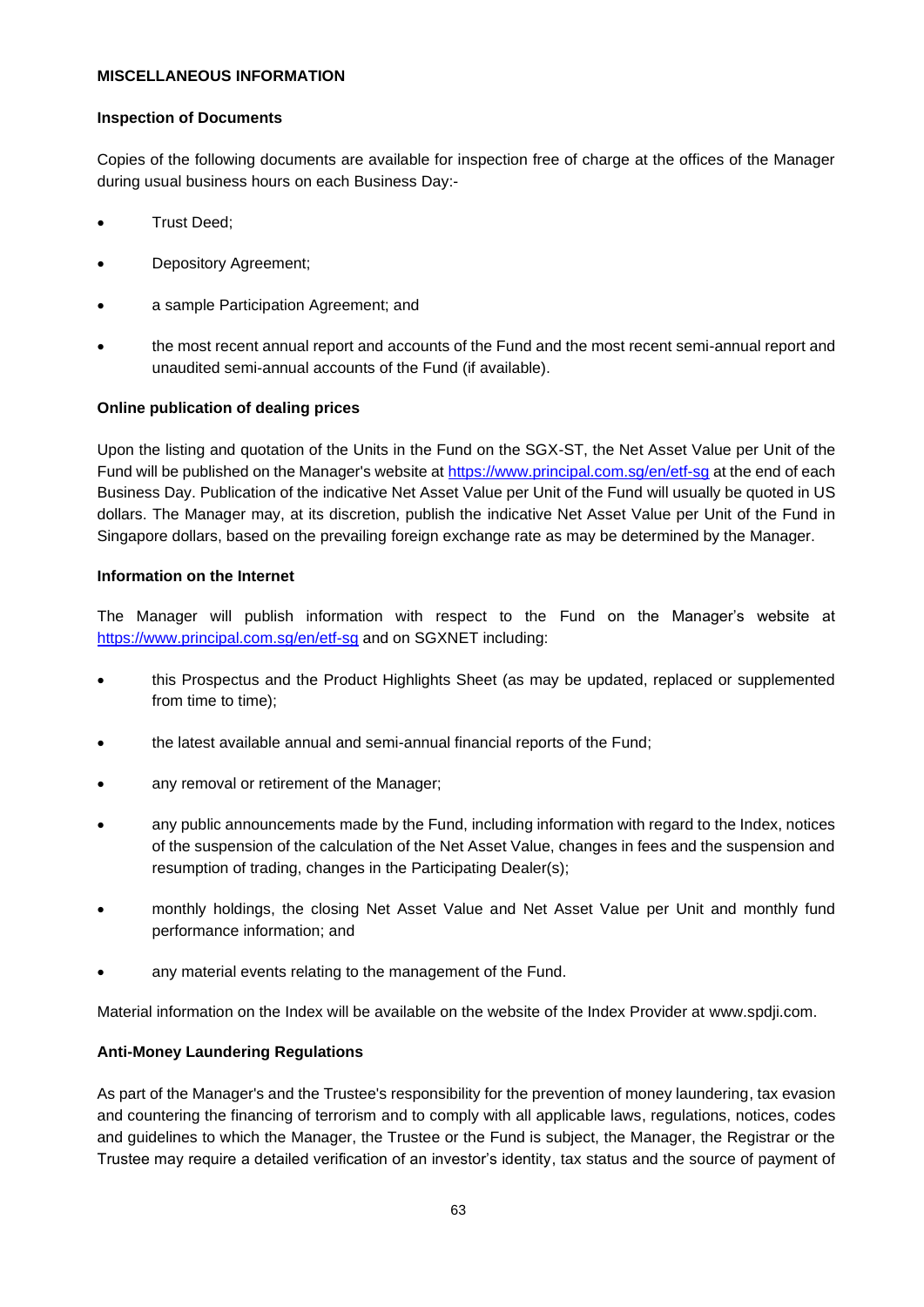**MISCELLANEOUS INFORMATION**

**Inspection of Documents**

Copies of the following documents are available for inspection free of charge at the offices of the Manager during usual business hours on each Business Day:-

- Trust Deed;
- Depository Agreement;
- a sample Participation Agreement; and
- the most recent annual report and accounts of the Fund and the most recent semi-annual report and unaudited semi-annual accounts of the Fund (if available).

**Online publication of dealing prices**

Upon the listing and quotation of the Units in the Fund on the SGX-ST, the Net Asset Value per Unit of the Fund will be published on the Manager's website at https://www.principal.com.sg/en/etf-sg at the end of each Business Day. Publication of the indicative Net Asset Value per Unit of the Fund will usually be quoted in US dollars. The Manager may, at its discretion, publish the indicative Net Asset Value per Unit of the Fund in Singapore dollars, based on the prevailing foreign exchange rate as may be determined by the Manager.

**Information on the Internet**

The Manager will publish information with respect to the Fund on the Manager's website at https://www.principal.com.sg/en/etf-sg and on SGXNET including:

- this Prospectus and the Product Highlights Sheet (as may be updated, replaced or supplemented from time to time);
- the latest available annual and semi-annual financial reports of the Fund;
- any removal or retirement of the Manager;
- any public announcements made by the Fund, including information with regard to the Index, notices of the suspension of the calculation of the Net Asset Value, changes in fees and the suspension and resumption of trading, changes in the Participating Dealer(s);
- monthly holdings, the closing Net Asset Value and Net Asset Value per Unit and monthly fund performance information; and
- any material events relating to the management of the Fund.

Material information on the Index will be available on the website of the Index Provider at www.spdji.com.

**Anti-Money Laundering Regulations**

As part of the Manager's and the Trustee's responsibility for the prevention of money laundering, tax evasion and countering the financing of terrorism and to comply with all applicable laws, regulations, notices, codes and guidelines to which the Manager, the Trustee or the Fund is subject, the Manager, the Registrar or the Trustee may require a detailed verification of an investor's identity, tax status and the source of payment of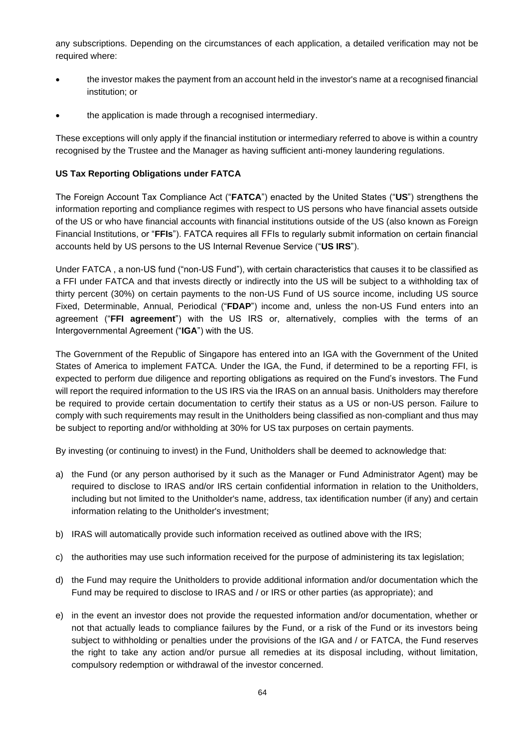any subscriptions. Depending on the circumstances of each application, a detailed verification may not be required where:

- the investor makes the payment from an account held in the investor's name at a recognised financial institution; or
- the application is made through a recognised intermediary.

These exceptions will only apply if the financial institution or intermediary referred to above is within a country recognised by the Trustee and the Manager as having sufficient anti-money laundering regulations.

**US Tax Reporting Obligations under FATCA**

The Foreign Account Tax Compliance Act ("**FATCA**") enacted by the United States ("**US**") strengthens the information reporting and compliance regimes with respect to US persons who have financial assets outside of the US or who have financial accounts with financial institutions outside of the US (also known as Foreign Financial Institutions, or "**FFIs**"). FATCA requires all FFIs to regularly submit information on certain financial accounts held by US persons to the US Internal Revenue Service ("**US IRS**").

Under FATCA , a non-US fund ("non-US Fund"), with certain characteristics that causes it to be classified as a FFI under FATCA and that invests directly or indirectly into the US will be subject to a withholding tax of thirty percent (30%) on certain payments to the non-US Fund of US source income, including US source Fixed, Determinable, Annual, Periodical ("**FDAP**") income and, unless the non-US Fund enters into an agreement ("**FFI agreement**") with the US IRS or, alternatively, complies with the terms of an Intergovernmental Agreement ("**IGA**") with the US.

The Government of the Republic of Singapore has entered into an IGA with the Government of the United States of America to implement FATCA. Under the IGA, the Fund, if determined to be a reporting FFI, is expected to perform due diligence and reporting obligations as required on the Fund's investors. The Fund will report the required information to the US IRS via the IRAS on an annual basis. Unitholders may therefore be required to provide certain documentation to certify their status as a US or non-US person. Failure to comply with such requirements may result in the Unitholders being classified as non-compliant and thus may be subject to reporting and/or withholding at 30% for US tax purposes on certain payments.

By investing (or continuing to invest) in the Fund, Unitholders shall be deemed to acknowledge that:

a) the Fund (or any person authorised by it such as the Manager or Fund Administrator Agent) may be required to disclose to IRAS and/or IRS certain confidential information in relation to the Unitholders, including but not limited to the Unitholder's name, address, tax identification number (if any) and certain information relating to the Unitholder's investment;

b) IRAS will automatically provide such information received as outlined above with the IRS;

c) the authorities may use such information received for the purpose of administering its tax legislation;

d) the Fund may require the Unitholders to provide additional information and/or documentation which the Fund may be required to disclose to IRAS and / or IRS or other parties (as appropriate); and

e) in the event an investor does not provide the requested information and/or documentation, whether or not that actually leads to compliance failures by the Fund, or a risk of the Fund or its investors being subject to withholding or penalties under the provisions of the IGA and / or FATCA, the Fund reserves the right to take any action and/or pursue all remedies at its disposal including, without limitation, compulsory redemption or withdrawal of the investor concerned.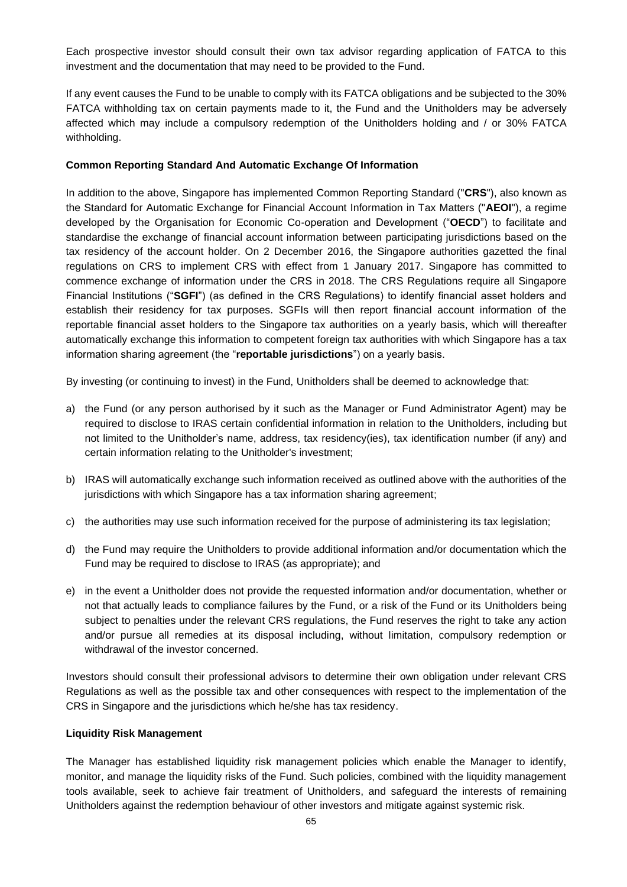Each prospective investor should consult their own tax advisor regarding application of FATCA to this investment and the documentation that may need to be provided to the Fund.

If any event causes the Fund to be unable to comply with its FATCA obligations and be subjected to the 30% FATCA withholding tax on certain payments made to it, the Fund and the Unitholders may be adversely affected which may include a compulsory redemption of the Unitholders holding and / or 30% FATCA withholding.

**Common Reporting Standard And Automatic Exchange Of Information**

In addition to the above, Singapore has implemented Common Reporting Standard ("**CRS**"), also known as the Standard for Automatic Exchange for Financial Account Information in Tax Matters ("**AEOI**"), a regime developed by the Organisation for Economic Co-operation and Development ("**OECD**") to facilitate and standardise the exchange of financial account information between participating jurisdictions based on the tax residency of the account holder. On 2 December 2016, the Singapore authorities gazetted the final regulations on CRS to implement CRS with effect from 1 January 2017. Singapore has committed to commence exchange of information under the CRS in 2018. The CRS Regulations require all Singapore Financial Institutions ("**SGFI**") (as defined in the CRS Regulations) to identify financial asset holders and establish their residency for tax purposes. SGFIs will then report financial account information of the reportable financial asset holders to the Singapore tax authorities on a yearly basis, which will thereafter automatically exchange this information to competent foreign tax authorities with which Singapore has a tax information sharing agreement (the "**reportable jurisdictions**") on a yearly basis.

By investing (or continuing to invest) in the Fund, Unitholders shall be deemed to acknowledge that:

a) the Fund (or any person authorised by it such as the Manager or Fund Administrator Agent) may be required to disclose to IRAS certain confidential information in relation to the Unitholders, including but not limited to the Unitholder's name, address, tax residency(ies), tax identification number (if any) and certain information relating to the Unitholder's investment;

b) IRAS will automatically exchange such information received as outlined above with the authorities of the jurisdictions with which Singapore has a tax information sharing agreement;

c) the authorities may use such information received for the purpose of administering its tax legislation;

d) the Fund may require the Unitholders to provide additional information and/or documentation which the Fund may be required to disclose to IRAS (as appropriate); and

e) in the event a Unitholder does not provide the requested information and/or documentation, whether or not that actually leads to compliance failures by the Fund, or a risk of the Fund or its Unitholders being subject to penalties under the relevant CRS regulations, the Fund reserves the right to take any action and/or pursue all remedies at its disposal including, without limitation, compulsory redemption or withdrawal of the investor concerned.

Investors should consult their professional advisors to determine their own obligation under relevant CRS Regulations as well as the possible tax and other consequences with respect to the implementation of the CRS in Singapore and the jurisdictions which he/she has tax residency.

**Liquidity Risk Management**

The Manager has established liquidity risk management policies which enable the Manager to identify, monitor, and manage the liquidity risks of the Fund. Such policies, combined with the liquidity management tools available, seek to achieve fair treatment of Unitholders, and safeguard the interests of remaining Unitholders against the redemption behaviour of other investors and mitigate against systemic risk.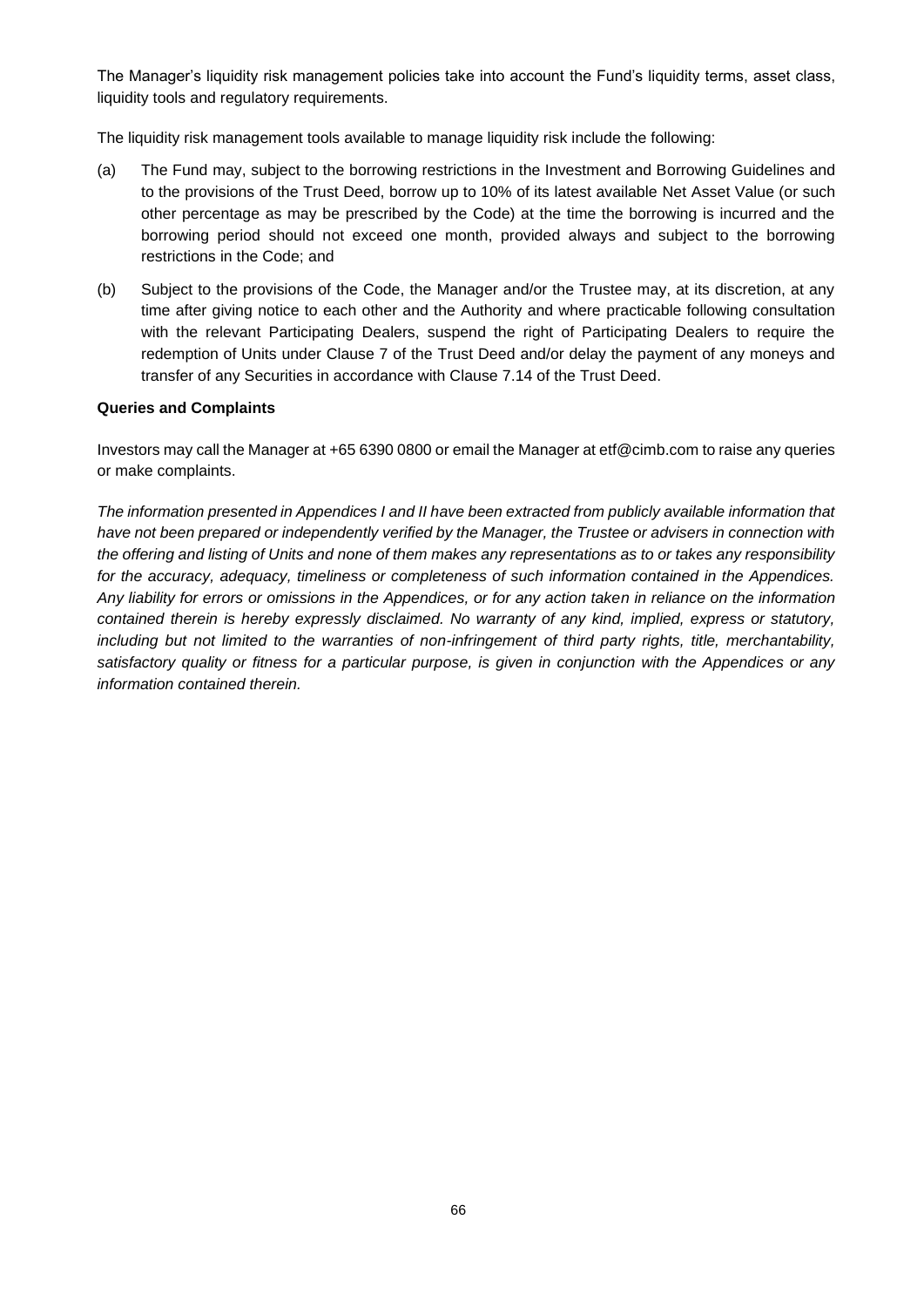The Manager's liquidity risk management policies take into account the Fund's liquidity terms, asset class, liquidity tools and regulatory requirements.

The liquidity risk management tools available to manage liquidity risk include the following:

(a) The Fund may, subject to the borrowing restrictions in the Investment and Borrowing Guidelines and to the provisions of the Trust Deed, borrow up to 10% of its latest available Net Asset Value (or such other percentage as may be prescribed by the Code) at the time the borrowing is incurred and the borrowing period should not exceed one month, provided always and subject to the borrowing restrictions in the Code; and

(b) Subject to the provisions of the Code, the Manager and/or the Trustee may, at its discretion, at any time after giving notice to each other and the Authority and where practicable following consultation with the relevant Participating Dealers, suspend the right of Participating Dealers to require the redemption of Units under Clause 7 of the Trust Deed and/or delay the payment of any moneys and transfer of any Securities in accordance with Clause 7.14 of the Trust Deed.

**Queries and Complaints**

Investors may call the Manager at +65 6390 0800 or email the Manager at etf@cimb.com to raise any queries or make complaints.

*The information presented in Appendices I and II have been extracted from publicly available information that have not been prepared or independently verified by the Manager, the Trustee or advisers in connection with the offering and listing of Units and none of them makes any representations as to or takes any responsibility for the accuracy, adequacy, timeliness or completeness of such information contained in the Appendices. Any liability for errors or omissions in the Appendices, or for any action taken in reliance on the information contained therein is hereby expressly disclaimed. No warranty of any kind, implied, express or statutory, including but not limited to the warranties of non-infringement of third party rights, title, merchantability, satisfactory quality or fitness for a particular purpose, is given in conjunction with the Appendices or any information contained therein.*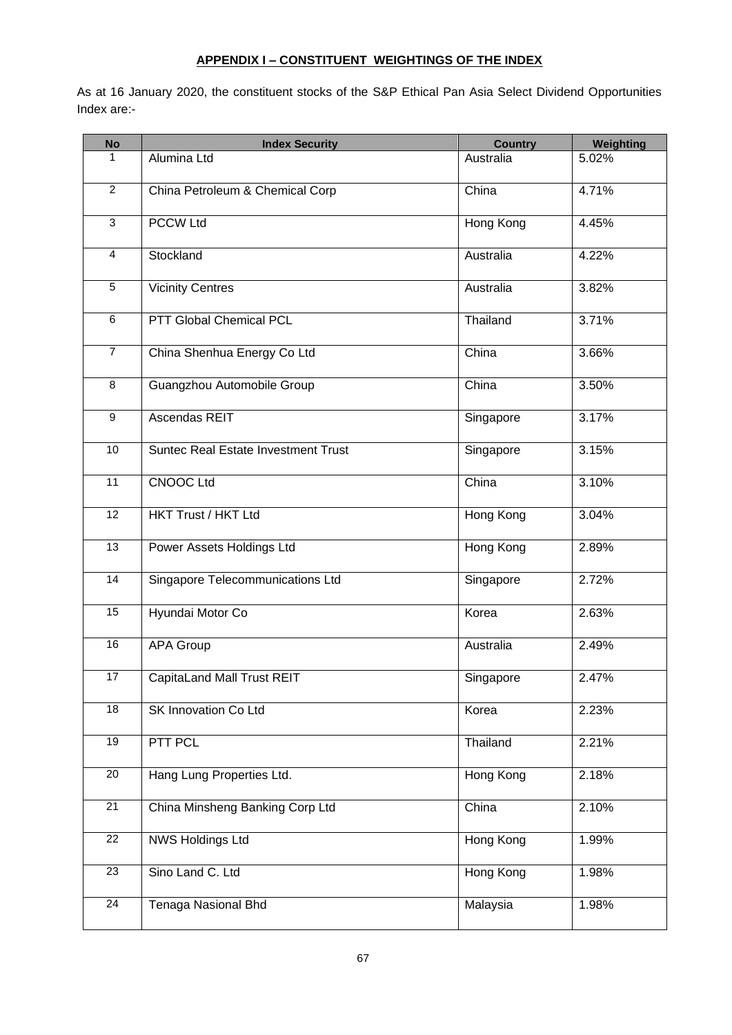**APPENDIX I – CONSTITUENT WEIGHTINGS OF THE INDEX**

As at 16 January 2020, the constituent stocks of the S&P Ethical Pan Asia Select Dividend Opportunities Index are:-

| No | Index Security | Country | Weighting |
|---|---|---|---|
| 1 | Alumina Ltd | Australia | 5.02% |
| 2 | China Petroleum & Chemical Corp | China | 4.71% |
| 3 | PCCW Ltd | Hong Kong | 4.45% |
| 4 | Stockland | Australia | 4.22% |
| 5 | Vicinity Centres | Australia | 3.82% |
| 6 | PTT Global Chemical PCL | Thailand | 3.71% |
| 7 | China Shenhua Energy Co Ltd | China | 3.66% |
| 8 | Guangzhou Automobile Group | China | 3.50% |
| 9 | Ascendas REIT | Singapore | 3.17% |
| 10 | Suntec Real Estate Investment Trust | Singapore | 3.15% |
| 11 | CNOOC Ltd | China | 3.10% |
| 12 | HKT Trust / HKT Ltd | Hong Kong | 3.04% |
| 13 | Power Assets Holdings Ltd | Hong Kong | 2.89% |
| 14 | Singapore Telecommunications Ltd | Singapore | 2.72% |
| 15 | Hyundai Motor Co | Korea | 2.63% |
| 16 | APA Group | Australia | 2.49% |
| 17 | CapitaLand Mall Trust REIT | Singapore | 2.47% |
| 18 | SK Innovation Co Ltd | Korea | 2.23% |
| 19 | PTT PCL | Thailand | 2.21% |
| 20 | Hang Lung Properties Ltd. | Hong Kong | 2.18% |
| 21 | China Minsheng Banking Corp Ltd | China | 2.10% |
| 22 | NWS Holdings Ltd | Hong Kong | 1.99% |
| 23 | Sino Land C. Ltd | Hong Kong | 1.98% |
| 24 | Tenaga Nasional Bhd | Malaysia | 1.98% |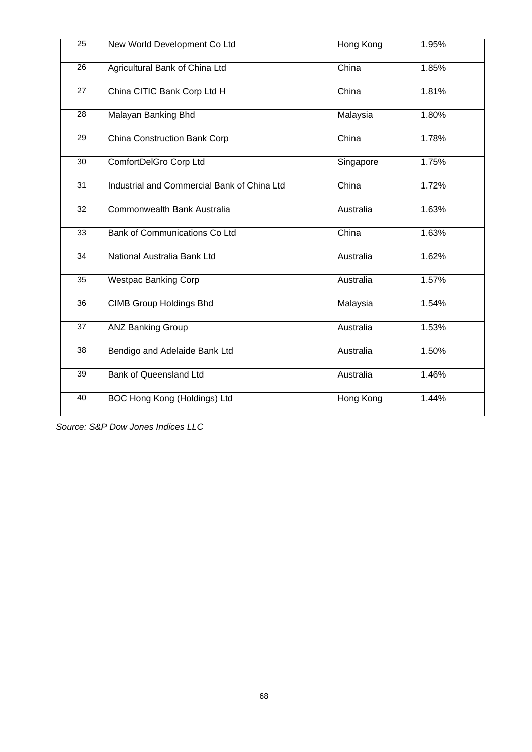| 25 | New World Development Co Ltd | Hong Kong | 1.95% |
|---|---|---|---|
| 26 | Agricultural Bank of China Ltd | China | 1.85% |
| 27 | China CITIC Bank Corp Ltd H | China | 1.81% |
| 28 | Malayan Banking Bhd | Malaysia | 1.80% |
| 29 | China Construction Bank Corp | China | 1.78% |
| 30 | ComfortDelGro Corp Ltd | Singapore | 1.75% |
| 31 | Industrial and Commercial Bank of China Ltd | China | 1.72% |
| 32 | Commonwealth Bank Australia | Australia | 1.63% |
| 33 | Bank of Communications Co Ltd | China | 1.63% |
| 34 | National Australia Bank Ltd | Australia | 1.62% |
| 35 | Westpac Banking Corp | Australia | 1.57% |
| 36 | CIMB Group Holdings Bhd | Malaysia | 1.54% |
| 37 | ANZ Banking Group | Australia | 1.53% |
| 38 | Bendigo and Adelaide Bank Ltd | Australia | 1.50% |
| 39 | Bank of Queensland Ltd | Australia | 1.46% |
| 40 | BOC Hong Kong (Holdings) Ltd | Hong Kong | 1.44% |

*Source: S&P Dow Jones Indices LLC*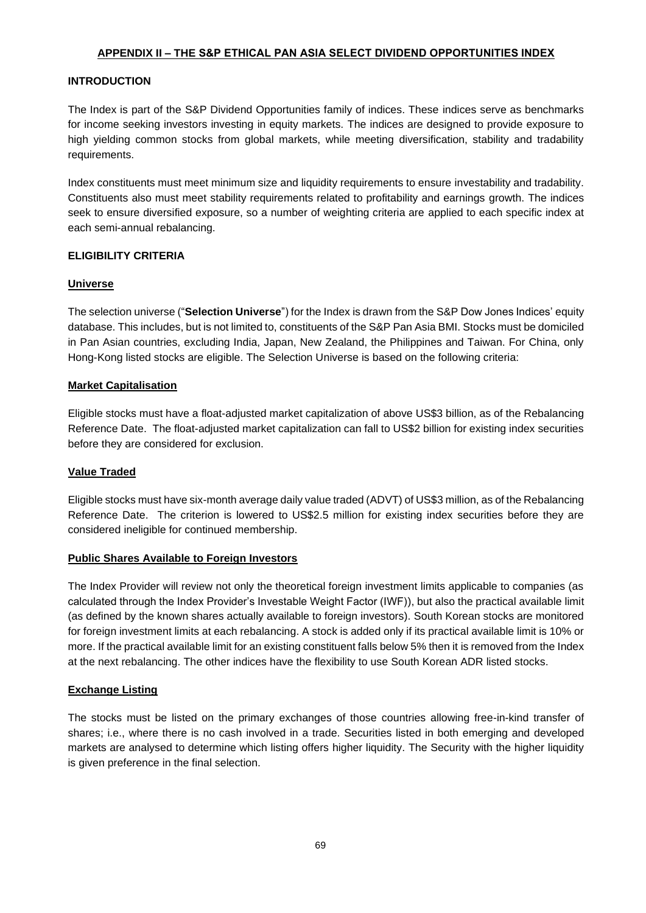## APPENDIX II – THE S&P ETHICAL PAN ASIA SELECT DIVIDEND OPPORTUNITIES INDEX

### INTRODUCTION

The Index is part of the S&P Dividend Opportunities family of indices. These indices serve as benchmarks for income seeking investors investing in equity markets. The indices are designed to provide exposure to high yielding common stocks from global markets, while meeting diversification, stability and tradability requirements.

Index constituents must meet minimum size and liquidity requirements to ensure investability and tradability. Constituents also must meet stability requirements related to profitability and earnings growth. The indices seek to ensure diversified exposure, so a number of weighting criteria are applied to each specific index at each semi-annual rebalancing.

### ELIGIBILITY CRITERIA

#### Universe

The selection universe ("**Selection Universe**") for the Index is drawn from the S&P Dow Jones Indices' equity database. This includes, but is not limited to, constituents of the S&P Pan Asia BMI. Stocks must be domiciled in Pan Asian countries, excluding India, Japan, New Zealand, the Philippines and Taiwan. For China, only Hong-Kong listed stocks are eligible. The Selection Universe is based on the following criteria:

#### Market Capitalisation

Eligible stocks must have a float-adjusted market capitalization of above US$3 billion, as of the Rebalancing Reference Date. The float-adjusted market capitalization can fall to US$2 billion for existing index securities before they are considered for exclusion.

#### Value Traded

Eligible stocks must have six-month average daily value traded (ADVT) of US$3 million, as of the Rebalancing Reference Date. The criterion is lowered to US$2.5 million for existing index securities before they are considered ineligible for continued membership.

#### Public Shares Available to Foreign Investors

The Index Provider will review not only the theoretical foreign investment limits applicable to companies (as calculated through the Index Provider's Investable Weight Factor (IWF)), but also the practical available limit (as defined by the known shares actually available to foreign investors). South Korean stocks are monitored for foreign investment limits at each rebalancing. A stock is added only if its practical available limit is 10% or more. If the practical available limit for an existing constituent falls below 5% then it is removed from the Index at the next rebalancing. The other indices have the flexibility to use South Korean ADR listed stocks.

#### Exchange Listing

The stocks must be listed on the primary exchanges of those countries allowing free-in-kind transfer of shares; i.e., where there is no cash involved in a trade. Securities listed in both emerging and developed markets are analysed to determine which listing offers higher liquidity. The Security with the higher liquidity is given preference in the final selection.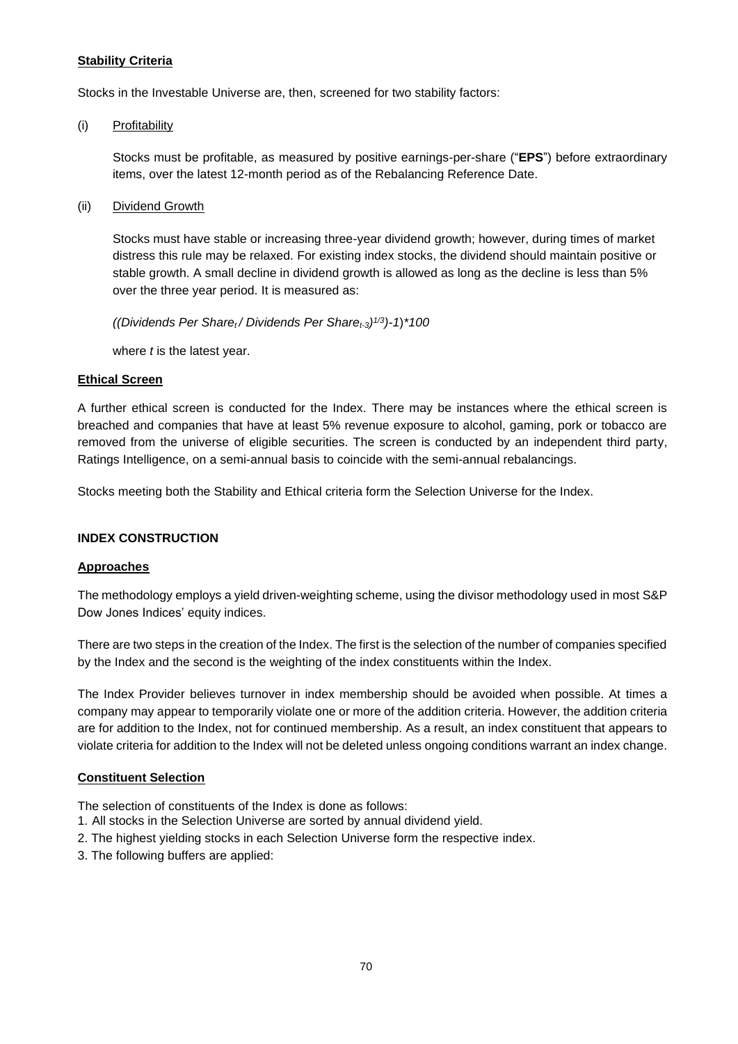**Stability Criteria**

Stocks in the Investable Universe are, then, screened for two stability factors:

(i) Profitability

Stocks must be profitable, as measured by positive earnings-per-share ("**EPS**") before extraordinary items, over the latest 12-month period as of the Rebalancing Reference Date.

(ii) Dividend Growth

Stocks must have stable or increasing three-year dividend growth; however, during times of market distress this rule may be relaxed. For existing index stocks, the dividend should maintain positive or stable growth. A small decline in dividend growth is allowed as long as the decline is less than 5% over the three year period. It is measured as:

$$((\text{Dividends Per Share}_t / \text{Dividends Per Share}_{t-3})^{1/3})-1)*100$$

where $t$ is the latest year.

**Ethical Screen**

A further ethical screen is conducted for the Index. There may be instances where the ethical screen is breached and companies that have at least 5% revenue exposure to alcohol, gaming, pork or tobacco are removed from the universe of eligible securities. The screen is conducted by an independent third party, Ratings Intelligence, on a semi-annual basis to coincide with the semi-annual rebalancings.

Stocks meeting both the Stability and Ethical criteria form the Selection Universe for the Index.

## INDEX CONSTRUCTION

**Approaches**

The methodology employs a yield driven-weighting scheme, using the divisor methodology used in most S&P Dow Jones Indices' equity indices.

There are two steps in the creation of the Index. The first is the selection of the number of companies specified by the Index and the second is the weighting of the index constituents within the Index.

The Index Provider believes turnover in index membership should be avoided when possible. At times a company may appear to temporarily violate one or more of the addition criteria. However, the addition criteria are for addition to the Index, not for continued membership. As a result, an index constituent that appears to violate criteria for addition to the Index will not be deleted unless ongoing conditions warrant an index change.

**Constituent Selection**

The selection of constituents of the Index is done as follows:

1. All stocks in the Selection Universe are sorted by annual dividend yield.
2. The highest yielding stocks in each Selection Universe form the respective index.
3. The following buffers are applied: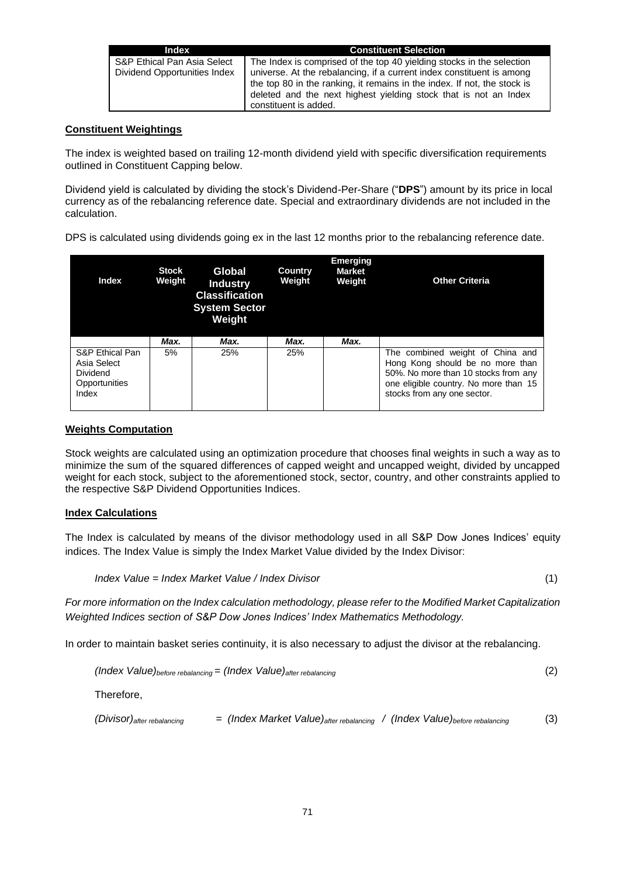| Index | Constituent Selection |
|---|---|
| S&P Ethical Pan Asia Select Dividend Opportunities Index | The Index is comprised of the top 40 yielding stocks in the selection universe. At the rebalancing, if a current index constituent is among the top 80 in the ranking, it remains in the index. If not, the stock is deleted and the next highest yielding stock that is not an Index constituent is added. |

**Constituent Weightings**

The index is weighted based on trailing 12-month dividend yield with specific diversification requirements outlined in Constituent Capping below.

Dividend yield is calculated by dividing the stock's Dividend-Per-Share ("**DPS**") amount by its price in local currency as of the rebalancing reference date. Special and extraordinary dividends are not included in the calculation.

DPS is calculated using dividends going ex in the last 12 months prior to the rebalancing reference date.

| Index | Stock Weight | Global Industry Classification System Sector Weight | Country Weight | Emerging Market Weight | Other Criteria |
|---|---|---|---|---|---|
| | *Max.* | *Max.* | *Max.* | *Max.* | |
| S&P Ethical Pan Asia Select Dividend Opportunities Index | 5% | 25% | 25% | | The combined weight of China and Hong Kong should be no more than 50%. No more than 10 stocks from any one eligible country. No more than 15 stocks from any one sector. |

**Weights Computation**

Stock weights are calculated using an optimization procedure that chooses final weights in such a way as to minimize the sum of the squared differences of capped weight and uncapped weight, divided by uncapped weight for each stock, subject to the aforementioned stock, sector, country, and other constraints applied to the respective S&P Dividend Opportunities Indices.

**Index Calculations**

The Index is calculated by means of the divisor methodology used in all S&P Dow Jones Indices' equity indices. The Index Value is simply the Index Market Value divided by the Index Divisor:

$$\text{Index Value} = \text{Index Market Value} / \text{Index Divisor} \tag{1}$$

*For more information on the Index calculation methodology, please refer to the Modified Market Capitalization Weighted Indices section of S&P Dow Jones Indices' Index Mathematics Methodology.*

In order to maintain basket series continuity, it is also necessary to adjust the divisor at the rebalancing.

$$(\text{Index Value})_{\text{before rebalancing}} = (\text{Index Value})_{\text{after rebalancing}} \tag{2}$$

Therefore,

$$(\text{Divisor})_{\text{after rebalancing}} = (\text{Index Market Value})_{\text{after rebalancing}} \;/\; (\text{Index Value})_{\text{before rebalancing}} \tag{3}$$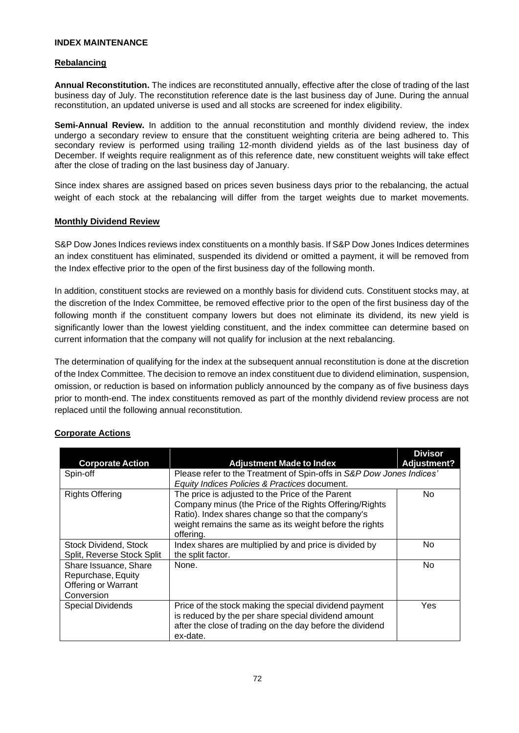## INDEX MAINTENANCE

### Rebalancing

**Annual Reconstitution.** The indices are reconstituted annually, effective after the close of trading of the last business day of July. The reconstitution reference date is the last business day of June. During the annual reconstitution, an updated universe is used and all stocks are screened for index eligibility.

**Semi-Annual Review.** In addition to the annual reconstitution and monthly dividend review, the index undergo a secondary review to ensure that the constituent weighting criteria are being adhered to. This secondary review is performed using trailing 12-month dividend yields as of the last business day of December. If weights require realignment as of this reference date, new constituent weights will take effect after the close of trading on the last business day of January.

Since index shares are assigned based on prices seven business days prior to the rebalancing, the actual weight of each stock at the rebalancing will differ from the target weights due to market movements.

### Monthly Dividend Review

S&P Dow Jones Indices reviews index constituents on a monthly basis. If S&P Dow Jones Indices determines an index constituent has eliminated, suspended its dividend or omitted a payment, it will be removed from the Index effective prior to the open of the first business day of the following month.

In addition, constituent stocks are reviewed on a monthly basis for dividend cuts. Constituent stocks may, at the discretion of the Index Committee, be removed effective prior to the open of the first business day of the following month if the constituent company lowers but does not eliminate its dividend, its new yield is significantly lower than the lowest yielding constituent, and the index committee can determine based on current information that the company will not qualify for inclusion at the next rebalancing.

The determination of qualifying for the index at the subsequent annual reconstitution is done at the discretion of the Index Committee. The decision to remove an index constituent due to dividend elimination, suspension, omission, or reduction is based on information publicly announced by the company as of five business days prior to month-end. The index constituents removed as part of the monthly dividend review process are not replaced until the following annual reconstitution.

### Corporate Actions

| Corporate Action | Adjustment Made to Index | Divisor Adjustment? |
|---|---|---|
| Spin-off | Please refer to the Treatment of Spin-offs in *S&P Dow Jones Indices' Equity Indices Policies & Practices* document. | |
| Rights Offering | The price is adjusted to the Price of the Parent Company minus (the Price of the Rights Offering/Rights Ratio). Index shares change so that the company's weight remains the same as its weight before the rights offering. | No |
| Stock Dividend, Stock Split, Reverse Stock Split | Index shares are multiplied by and price is divided by the split factor. | No |
| Share Issuance, Share Repurchase, Equity Offering or Warrant Conversion | None. | No |
| Special Dividends | Price of the stock making the special dividend payment is reduced by the per share special dividend amount after the close of trading on the day before the dividend ex-date. | Yes |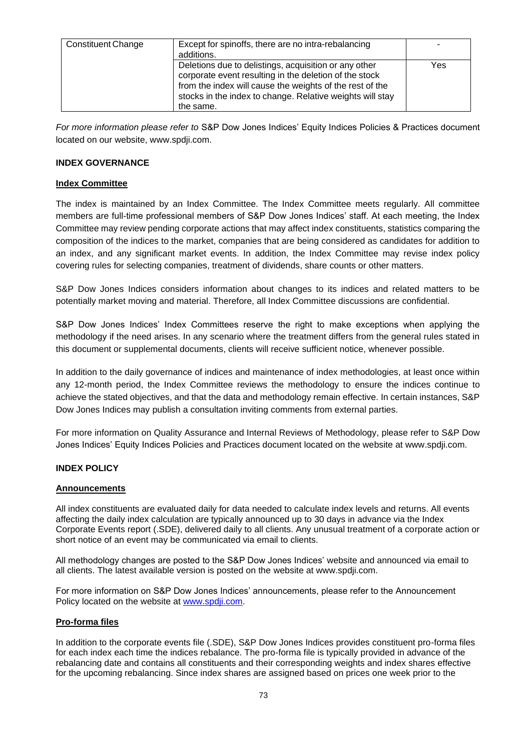| Constituent Change | Except for spinoffs, there are no intra-rebalancing additions. | - |
|---|---|---|
| | Deletions due to delistings, acquisition or any other corporate event resulting in the deletion of the stock from the index will cause the weights of the rest of the stocks in the index to change. Relative weights will stay the same. | Yes |

*For more information please refer to* S&P Dow Jones Indices' Equity Indices Policies & Practices document located on our website, www.spdji.com.

## INDEX GOVERNANCE

### Index Committee

The index is maintained by an Index Committee. The Index Committee meets regularly. All committee members are full-time professional members of S&P Dow Jones Indices' staff. At each meeting, the Index Committee may review pending corporate actions that may affect index constituents, statistics comparing the composition of the indices to the market, companies that are being considered as candidates for addition to an index, and any significant market events. In addition, the Index Committee may revise index policy covering rules for selecting companies, treatment of dividends, share counts or other matters.

S&P Dow Jones Indices considers information about changes to its indices and related matters to be potentially market moving and material. Therefore, all Index Committee discussions are confidential.

S&P Dow Jones Indices' Index Committees reserve the right to make exceptions when applying the methodology if the need arises. In any scenario where the treatment differs from the general rules stated in this document or supplemental documents, clients will receive sufficient notice, whenever possible.

In addition to the daily governance of indices and maintenance of index methodologies, at least once within any 12-month period, the Index Committee reviews the methodology to ensure the indices continue to achieve the stated objectives, and that the data and methodology remain effective. In certain instances, S&P Dow Jones Indices may publish a consultation inviting comments from external parties.

For more information on Quality Assurance and Internal Reviews of Methodology, please refer to S&P Dow Jones Indices' Equity Indices Policies and Practices document located on the website at www.spdji.com.

## INDEX POLICY

### Announcements

All index constituents are evaluated daily for data needed to calculate index levels and returns. All events affecting the daily index calculation are typically announced up to 30 days in advance via the Index Corporate Events report (.SDE), delivered daily to all clients. Any unusual treatment of a corporate action or short notice of an event may be communicated via email to clients.

All methodology changes are posted to the S&P Dow Jones Indices' website and announced via email to all clients. The latest available version is posted on the website at www.spdji.com.

For more information on S&P Dow Jones Indices' announcements, please refer to the Announcement Policy located on the website at www.spdji.com.

### Pro-forma files

In addition to the corporate events file (.SDE), S&P Dow Jones Indices provides constituent pro-forma files for each index each time the indices rebalance. The pro-forma file is typically provided in advance of the rebalancing date and contains all constituents and their corresponding weights and index shares effective for the upcoming rebalancing. Since index shares are assigned based on prices one week prior to the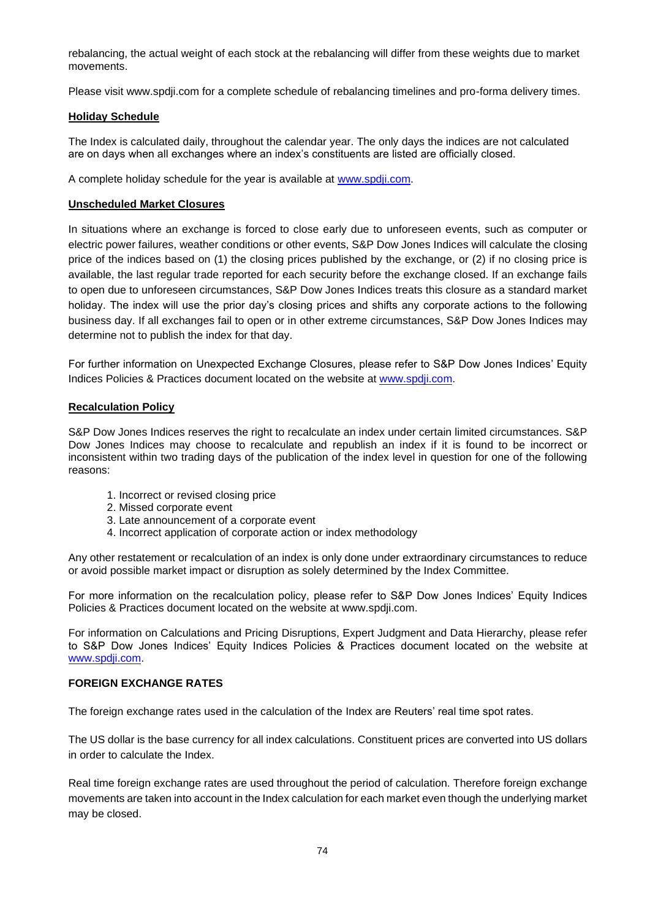rebalancing, the actual weight of each stock at the rebalancing will differ from these weights due to market movements.

Please visit www.spdji.com for a complete schedule of rebalancing timelines and pro-forma delivery times.

**Holiday Schedule**

The Index is calculated daily, throughout the calendar year. The only days the indices are not calculated are on days when all exchanges where an index's constituents are listed are officially closed.

A complete holiday schedule for the year is available at www.spdji.com.

**Unscheduled Market Closures**

In situations where an exchange is forced to close early due to unforeseen events, such as computer or electric power failures, weather conditions or other events, S&P Dow Jones Indices will calculate the closing price of the indices based on (1) the closing prices published by the exchange, or (2) if no closing price is available, the last regular trade reported for each security before the exchange closed. If an exchange fails to open due to unforeseen circumstances, S&P Dow Jones Indices treats this closure as a standard market holiday. The index will use the prior day's closing prices and shifts any corporate actions to the following business day. If all exchanges fail to open or in other extreme circumstances, S&P Dow Jones Indices may determine not to publish the index for that day.

For further information on Unexpected Exchange Closures, please refer to S&P Dow Jones Indices' Equity Indices Policies & Practices document located on the website at www.spdji.com.

**Recalculation Policy**

S&P Dow Jones Indices reserves the right to recalculate an index under certain limited circumstances. S&P Dow Jones Indices may choose to recalculate and republish an index if it is found to be incorrect or inconsistent within two trading days of the publication of the index level in question for one of the following reasons:

1. Incorrect or revised closing price
2. Missed corporate event
3. Late announcement of a corporate event
4. Incorrect application of corporate action or index methodology

Any other restatement or recalculation of an index is only done under extraordinary circumstances to reduce or avoid possible market impact or disruption as solely determined by the Index Committee.

For more information on the recalculation policy, please refer to S&P Dow Jones Indices' Equity Indices Policies & Practices document located on the website at www.spdji.com.

For information on Calculations and Pricing Disruptions, Expert Judgment and Data Hierarchy, please refer to S&P Dow Jones Indices' Equity Indices Policies & Practices document located on the website at www.spdji.com.

**FOREIGN EXCHANGE RATES**

The foreign exchange rates used in the calculation of the Index are Reuters' real time spot rates.

The US dollar is the base currency for all index calculations. Constituent prices are converted into US dollars in order to calculate the Index.

Real time foreign exchange rates are used throughout the period of calculation. Therefore foreign exchange movements are taken into account in the Index calculation for each market even though the underlying market may be closed.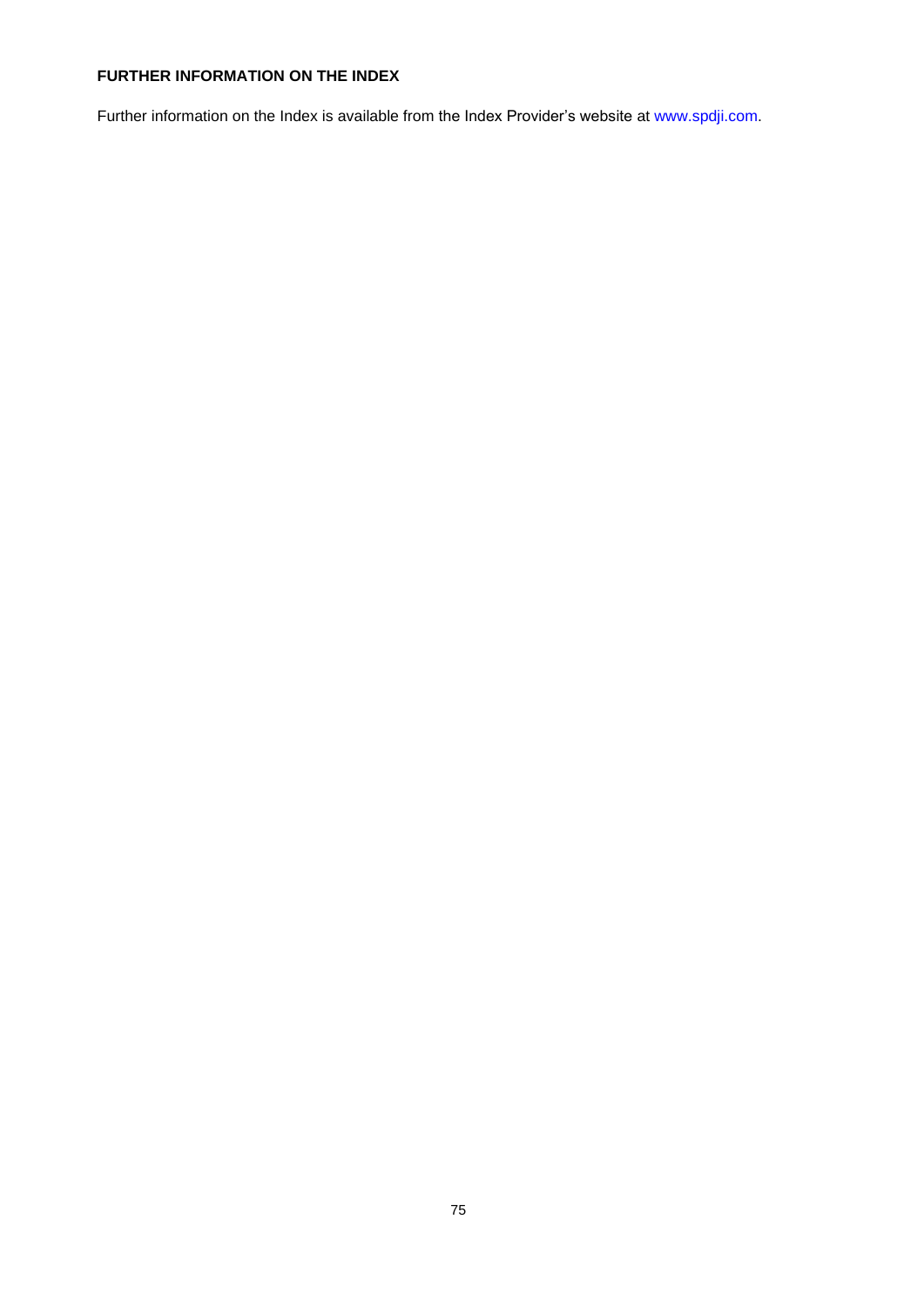**FURTHER INFORMATION ON THE INDEX**

Further information on the Index is available from the Index Provider's website at www.spdji.com.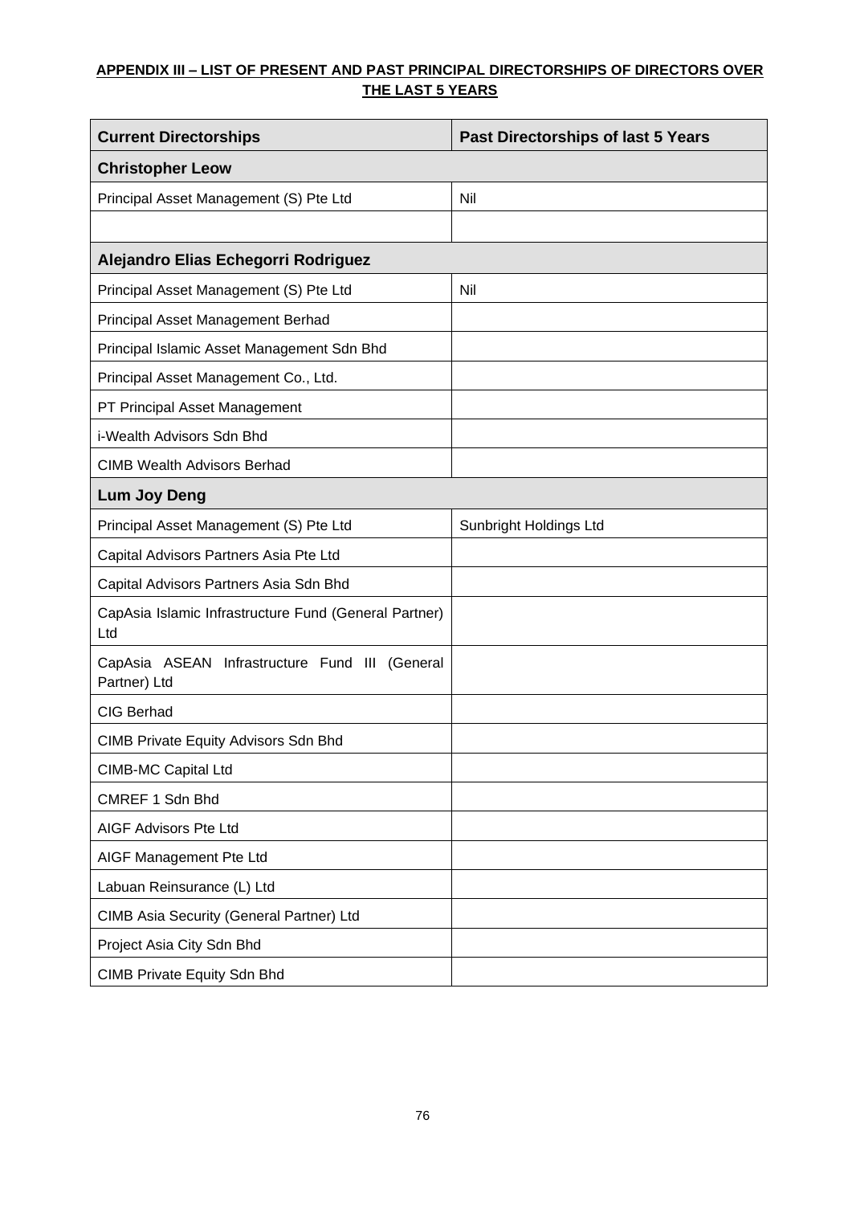**APPENDIX III – LIST OF PRESENT AND PAST PRINCIPAL DIRECTORSHIPS OF DIRECTORS OVER THE LAST 5 YEARS**

| Current Directorships | Past Directorships of last 5 Years |
|---|---|
| **Christopher Leow** | |
| Principal Asset Management (S) Pte Ltd | Nil |
| | |
| **Alejandro Elias Echegorri Rodriguez** | |
| Principal Asset Management (S) Pte Ltd | Nil |
| Principal Asset Management Berhad | |
| Principal Islamic Asset Management Sdn Bhd | |
| Principal Asset Management Co., Ltd. | |
| PT Principal Asset Management | |
| i-Wealth Advisors Sdn Bhd | |
| CIMB Wealth Advisors Berhad | |
| **Lum Joy Deng** | |
| Principal Asset Management (S) Pte Ltd | Sunbright Holdings Ltd |
| Capital Advisors Partners Asia Pte Ltd | |
| Capital Advisors Partners Asia Sdn Bhd | |
| CapAsia Islamic Infrastructure Fund (General Partner) Ltd | |
| CapAsia ASEAN Infrastructure Fund III (General Partner) Ltd | |
| CIG Berhad | |
| CIMB Private Equity Advisors Sdn Bhd | |
| CIMB-MC Capital Ltd | |
| CMREF 1 Sdn Bhd | |
| AIGF Advisors Pte Ltd | |
| AIGF Management Pte Ltd | |
| Labuan Reinsurance (L) Ltd | |
| CIMB Asia Security (General Partner) Ltd | |
| Project Asia City Sdn Bhd | |
| CIMB Private Equity Sdn Bhd | |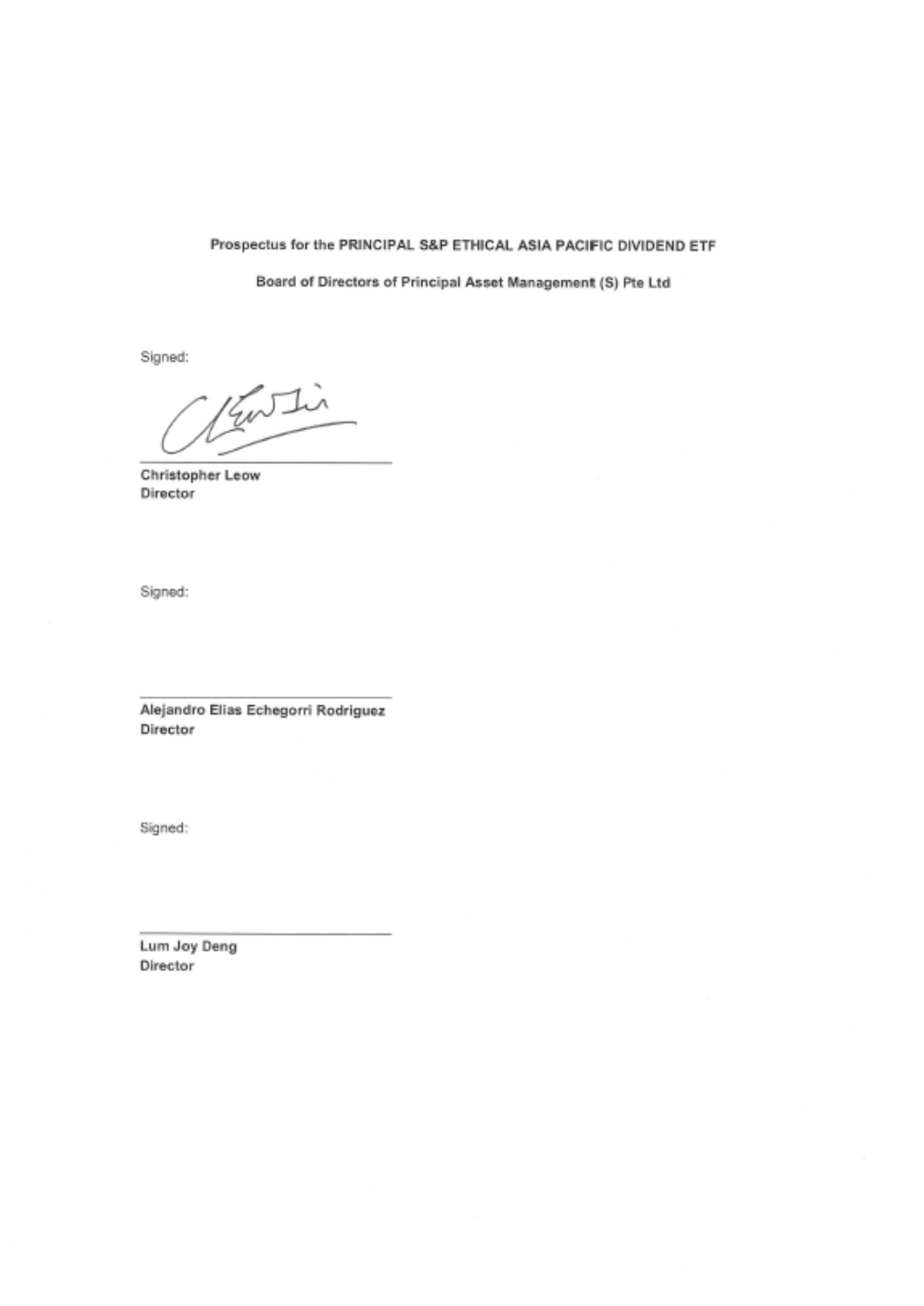**Prospectus for the PRINCIPAL S&P ETHICAL ASIA PACIFIC DIVIDEND ETF**

**Board of Directors of Principal Asset Management (S) Pte Ltd**

Signed:

______________________________

**Christopher Leow**
**Director**

Signed:

______________________________

**Alejandro Elias Echegorri Rodriguez**
**Director**

Signed:

______________________________

**Lum Joy Deng**
**Director**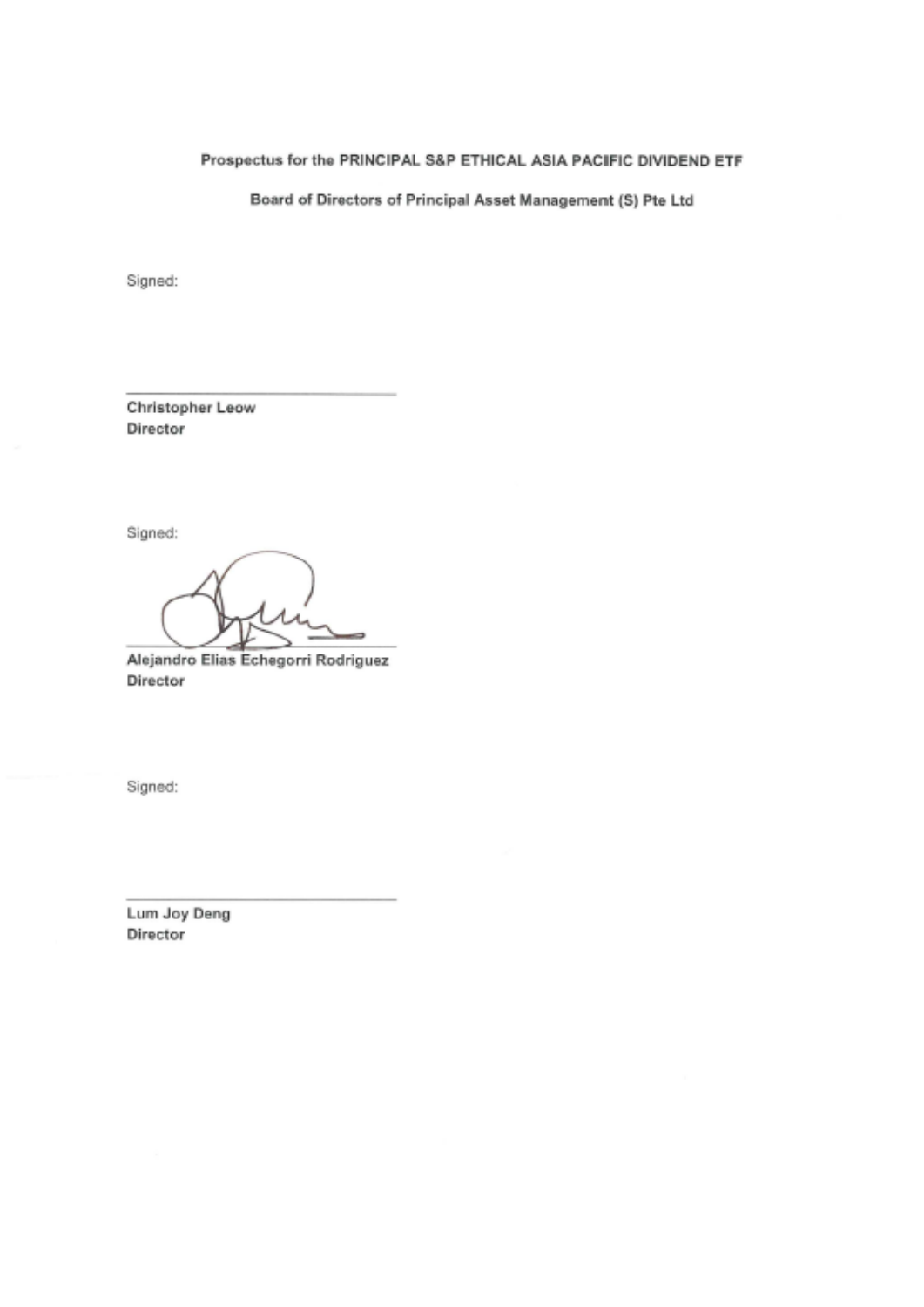**Prospectus for the PRINCIPAL S&P ETHICAL ASIA PACIFIC DIVIDEND ETF**

**Board of Directors of Principal Asset Management (S) Pte Ltd**

Signed:

\_\_\_\_\_\_\_\_\_\_\_\_\_\_\_\_\_\_\_\_\_\_\_\_\_\_\_\_\_\_\_\_

**Christopher Leow**
**Director**

Signed:

\_\_\_\_\_\_\_\_\_\_\_\_\_\_\_\_\_\_\_\_\_\_\_\_\_\_\_\_\_\_\_\_

**Alejandro Elias Echegorri Rodriguez**
**Director**

Signed:

\_\_\_\_\_\_\_\_\_\_\_\_\_\_\_\_\_\_\_\_\_\_\_\_\_\_\_\_\_\_\_\_

**Lum Joy Deng**
**Director**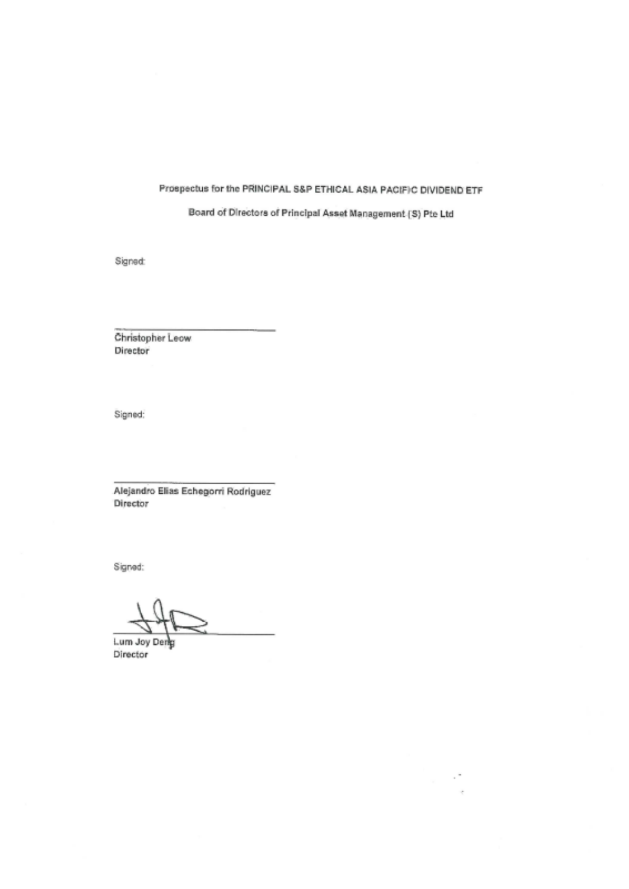Prospectus for the PRINCIPAL S&P ETHICAL ASIA PACIFIC DIVIDEND ETF

Board of Directors of Principal Asset Management (S) Pte Ltd

Signed:

Christopher Leow
Director

Signed:

Alejandro Elias Echegorri Rodriguez
Director

Signed:

Lum Joy Deng
Director